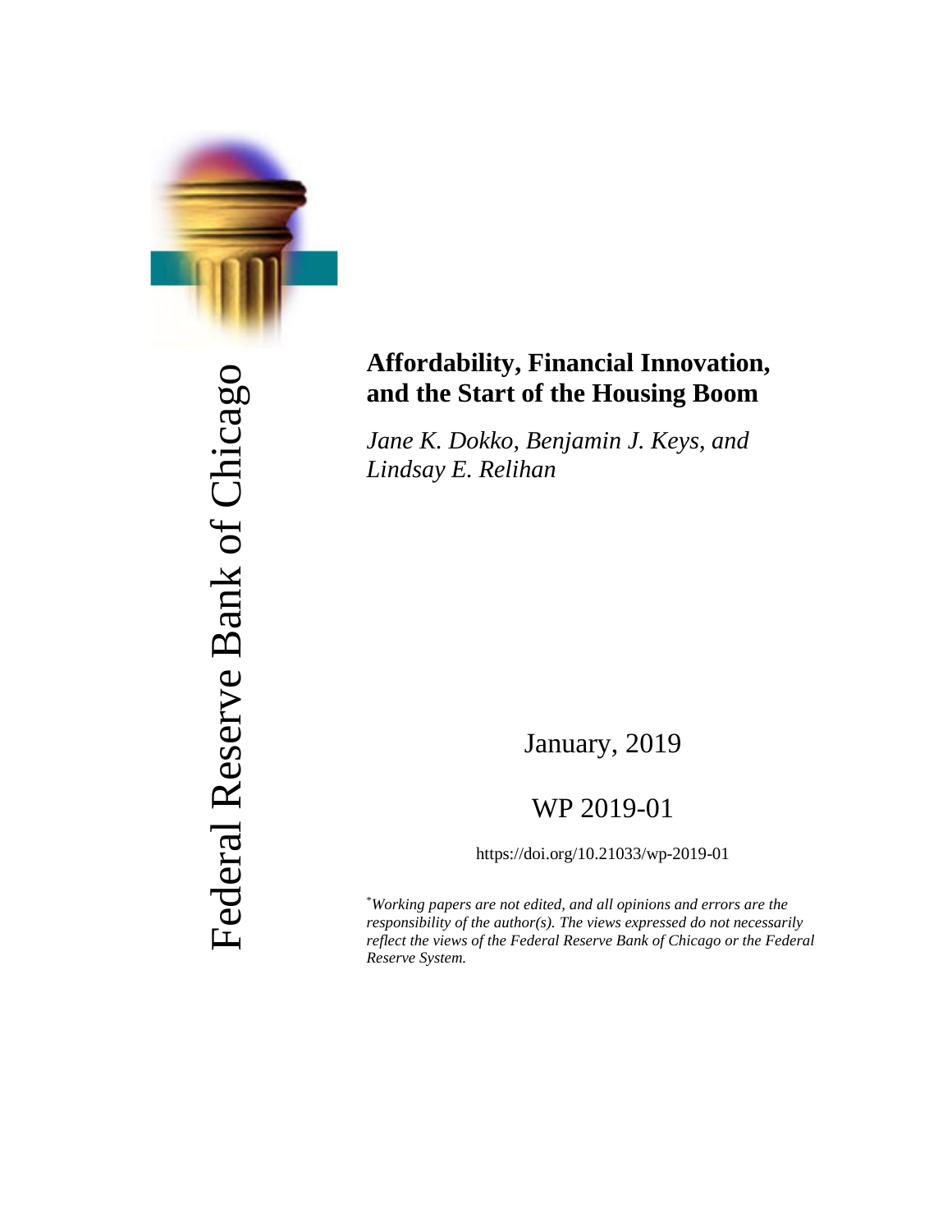Federal Reserve Bank of Chicago

# Affordability, Financial Innovation, and the Start of the Housing Boom

*Jane K. Dokko, Benjamin J. Keys, and Lindsay E. Relihan*

January, 2019

WP 2019-01

https://doi.org/10.21033/wp-2019-01

[*] *Working papers are not edited, and all opinions and errors are the responsibility of the author(s). The views expressed do not necessarily reflect the views of the Federal Reserve Bank of Chicago or the Federal Reserve System.*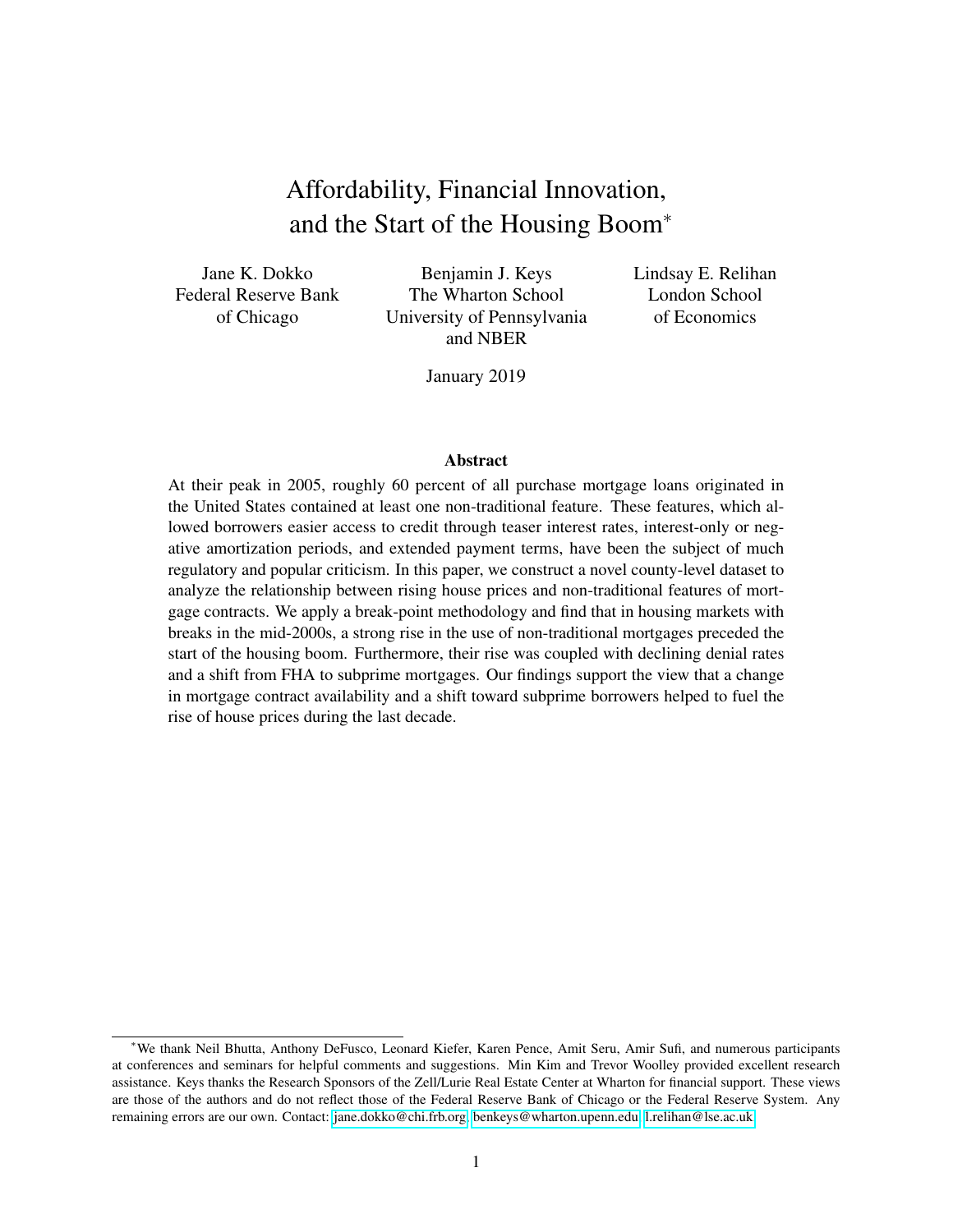# Affordability, Financial Innovation, and the Start of the Housing Boom*

Jane K. Dokko
Federal Reserve Bank of Chicago

Benjamin J. Keys
The Wharton School
University of Pennsylvania
and NBER

Lindsay E. Relihan
London School of Economics

January 2019

## Abstract

At their peak in 2005, roughly 60 percent of all purchase mortgage loans originated in the United States contained at least one non-traditional feature. These features, which allowed borrowers easier access to credit through teaser interest rates, interest-only or negative amortization periods, and extended payment terms, have been the subject of much regulatory and popular criticism. In this paper, we construct a novel county-level dataset to analyze the relationship between rising house prices and non-traditional features of mortgage contracts. We apply a break-point methodology and find that in housing markets with breaks in the mid-2000s, a strong rise in the use of non-traditional mortgages preceded the start of the housing boom. Furthermore, their rise was coupled with declining denial rates and a shift from FHA to subprime mortgages. Our findings support the view that a change in mortgage contract availability and a shift toward subprime borrowers helped to fuel the rise of house prices during the last decade.

*We thank Neil Bhutta, Anthony DeFusco, Leonard Kiefer, Karen Pence, Amit Seru, Amir Sufi, and numerous participants at conferences and seminars for helpful comments and suggestions. Min Kim and Trevor Woolley provided excellent research assistance. Keys thanks the Research Sponsors of the Zell/Lurie Real Estate Center at Wharton for financial support. These views are those of the authors and do not reflect those of the Federal Reserve Bank of Chicago or the Federal Reserve System. Any remaining errors are our own. Contact: jane.dokko@chi.frb.org, benkeys@wharton.upenn.edu, l.relihan@lse.ac.uk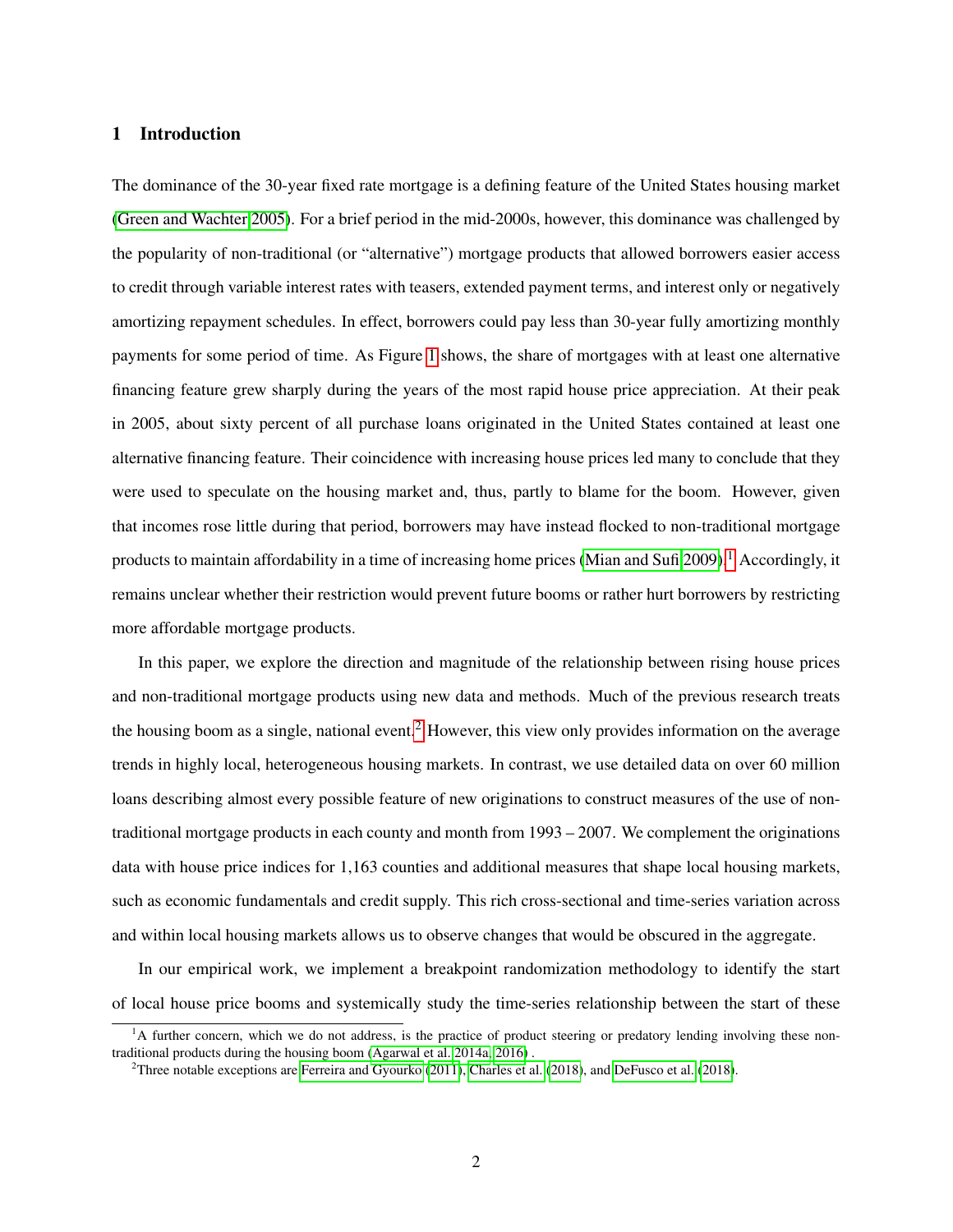## 1 Introduction

The dominance of the 30-year fixed rate mortgage is a defining feature of the United States housing market (Green and Wachter 2005). For a brief period in the mid-2000s, however, this dominance was challenged by the popularity of non-traditional (or "alternative") mortgage products that allowed borrowers easier access to credit through variable interest rates with teasers, extended payment terms, and interest only or negatively amortizing repayment schedules. In effect, borrowers could pay less than 30-year fully amortizing monthly payments for some period of time. As Figure 1 shows, the share of mortgages with at least one alternative financing feature grew sharply during the years of the most rapid house price appreciation. At their peak in 2005, about sixty percent of all purchase loans originated in the United States contained at least one alternative financing feature. Their coincidence with increasing house prices led many to conclude that they were used to speculate on the housing market and, thus, partly to blame for the boom. However, given that incomes rose little during that period, borrowers may have instead flocked to non-traditional mortgage products to maintain affordability in a time of increasing home prices (Mian and Sufi 2009).[1] Accordingly, it remains unclear whether their restriction would prevent future booms or rather hurt borrowers by restricting more affordable mortgage products.

In this paper, we explore the direction and magnitude of the relationship between rising house prices and non-traditional mortgage products using new data and methods. Much of the previous research treats the housing boom as a single, national event.[2] However, this view only provides information on the average trends in highly local, heterogeneous housing markets. In contrast, we use detailed data on over 60 million loans describing almost every possible feature of new originations to construct measures of the use of non-traditional mortgage products in each county and month from 1993 – 2007. We complement the originations data with house price indices for 1,163 counties and additional measures that shape local housing markets, such as economic fundamentals and credit supply. This rich cross-sectional and time-series variation across and within local housing markets allows us to observe changes that would be obscured in the aggregate.

In our empirical work, we implement a breakpoint randomization methodology to identify the start of local house price booms and systemically study the time-series relationship between the start of these

[1] A further concern, which we do not address, is the practice of product steering or predatory lending involving these non-traditional products during the housing boom (Agarwal et al. 2014a, 2016) .

[2] Three notable exceptions are Ferreira and Gyourko (2011), Charles et al. (2018), and DeFusco et al. (2018).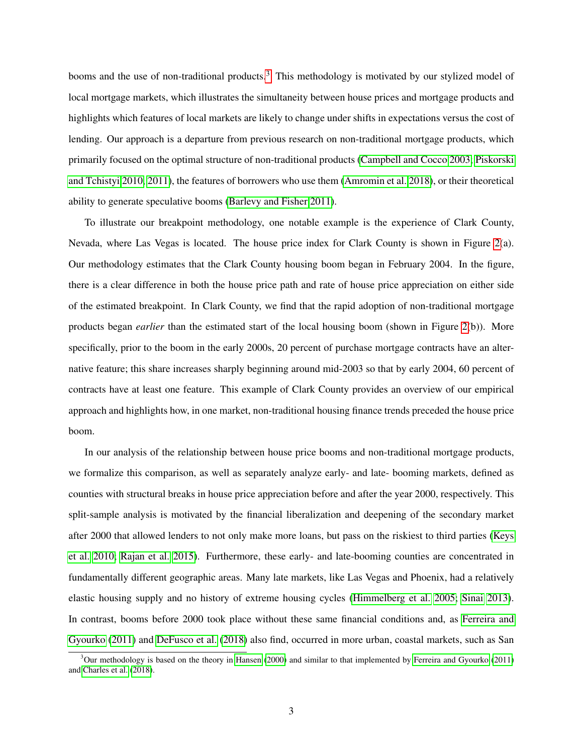booms and the use of non-traditional products.[3] This methodology is motivated by our stylized model of local mortgage markets, which illustrates the simultaneity between house prices and mortgage products and highlights which features of local markets are likely to change under shifts in expectations versus the cost of lending. Our approach is a departure from previous research on non-traditional mortgage products, which primarily focused on the optimal structure of non-traditional products (Campbell and Cocco 2003; Piskorski and Tchistyi 2010, 2011), the features of borrowers who use them (Amromin et al. 2018), or their theoretical ability to generate speculative booms (Barlevy and Fisher 2011).

To illustrate our breakpoint methodology, one notable example is the experience of Clark County, Nevada, where Las Vegas is located. The house price index for Clark County is shown in Figure 2(a). Our methodology estimates that the Clark County housing boom began in February 2004. In the figure, there is a clear difference in both the house price path and rate of house price appreciation on either side of the estimated breakpoint. In Clark County, we find that the rapid adoption of non-traditional mortgage products began *earlier* than the estimated start of the local housing boom (shown in Figure 2(b)). More specifically, prior to the boom in the early 2000s, 20 percent of purchase mortgage contracts have an alternative feature; this share increases sharply beginning around mid-2003 so that by early 2004, 60 percent of contracts have at least one feature. This example of Clark County provides an overview of our empirical approach and highlights how, in one market, non-traditional housing finance trends preceded the house price boom.

In our analysis of the relationship between house price booms and non-traditional mortgage products, we formalize this comparison, as well as separately analyze early- and late- booming markets, defined as counties with structural breaks in house price appreciation before and after the year 2000, respectively. This split-sample analysis is motivated by the financial liberalization and deepening of the secondary market after 2000 that allowed lenders to not only make more loans, but pass on the riskiest to third parties (Keys et al. 2010; Rajan et al. 2015). Furthermore, these early- and late-booming counties are concentrated in fundamentally different geographic areas. Many late markets, like Las Vegas and Phoenix, had a relatively elastic housing supply and no history of extreme housing cycles (Himmelberg et al. 2005; Sinai 2013). In contrast, booms before 2000 took place without these same financial conditions and, as Ferreira and Gyourko (2011) and DeFusco et al. (2018) also find, occurred in more urban, coastal markets, such as San

[3] Our methodology is based on the theory in Hansen (2000) and similar to that implemented by Ferreira and Gyourko (2011) and Charles et al. (2018).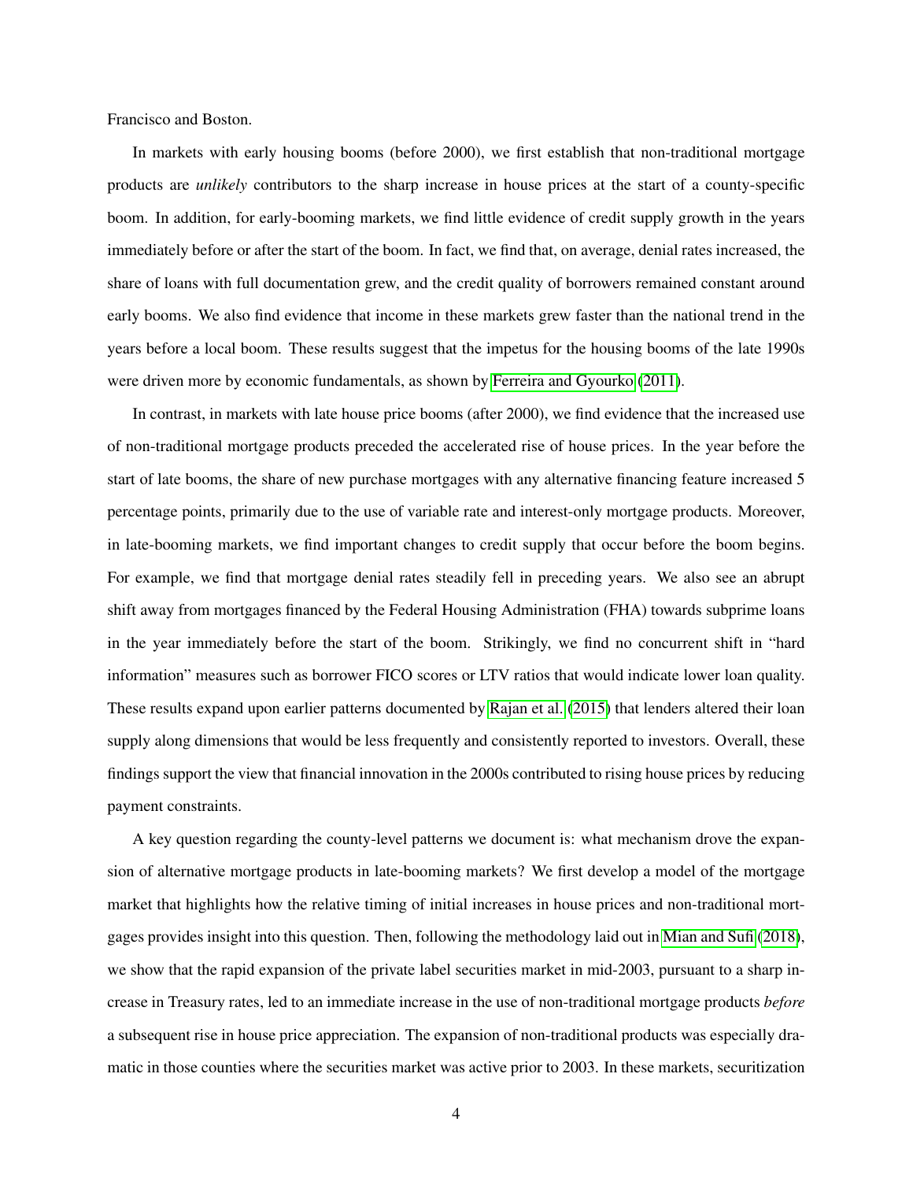Francisco and Boston.

In markets with early housing booms (before 2000), we first establish that non-traditional mortgage products are *unlikely* contributors to the sharp increase in house prices at the start of a county-specific boom. In addition, for early-booming markets, we find little evidence of credit supply growth in the years immediately before or after the start of the boom. In fact, we find that, on average, denial rates increased, the share of loans with full documentation grew, and the credit quality of borrowers remained constant around early booms. We also find evidence that income in these markets grew faster than the national trend in the years before a local boom. These results suggest that the impetus for the housing booms of the late 1990s were driven more by economic fundamentals, as shown by Ferreira and Gyourko (2011).

In contrast, in markets with late house price booms (after 2000), we find evidence that the increased use of non-traditional mortgage products preceded the accelerated rise of house prices. In the year before the start of late booms, the share of new purchase mortgages with any alternative financing feature increased 5 percentage points, primarily due to the use of variable rate and interest-only mortgage products. Moreover, in late-booming markets, we find important changes to credit supply that occur before the boom begins. For example, we find that mortgage denial rates steadily fell in preceding years. We also see an abrupt shift away from mortgages financed by the Federal Housing Administration (FHA) towards subprime loans in the year immediately before the start of the boom. Strikingly, we find no concurrent shift in "hard information" measures such as borrower FICO scores or LTV ratios that would indicate lower loan quality. These results expand upon earlier patterns documented by Rajan et al. (2015) that lenders altered their loan supply along dimensions that would be less frequently and consistently reported to investors. Overall, these findings support the view that financial innovation in the 2000s contributed to rising house prices by reducing payment constraints.

A key question regarding the county-level patterns we document is: what mechanism drove the expansion of alternative mortgage products in late-booming markets? We first develop a model of the mortgage market that highlights how the relative timing of initial increases in house prices and non-traditional mortgages provides insight into this question. Then, following the methodology laid out in Mian and Sufi (2018), we show that the rapid expansion of the private label securities market in mid-2003, pursuant to a sharp increase in Treasury rates, led to an immediate increase in the use of non-traditional mortgage products *before* a subsequent rise in house price appreciation. The expansion of non-traditional products was especially dramatic in those counties where the securities market was active prior to 2003. In these markets, securitization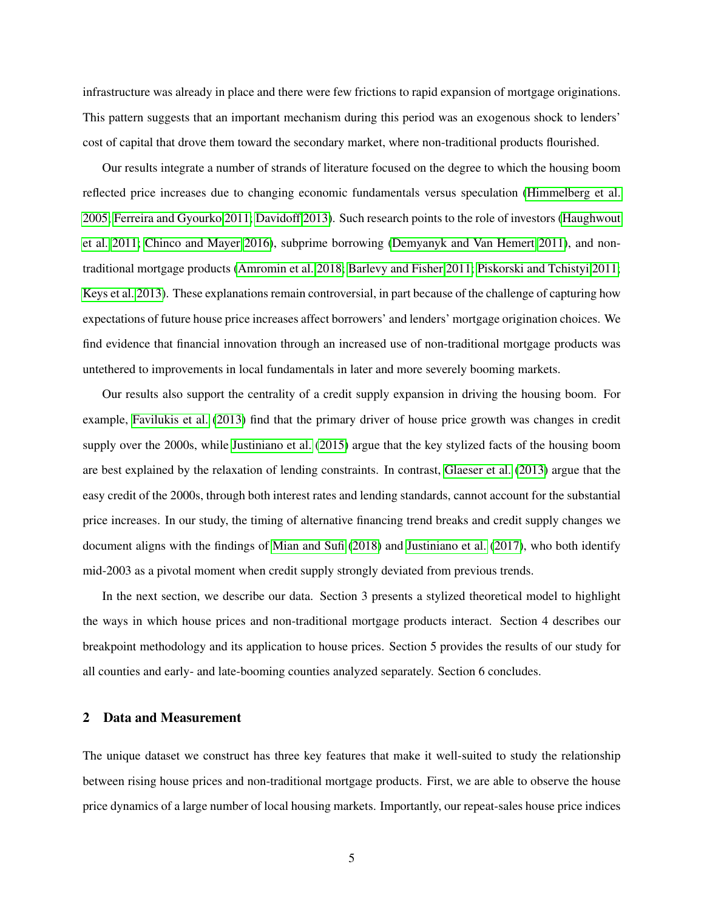infrastructure was already in place and there were few frictions to rapid expansion of mortgage originations. This pattern suggests that an important mechanism during this period was an exogenous shock to lenders' cost of capital that drove them toward the secondary market, where non-traditional products flourished.

Our results integrate a number of strands of literature focused on the degree to which the housing boom reflected price increases due to changing economic fundamentals versus speculation (Himmelberg et al. 2005; Ferreira and Gyourko 2011; Davidoff 2013). Such research points to the role of investors (Haughwout et al. 2011; Chinco and Mayer 2016), subprime borrowing (Demyanyk and Van Hemert 2011), and non-traditional mortgage products (Amromin et al. 2018; Barlevy and Fisher 2011; Piskorski and Tchistyi 2011; Keys et al. 2013). These explanations remain controversial, in part because of the challenge of capturing how expectations of future house price increases affect borrowers' and lenders' mortgage origination choices. We find evidence that financial innovation through an increased use of non-traditional mortgage products was untethered to improvements in local fundamentals in later and more severely booming markets.

Our results also support the centrality of a credit supply expansion in driving the housing boom. For example, Favilukis et al. (2013) find that the primary driver of house price growth was changes in credit supply over the 2000s, while Justiniano et al. (2015) argue that the key stylized facts of the housing boom are best explained by the relaxation of lending constraints. In contrast, Glaeser et al. (2013) argue that the easy credit of the 2000s, through both interest rates and lending standards, cannot account for the substantial price increases. In our study, the timing of alternative financing trend breaks and credit supply changes we document aligns with the findings of Mian and Sufi (2018) and Justiniano et al. (2017), who both identify mid-2003 as a pivotal moment when credit supply strongly deviated from previous trends.

In the next section, we describe our data. Section 3 presents a stylized theoretical model to highlight the ways in which house prices and non-traditional mortgage products interact. Section 4 describes our breakpoint methodology and its application to house prices. Section 5 provides the results of our study for all counties and early- and late-booming counties analyzed separately. Section 6 concludes.

## 2 Data and Measurement

The unique dataset we construct has three key features that make it well-suited to study the relationship between rising house prices and non-traditional mortgage products. First, we are able to observe the house price dynamics of a large number of local housing markets. Importantly, our repeat-sales house price indices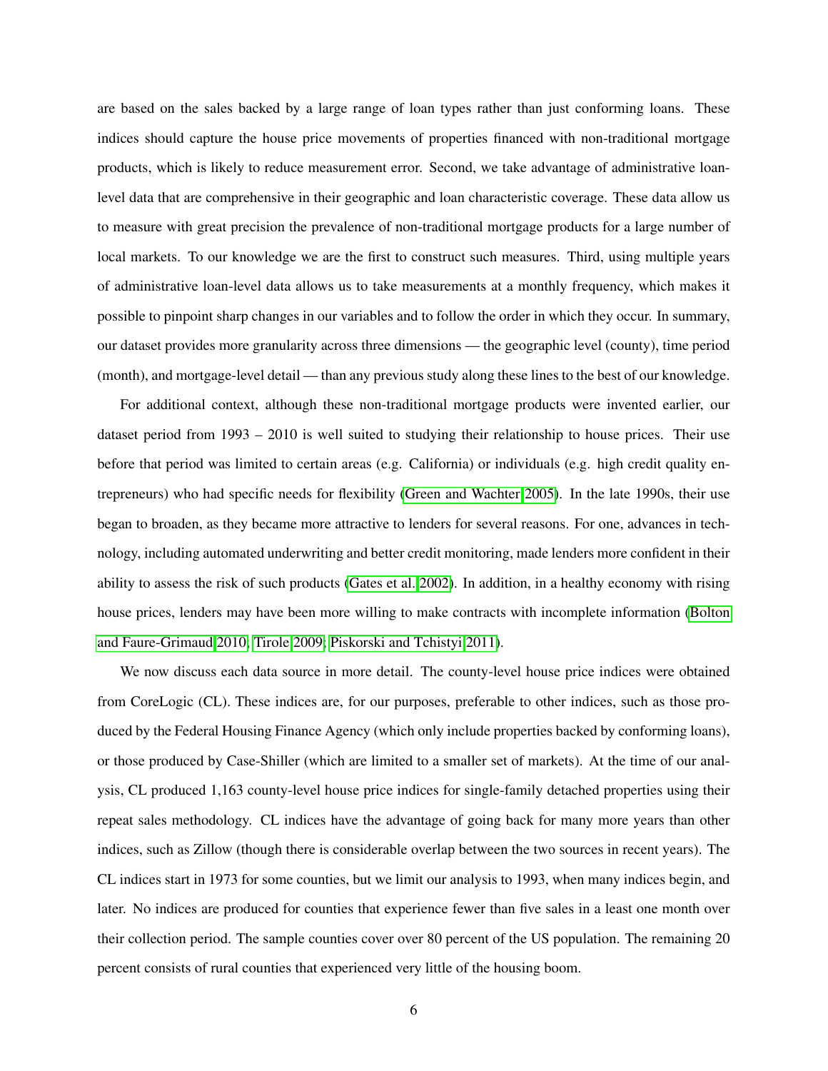are based on the sales backed by a large range of loan types rather than just conforming loans. These indices should capture the house price movements of properties financed with non-traditional mortgage products, which is likely to reduce measurement error. Second, we take advantage of administrative loan-level data that are comprehensive in their geographic and loan characteristic coverage. These data allow us to measure with great precision the prevalence of non-traditional mortgage products for a large number of local markets. To our knowledge we are the first to construct such measures. Third, using multiple years of administrative loan-level data allows us to take measurements at a monthly frequency, which makes it possible to pinpoint sharp changes in our variables and to follow the order in which they occur. In summary, our dataset provides more granularity across three dimensions — the geographic level (county), time period (month), and mortgage-level detail — than any previous study along these lines to the best of our knowledge.

For additional context, although these non-traditional mortgage products were invented earlier, our dataset period from 1993 – 2010 is well suited to studying their relationship to house prices. Their use before that period was limited to certain areas (e.g. California) or individuals (e.g. high credit quality entrepreneurs) who had specific needs for flexibility (Green and Wachter 2005). In the late 1990s, their use began to broaden, as they became more attractive to lenders for several reasons. For one, advances in technology, including automated underwriting and better credit monitoring, made lenders more confident in their ability to assess the risk of such products (Gates et al. 2002). In addition, in a healthy economy with rising house prices, lenders may have been more willing to make contracts with incomplete information (Bolton and Faure-Grimaud 2010; Tirole 2009; Piskorski and Tchistyi 2011).

We now discuss each data source in more detail. The county-level house price indices were obtained from CoreLogic (CL). These indices are, for our purposes, preferable to other indices, such as those produced by the Federal Housing Finance Agency (which only include properties backed by conforming loans), or those produced by Case-Shiller (which are limited to a smaller set of markets). At the time of our analysis, CL produced 1,163 county-level house price indices for single-family detached properties using their repeat sales methodology. CL indices have the advantage of going back for many more years than other indices, such as Zillow (though there is considerable overlap between the two sources in recent years). The CL indices start in 1973 for some counties, but we limit our analysis to 1993, when many indices begin, and later. No indices are produced for counties that experience fewer than five sales in a least one month over their collection period. The sample counties cover over 80 percent of the US population. The remaining 20 percent consists of rural counties that experienced very little of the housing boom.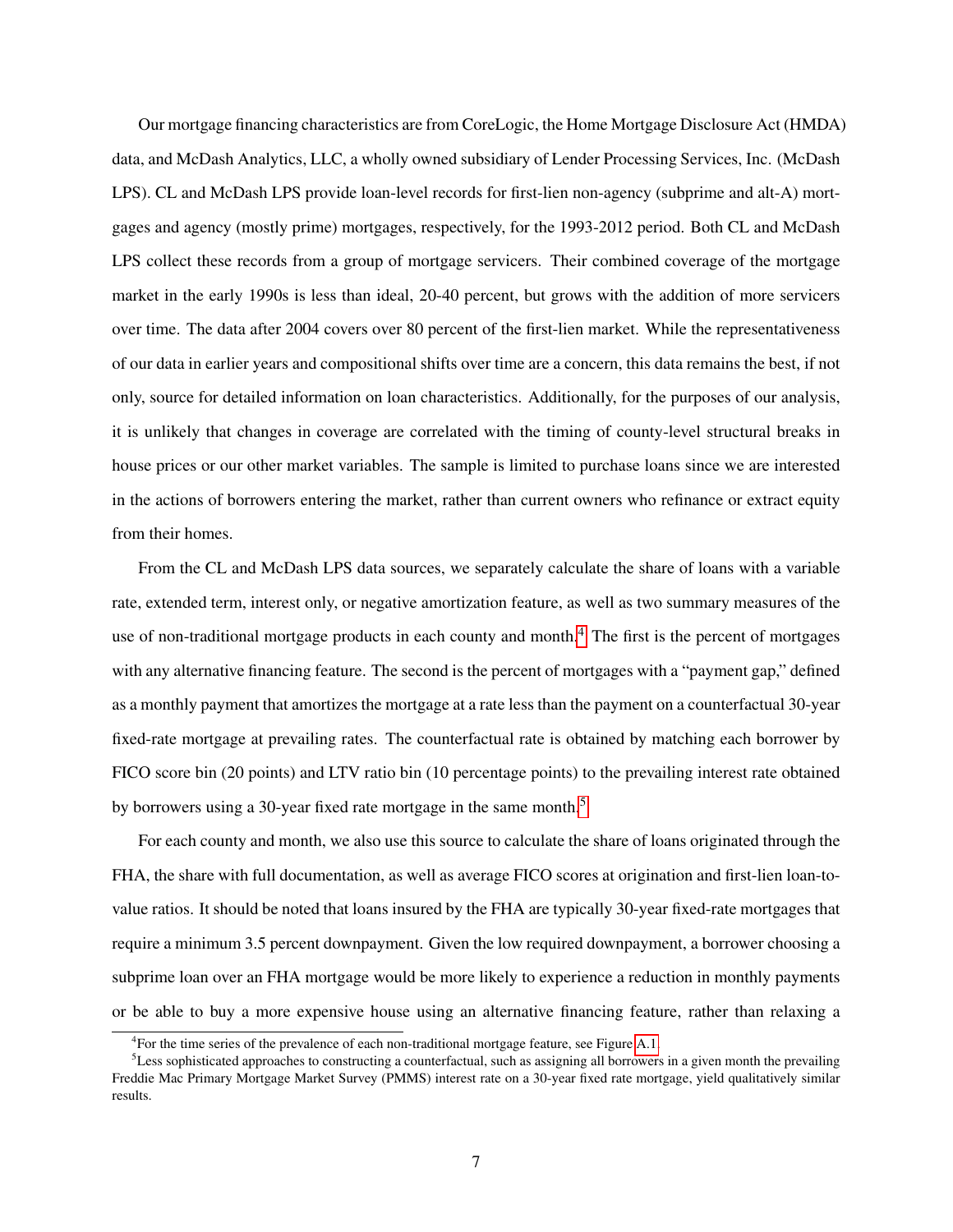Our mortgage financing characteristics are from CoreLogic, the Home Mortgage Disclosure Act (HMDA) data, and McDash Analytics, LLC, a wholly owned subsidiary of Lender Processing Services, Inc. (McDash LPS). CL and McDash LPS provide loan-level records for first-lien non-agency (subprime and alt-A) mortgages and agency (mostly prime) mortgages, respectively, for the 1993-2012 period. Both CL and McDash LPS collect these records from a group of mortgage servicers. Their combined coverage of the mortgage market in the early 1990s is less than ideal, 20-40 percent, but grows with the addition of more servicers over time. The data after 2004 covers over 80 percent of the first-lien market. While the representativeness of our data in earlier years and compositional shifts over time are a concern, this data remains the best, if not only, source for detailed information on loan characteristics. Additionally, for the purposes of our analysis, it is unlikely that changes in coverage are correlated with the timing of county-level structural breaks in house prices or our other market variables. The sample is limited to purchase loans since we are interested in the actions of borrowers entering the market, rather than current owners who refinance or extract equity from their homes.

From the CL and McDash LPS data sources, we separately calculate the share of loans with a variable rate, extended term, interest only, or negative amortization feature, as well as two summary measures of the use of non-traditional mortgage products in each county and month.[4] The first is the percent of mortgages with any alternative financing feature. The second is the percent of mortgages with a "payment gap," defined as a monthly payment that amortizes the mortgage at a rate less than the payment on a counterfactual 30-year fixed-rate mortgage at prevailing rates. The counterfactual rate is obtained by matching each borrower by FICO score bin (20 points) and LTV ratio bin (10 percentage points) to the prevailing interest rate obtained by borrowers using a 30-year fixed rate mortgage in the same month.[5]

For each county and month, we also use this source to calculate the share of loans originated through the FHA, the share with full documentation, as well as average FICO scores at origination and first-lien loan-to-value ratios. It should be noted that loans insured by the FHA are typically 30-year fixed-rate mortgages that require a minimum 3.5 percent downpayment. Given the low required downpayment, a borrower choosing a subprime loan over an FHA mortgage would be more likely to experience a reduction in monthly payments or be able to buy a more expensive house using an alternative financing feature, rather than relaxing a

[4] For the time series of the prevalence of each non-traditional mortgage feature, see Figure A.1.

[5] Less sophisticated approaches to constructing a counterfactual, such as assigning all borrowers in a given month the prevailing Freddie Mac Primary Mortgage Market Survey (PMMS) interest rate on a 30-year fixed rate mortgage, yield qualitatively similar results.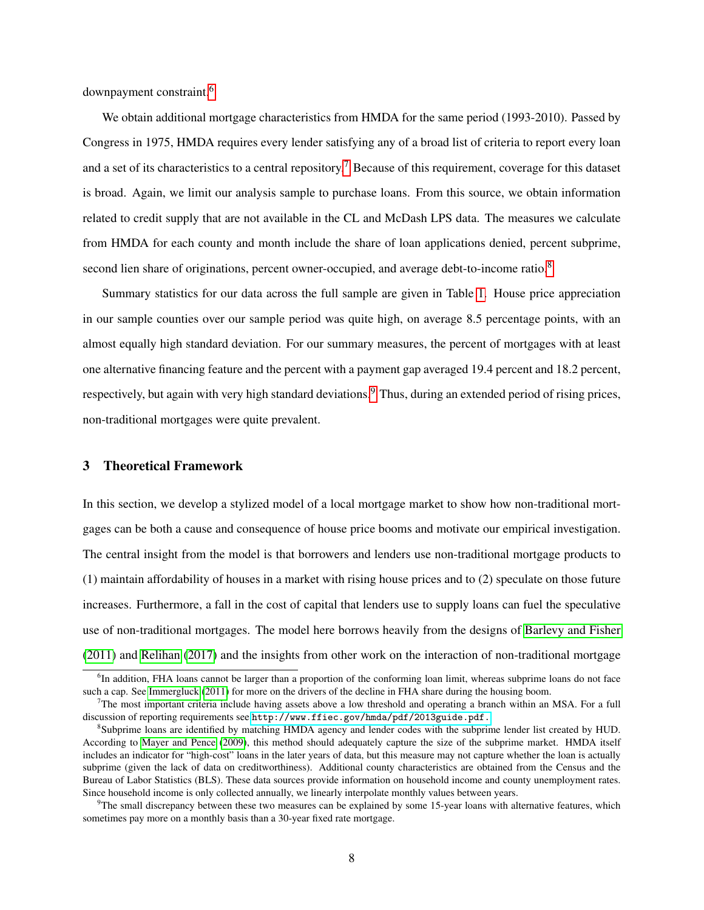downpayment constraint.[6]

We obtain additional mortgage characteristics from HMDA for the same period (1993-2010). Passed by Congress in 1975, HMDA requires every lender satisfying any of a broad list of criteria to report every loan and a set of its characteristics to a central repository.[7] Because of this requirement, coverage for this dataset is broad. Again, we limit our analysis sample to purchase loans. From this source, we obtain information related to credit supply that are not available in the CL and McDash LPS data. The measures we calculate from HMDA for each county and month include the share of loan applications denied, percent subprime, second lien share of originations, percent owner-occupied, and average debt-to-income ratio.[8]

Summary statistics for our data across the full sample are given in Table 1. House price appreciation in our sample counties over our sample period was quite high, on average 8.5 percentage points, with an almost equally high standard deviation. For our summary measures, the percent of mortgages with at least one alternative financing feature and the percent with a payment gap averaged 19.4 percent and 18.2 percent, respectively, but again with very high standard deviations.[9] Thus, during an extended period of rising prices, non-traditional mortgages were quite prevalent.

## 3 Theoretical Framework

In this section, we develop a stylized model of a local mortgage market to show how non-traditional mortgages can be both a cause and consequence of house price booms and motivate our empirical investigation. The central insight from the model is that borrowers and lenders use non-traditional mortgage products to (1) maintain affordability of houses in a market with rising house prices and to (2) speculate on those future increases. Furthermore, a fall in the cost of capital that lenders use to supply loans can fuel the speculative use of non-traditional mortgages. The model here borrows heavily from the designs of Barlevy and Fisher (2011) and Relihan (2017) and the insights from other work on the interaction of non-traditional mortgage

[6] In addition, FHA loans cannot be larger than a proportion of the conforming loan limit, whereas subprime loans do not face such a cap. See Immergluck (2011) for more on the drivers of the decline in FHA share during the housing boom.

[7] The most important criteria include having assets above a low threshold and operating a branch within an MSA. For a full discussion of reporting requirements see http://www.ffiec.gov/hmda/pdf/2013guide.pdf.

[8] Subprime loans are identified by matching HMDA agency and lender codes with the subprime lender list created by HUD. According to Mayer and Pence (2009), this method should adequately capture the size of the subprime market. HMDA itself includes an indicator for "high-cost" loans in the later years of data, but this measure may not capture whether the loan is actually subprime (given the lack of data on creditworthiness). Additional county characteristics are obtained from the Census and the Bureau of Labor Statistics (BLS). These data sources provide information on household income and county unemployment rates. Since household income is only collected annually, we linearly interpolate monthly values between years.

[9] The small discrepancy between these two measures can be explained by some 15-year loans with alternative features, which sometimes pay more on a monthly basis than a 30-year fixed rate mortgage.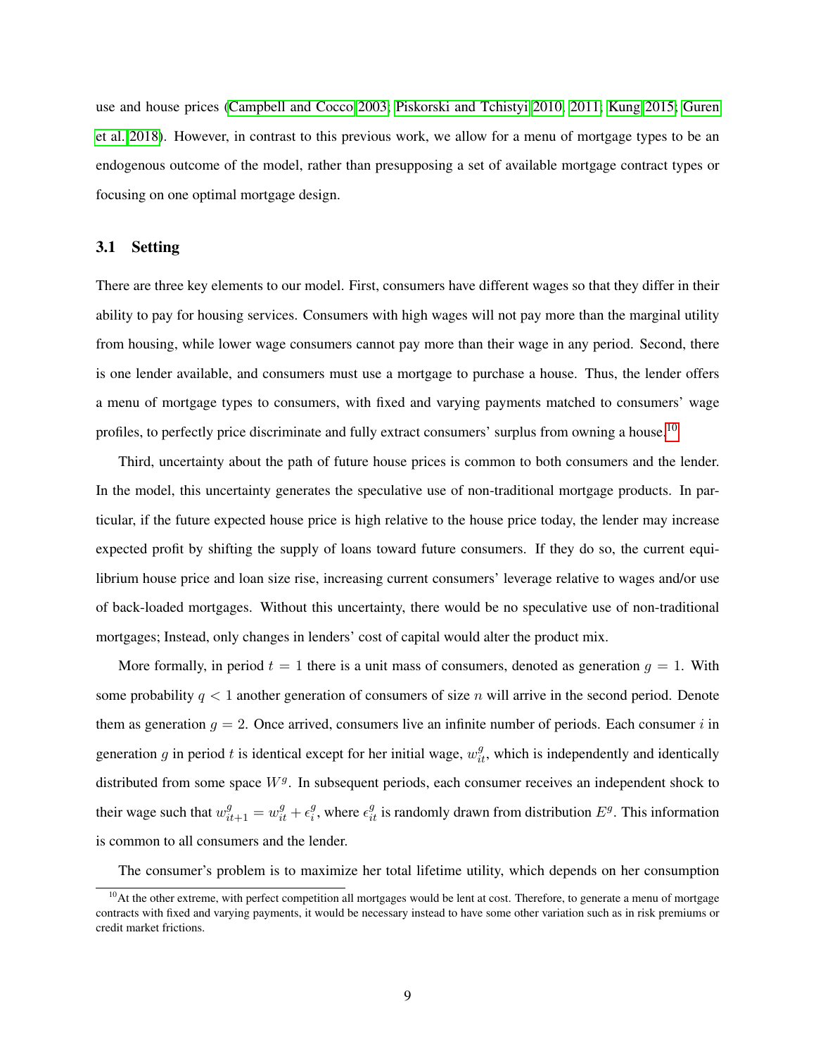use and house prices (Campbell and Cocco 2003; Piskorski and Tchistyi 2010, 2011; Kung 2015; Guren et al. 2018). However, in contrast to this previous work, we allow for a menu of mortgage types to be an endogenous outcome of the model, rather than presupposing a set of available mortgage contract types or focusing on one optimal mortgage design.

### 3.1 Setting

There are three key elements to our model. First, consumers have different wages so that they differ in their ability to pay for housing services. Consumers with high wages will not pay more than the marginal utility from housing, while lower wage consumers cannot pay more than their wage in any period. Second, there is one lender available, and consumers must use a mortgage to purchase a house. Thus, the lender offers a menu of mortgage types to consumers, with fixed and varying payments matched to consumers' wage profiles, to perfectly price discriminate and fully extract consumers' surplus from owning a house.[10]

Third, uncertainty about the path of future house prices is common to both consumers and the lender. In the model, this uncertainty generates the speculative use of non-traditional mortgage products. In particular, if the future expected house price is high relative to the house price today, the lender may increase expected profit by shifting the supply of loans toward future consumers. If they do so, the current equilibrium house price and loan size rise, increasing current consumers' leverage relative to wages and/or use of back-loaded mortgages. Without this uncertainty, there would be no speculative use of non-traditional mortgages; Instead, only changes in lenders' cost of capital would alter the product mix.

More formally, in period $t = 1$ there is a unit mass of consumers, denoted as generation $g = 1$. With some probability $q < 1$ another generation of consumers of size $n$ will arrive in the second period. Denote them as generation $g = 2$. Once arrived, consumers live an infinite number of periods. Each consumer $i$ in generation $g$ in period $t$ is identical except for her initial wage, $w^g_{it}$, which is independently and identically distributed from some space $W^g$. In subsequent periods, each consumer receives an independent shock to their wage such that $w^g_{it+1} = w^g_{it} + \epsilon^g_i$, where $\epsilon^g_{it}$ is randomly drawn from distribution $E^g$. This information is common to all consumers and the lender.

The consumer's problem is to maximize her total lifetime utility, which depends on her consumption

[10] At the other extreme, with perfect competition all mortgages would be lent at cost. Therefore, to generate a menu of mortgage contracts with fixed and varying payments, it would be necessary instead to have some other variation such as in risk premiums or credit market frictions.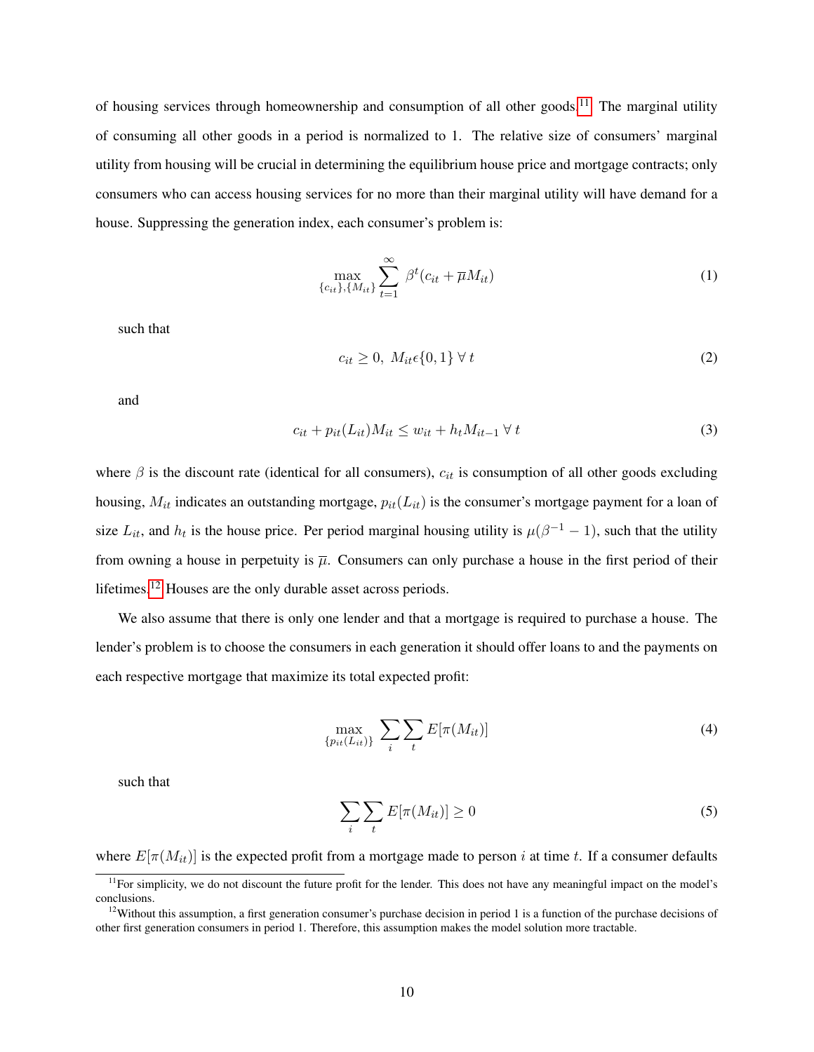of housing services through homeownership and consumption of all other goods.[11] The marginal utility of consuming all other goods in a period is normalized to 1. The relative size of consumers' marginal utility from housing will be crucial in determining the equilibrium house price and mortgage contracts; only consumers who can access housing services for no more than their marginal utility will have demand for a house. Suppressing the generation index, each consumer's problem is:

$$\max_{\{c_{it}\},\{M_{it}\}} \sum_{t=1}^{\infty} \beta^t (c_{it} + \overline{\mu} M_{it}) \tag{1}$$

such that

$$c_{it} \geq 0,\ M_{it} \epsilon \{0,1\}\ \forall\, t \tag{2}$$

and

$$c_{it} + p_{it}(L_{it}) M_{it} \leq w_{it} + h_t M_{it-1}\ \forall\, t \tag{3}$$

where $\beta$ is the discount rate (identical for all consumers), $c_{it}$ is consumption of all other goods excluding housing, $M_{it}$ indicates an outstanding mortgage, $p_{it}(L_{it})$ is the consumer's mortgage payment for a loan of size $L_{it}$, and $h_t$ is the house price. Per period marginal housing utility is $\mu(\beta^{-1} - 1)$, such that the utility from owning a house in perpetuity is $\overline{\mu}$. Consumers can only purchase a house in the first period of their lifetimes.[12] Houses are the only durable asset across periods.

We also assume that there is only one lender and that a mortgage is required to purchase a house. The lender's problem is to choose the consumers in each generation it should offer loans to and the payments on each respective mortgage that maximize its total expected profit:

$$\max_{\{p_{it}(L_{it})\}} \sum_i \sum_t E[\pi(M_{it})] \tag{4}$$

such that

$$\sum_i \sum_t E[\pi(M_{it})] \geq 0 \tag{5}$$

where $E[\pi(M_{it})]$ is the expected profit from a mortgage made to person $i$ at time $t$. If a consumer defaults

[11] For simplicity, we do not discount the future profit for the lender. This does not have any meaningful impact on the model's conclusions.

[12] Without this assumption, a first generation consumer's purchase decision in period 1 is a function of the purchase decisions of other first generation consumers in period 1. Therefore, this assumption makes the model solution more tractable.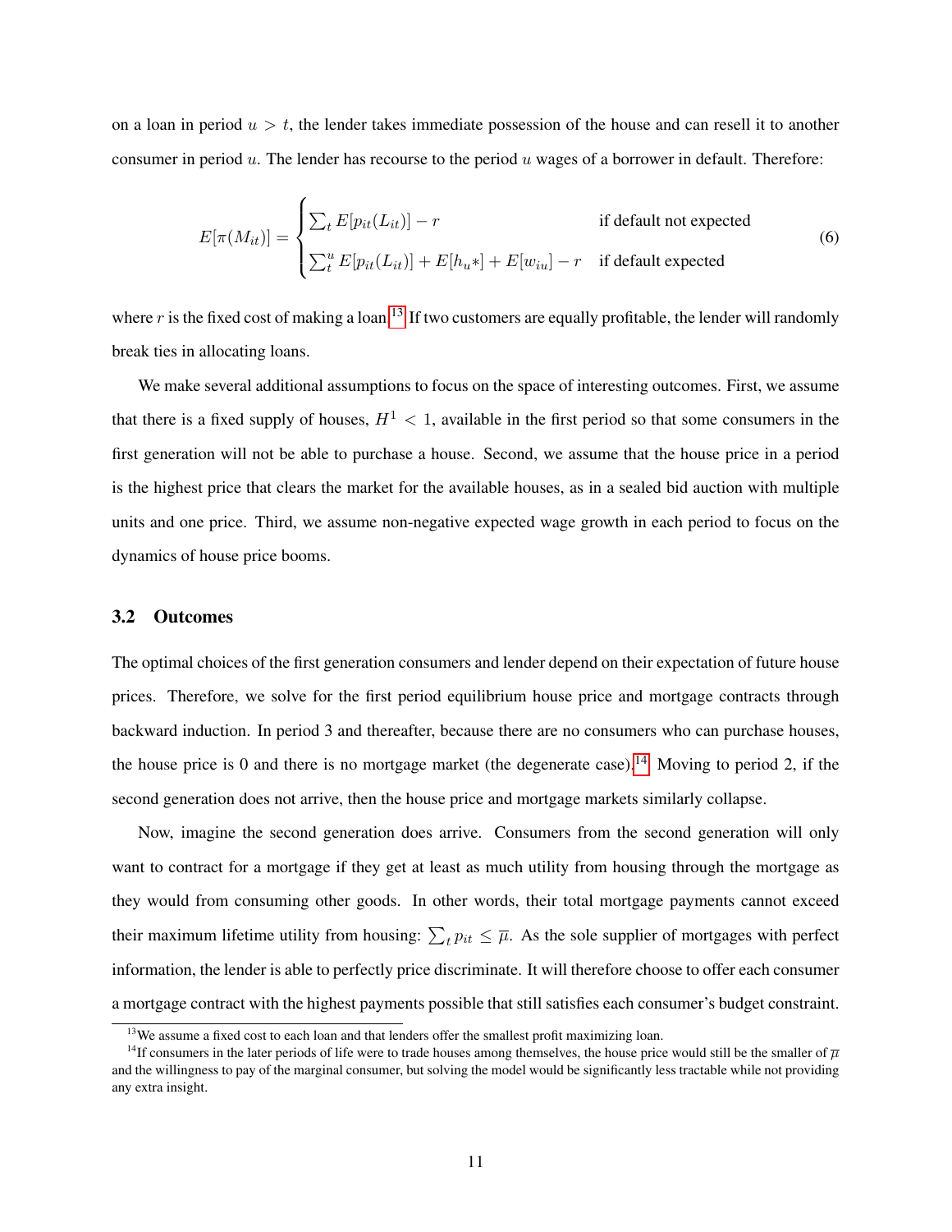on a loan in period $u > t$, the lender takes immediate possession of the house and can resell it to another consumer in period $u$. The lender has recourse to the period $u$ wages of a borrower in default. Therefore:

$$
E[\pi(M_{it})] = \begin{cases} \sum_t E[p_{it}(L_{it})] - r & \text{if default not expected} \\ \sum_t^u E[p_{it}(L_{it})] + E[h_u*] + E[w_{iu}] - r & \text{if default expected} \end{cases} \tag{6}
$$

where $r$ is the fixed cost of making a loan.[13] If two customers are equally profitable, the lender will randomly break ties in allocating loans.

We make several additional assumptions to focus on the space of interesting outcomes. First, we assume that there is a fixed supply of houses, $H^1 < 1$, available in the first period so that some consumers in the first generation will not be able to purchase a house. Second, we assume that the house price in a period is the highest price that clears the market for the available houses, as in a sealed bid auction with multiple units and one price. Third, we assume non-negative expected wage growth in each period to focus on the dynamics of house price booms.

### 3.2 Outcomes

The optimal choices of the first generation consumers and lender depend on their expectation of future house prices. Therefore, we solve for the first period equilibrium house price and mortgage contracts through backward induction. In period 3 and thereafter, because there are no consumers who can purchase houses, the house price is 0 and there is no mortgage market (the degenerate case).[14] Moving to period 2, if the second generation does not arrive, then the house price and mortgage markets similarly collapse.

Now, imagine the second generation does arrive. Consumers from the second generation will only want to contract for a mortgage if they get at least as much utility from housing through the mortgage as they would from consuming other goods. In other words, their total mortgage payments cannot exceed their maximum lifetime utility from housing: $\sum_t p_{it} \leq \overline{\mu}$. As the sole supplier of mortgages with perfect information, the lender is able to perfectly price discriminate. It will therefore choose to offer each consumer a mortgage contract with the highest payments possible that still satisfies each consumer's budget constraint.

[13] We assume a fixed cost to each loan and that lenders offer the smallest profit maximizing loan.

[14] If consumers in the later periods of life were to trade houses among themselves, the house price would still be the smaller of $\overline{\mu}$ and the willingness to pay of the marginal consumer, but solving the model would be significantly less tractable while not providing any extra insight.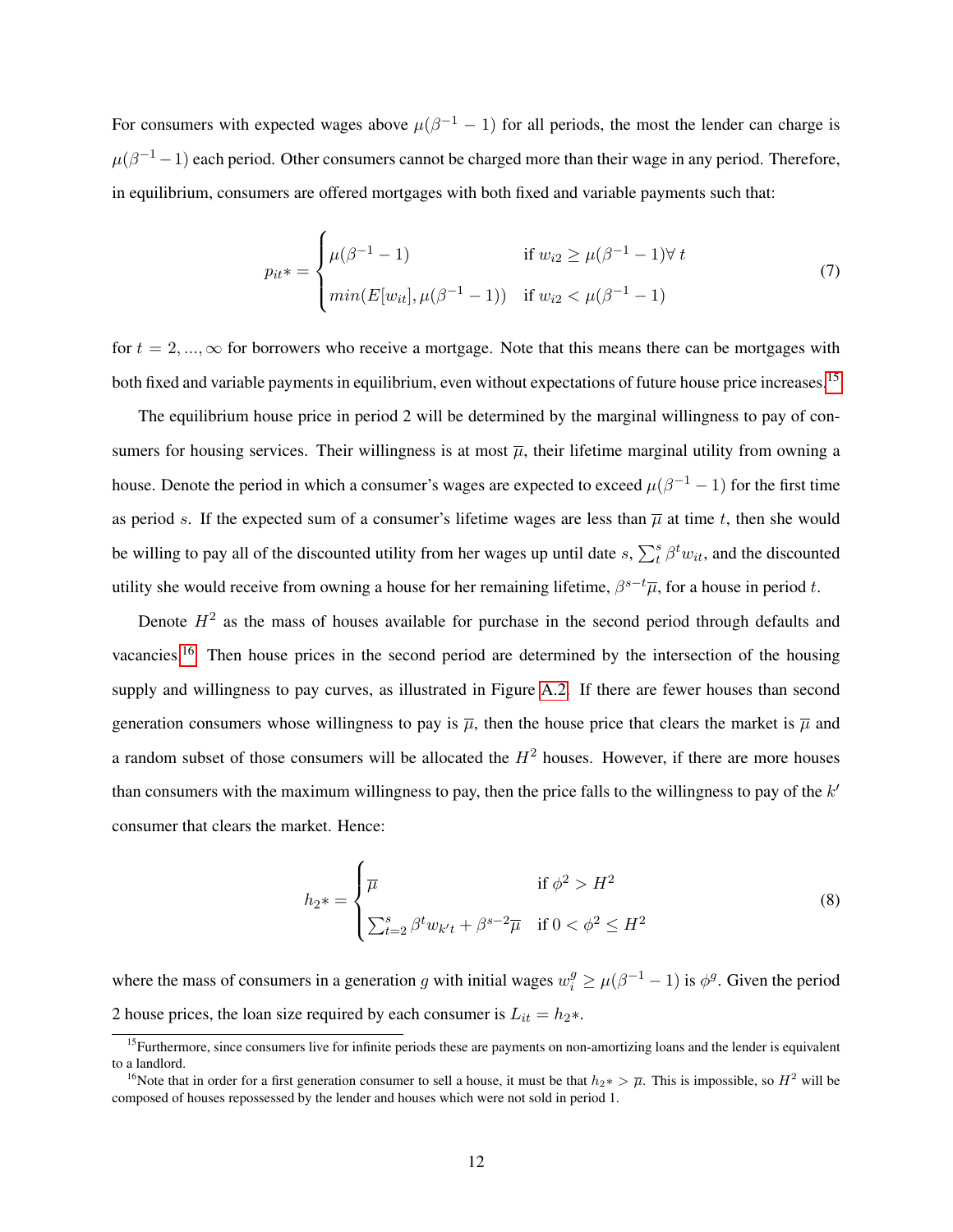For consumers with expected wages above $\mu(\beta^{-1} - 1)$ for all periods, the most the lender can charge is $\mu(\beta^{-1} - 1)$ each period. Other consumers cannot be charged more than their wage in any period. Therefore, in equilibrium, consumers are offered mortgages with both fixed and variable payments such that:

$$p_{it}* = \begin{cases} \mu(\beta^{-1} - 1) & \text{if } w_{i2} \geq \mu(\beta^{-1} - 1) \forall\, t \\ min(E[w_{it}], \mu(\beta^{-1} - 1)) & \text{if } w_{i2} < \mu(\beta^{-1} - 1) \end{cases} \tag{7}$$

for $t = 2, ..., \infty$ for borrowers who receive a mortgage. Note that this means there can be mortgages with both fixed and variable payments in equilibrium, even without expectations of future house price increases.[15]

The equilibrium house price in period 2 will be determined by the marginal willingness to pay of consumers for housing services. Their willingness is at most $\overline{\mu}$, their lifetime marginal utility from owning a house. Denote the period in which a consumer's wages are expected to exceed $\mu(\beta^{-1} - 1)$ for the first time as period $s$. If the expected sum of a consumer's lifetime wages are less than $\overline{\mu}$ at time $t$, then she would be willing to pay all of the discounted utility from her wages up until date $s$, $\sum_t^s \beta^t w_{it}$, and the discounted utility she would receive from owning a house for her remaining lifetime, $\beta^{s-t}\overline{\mu}$, for a house in period $t$.

Denote $H^2$ as the mass of houses available for purchase in the second period through defaults and vacancies.[16] Then house prices in the second period are determined by the intersection of the housing supply and willingness to pay curves, as illustrated in Figure A.2. If there are fewer houses than second generation consumers whose willingness to pay is $\overline{\mu}$, then the house price that clears the market is $\overline{\mu}$ and a random subset of those consumers will be allocated the $H^2$ houses. However, if there are more houses than consumers with the maximum willingness to pay, then the price falls to the willingness to pay of the $k'$ consumer that clears the market. Hence:

$$h_2* = \begin{cases} \overline{\mu} & \text{if } \phi^2 > H^2 \\ \sum_{t=2}^s \beta^t w_{k't} + \beta^{s-2}\overline{\mu} & \text{if } 0 < \phi^2 \leq H^2 \end{cases} \tag{8}$$

where the mass of consumers in a generation $g$ with initial wages $w_i^g \geq \mu(\beta^{-1} - 1)$ is $\phi^g$. Given the period 2 house prices, the loan size required by each consumer is $L_{it} = h_2*$.

[15] Furthermore, since consumers live for infinite periods these are payments on non-amortizing loans and the lender is equivalent to a landlord.

[16] Note that in order for a first generation consumer to sell a house, it must be that $h_2* > \overline{\mu}$. This is impossible, so $H^2$ will be composed of houses repossessed by the lender and houses which were not sold in period 1.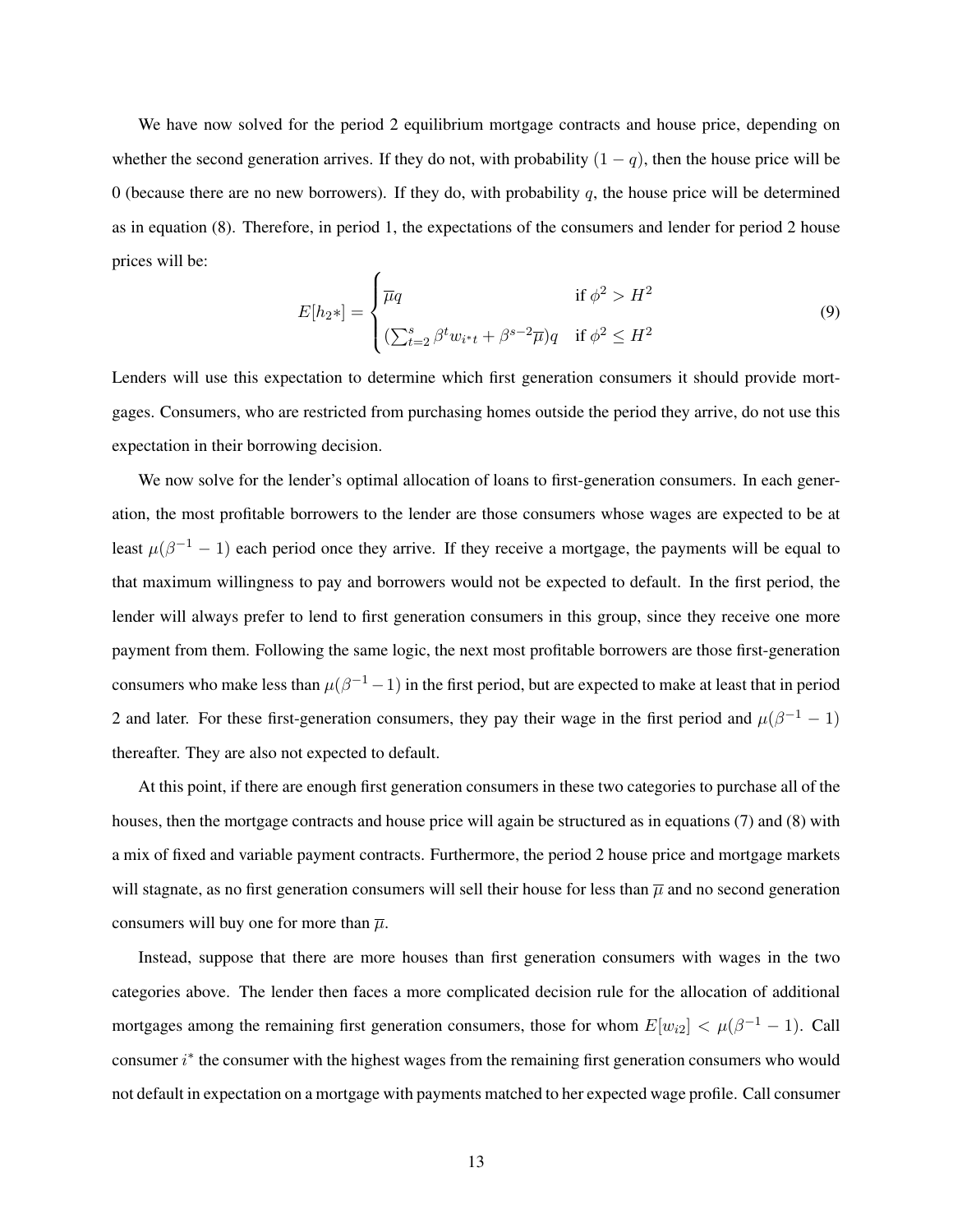We have now solved for the period 2 equilibrium mortgage contracts and house price, depending on whether the second generation arrives. If they do not, with probability $(1-q)$, then the house price will be 0 (because there are no new borrowers). If they do, with probability $q$, the house price will be determined as in equation (8). Therefore, in period 1, the expectations of the consumers and lender for period 2 house prices will be:

$$E[h_2*] = \begin{cases} \overline{\mu} q & \text{if } \phi^2 > H^2 \\ (\sum_{t=2}^{s} \beta^t w_{i^*t} + \beta^{s-2}\overline{\mu})q & \text{if } \phi^2 \leq H^2 \end{cases} \tag{9}$$

Lenders will use this expectation to determine which first generation consumers it should provide mortgages. Consumers, who are restricted from purchasing homes outside the period they arrive, do not use this expectation in their borrowing decision.

We now solve for the lender's optimal allocation of loans to first-generation consumers. In each generation, the most profitable borrowers to the lender are those consumers whose wages are expected to be at least $\mu(\beta^{-1}-1)$ each period once they arrive. If they receive a mortgage, the payments will be equal to that maximum willingness to pay and borrowers would not be expected to default. In the first period, the lender will always prefer to lend to first generation consumers in this group, since they receive one more payment from them. Following the same logic, the next most profitable borrowers are those first-generation consumers who make less than $\mu(\beta^{-1}-1)$ in the first period, but are expected to make at least that in period 2 and later. For these first-generation consumers, they pay their wage in the first period and $\mu(\beta^{-1}-1)$ thereafter. They are also not expected to default.

At this point, if there are enough first generation consumers in these two categories to purchase all of the houses, then the mortgage contracts and house price will again be structured as in equations (7) and (8) with a mix of fixed and variable payment contracts. Furthermore, the period 2 house price and mortgage markets will stagnate, as no first generation consumers will sell their house for less than $\overline{\mu}$ and no second generation consumers will buy one for more than $\overline{\mu}$.

Instead, suppose that there are more houses than first generation consumers with wages in the two categories above. The lender then faces a more complicated decision rule for the allocation of additional mortgages among the remaining first generation consumers, those for whom $E[w_{i2}] < \mu(\beta^{-1}-1)$. Call consumer $i^*$ the consumer with the highest wages from the remaining first generation consumers who would not default in expectation on a mortgage with payments matched to her expected wage profile. Call consumer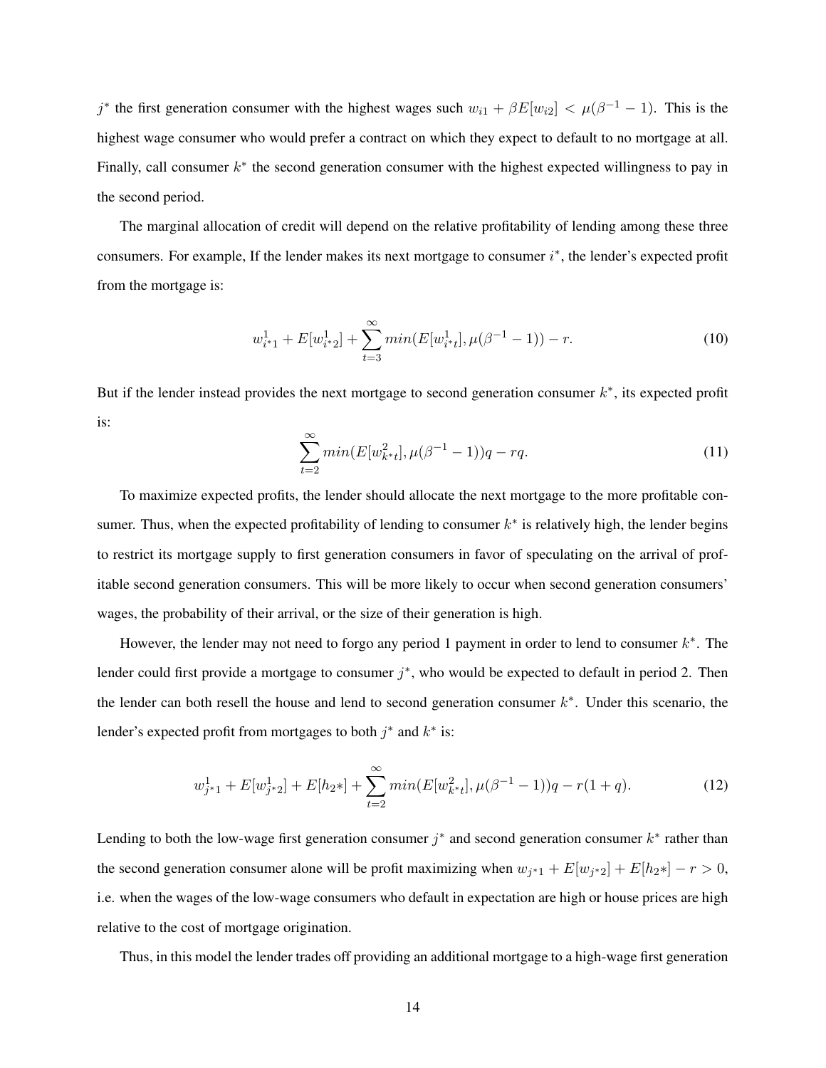$j^*$ the first generation consumer with the highest wages such $w_{i1} + \beta E[w_{i2}] < \mu(\beta^{-1} - 1)$. This is the highest wage consumer who would prefer a contract on which they expect to default to no mortgage at all. Finally, call consumer $k^*$ the second generation consumer with the highest expected willingness to pay in the second period.

The marginal allocation of credit will depend on the relative profitability of lending among these three consumers. For example, If the lender makes its next mortgage to consumer $i^*$, the lender's expected profit from the mortgage is:

$$w^1_{i^*1} + E[w^1_{i^*2}] + \sum_{t=3}^{\infty} min(E[w^1_{i^*t}], \mu(\beta^{-1} - 1)) - r. \tag{10}$$

But if the lender instead provides the next mortgage to second generation consumer $k^*$, its expected profit is:

$$\sum_{t=2}^{\infty} min(E[w^2_{k^*t}], \mu(\beta^{-1} - 1))q - rq. \tag{11}$$

To maximize expected profits, the lender should allocate the next mortgage to the more profitable consumer. Thus, when the expected profitability of lending to consumer $k^*$ is relatively high, the lender begins to restrict its mortgage supply to first generation consumers in favor of speculating on the arrival of profitable second generation consumers. This will be more likely to occur when second generation consumers' wages, the probability of their arrival, or the size of their generation is high.

However, the lender may not need to forgo any period 1 payment in order to lend to consumer $k^*$. The lender could first provide a mortgage to consumer $j^*$, who would be expected to default in period 2. Then the lender can both resell the house and lend to second generation consumer $k^*$. Under this scenario, the lender's expected profit from mortgages to both $j^*$ and $k^*$ is:

$$w^1_{j^*1} + E[w^1_{j^*2}] + E[h_2*] + \sum_{t=2}^{\infty} min(E[w^2_{k^*t}], \mu(\beta^{-1} - 1))q - r(1 + q). \tag{12}$$

Lending to both the low-wage first generation consumer $j^*$ and second generation consumer $k^*$ rather than the second generation consumer alone will be profit maximizing when $w_{j^*1} + E[w_{j^*2}] + E[h_2*] - r > 0$, i.e. when the wages of the low-wage consumers who default in expectation are high or house prices are high relative to the cost of mortgage origination.

Thus, in this model the lender trades off providing an additional mortgage to a high-wage first generation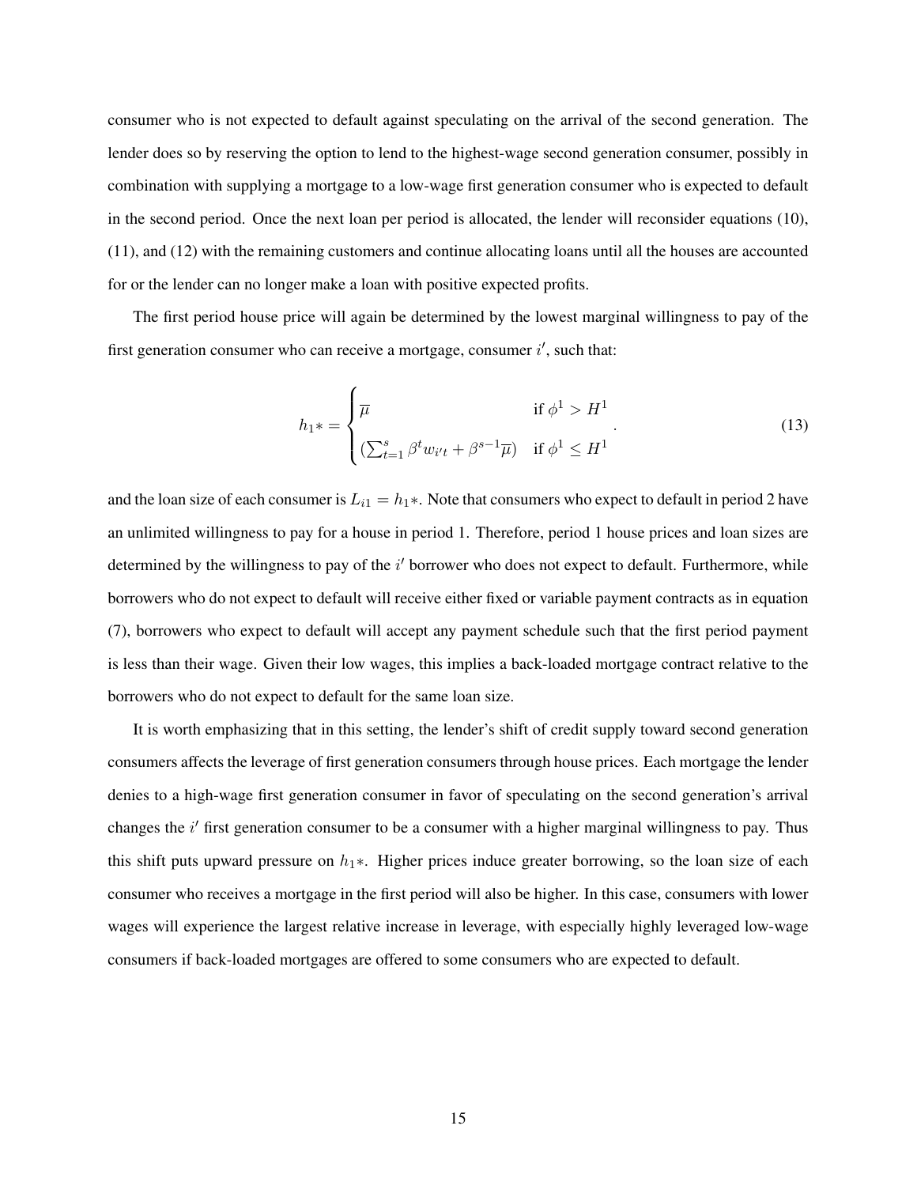consumer who is not expected to default against speculating on the arrival of the second generation. The lender does so by reserving the option to lend to the highest-wage second generation consumer, possibly in combination with supplying a mortgage to a low-wage first generation consumer who is expected to default in the second period. Once the next loan per period is allocated, the lender will reconsider equations (10), (11), and (12) with the remaining customers and continue allocating loans until all the houses are accounted for or the lender can no longer make a loan with positive expected profits.

The first period house price will again be determined by the lowest marginal willingness to pay of the first generation consumer who can receive a mortgage, consumer $i'$, such that:

$$h_1* = \begin{cases} \overline{\mu} & \text{if } \phi^1 > H^1 \\ (\sum_{t=1}^{s} \beta^t w_{i't} + \beta^{s-1}\overline{\mu}) & \text{if } \phi^1 \leq H^1 \end{cases}. \tag{13}$$

and the loan size of each consumer is $L_{i1} = h_1*$. Note that consumers who expect to default in period 2 have an unlimited willingness to pay for a house in period 1. Therefore, period 1 house prices and loan sizes are determined by the willingness to pay of the $i'$ borrower who does not expect to default. Furthermore, while borrowers who do not expect to default will receive either fixed or variable payment contracts as in equation (7), borrowers who expect to default will accept any payment schedule such that the first period payment is less than their wage. Given their low wages, this implies a back-loaded mortgage contract relative to the borrowers who do not expect to default for the same loan size.

It is worth emphasizing that in this setting, the lender's shift of credit supply toward second generation consumers affects the leverage of first generation consumers through house prices. Each mortgage the lender denies to a high-wage first generation consumer in favor of speculating on the second generation's arrival changes the $i'$ first generation consumer to be a consumer with a higher marginal willingness to pay. Thus this shift puts upward pressure on $h_1*$. Higher prices induce greater borrowing, so the loan size of each consumer who receives a mortgage in the first period will also be higher. In this case, consumers with lower wages will experience the largest relative increase in leverage, with especially highly leveraged low-wage consumers if back-loaded mortgages are offered to some consumers who are expected to default.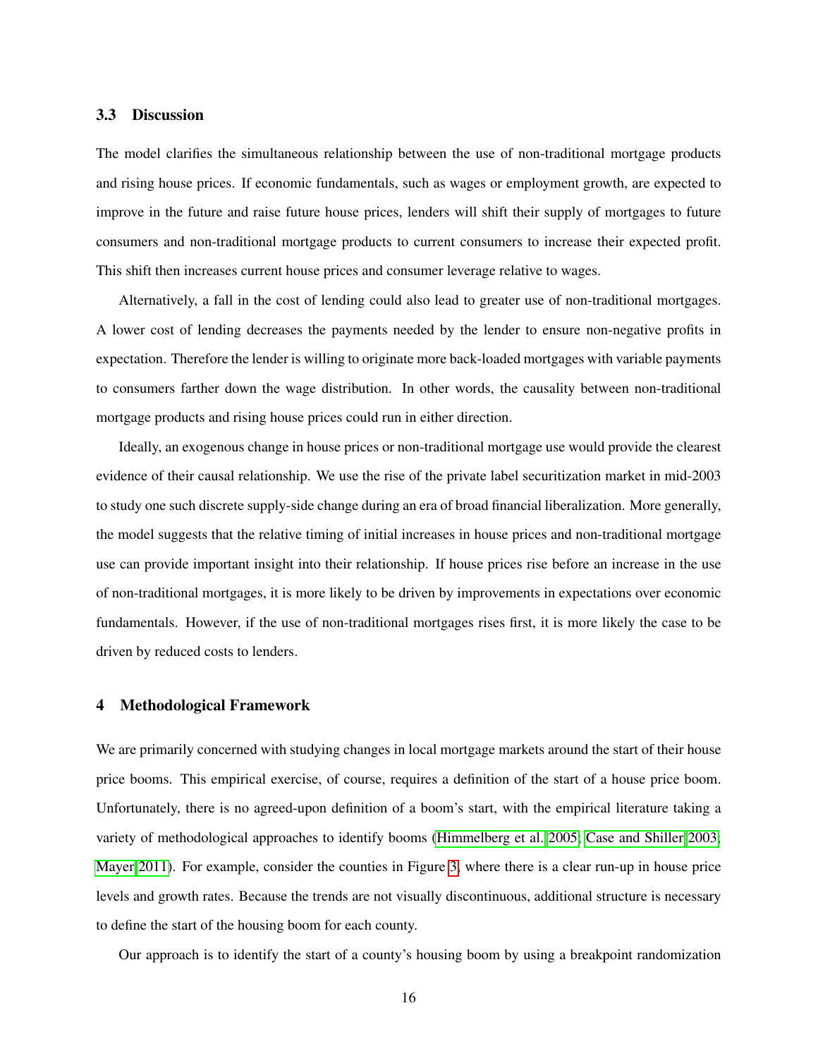### 3.3 Discussion

The model clarifies the simultaneous relationship between the use of non-traditional mortgage products and rising house prices. If economic fundamentals, such as wages or employment growth, are expected to improve in the future and raise future house prices, lenders will shift their supply of mortgages to future consumers and non-traditional mortgage products to current consumers to increase their expected profit. This shift then increases current house prices and consumer leverage relative to wages.

Alternatively, a fall in the cost of lending could also lead to greater use of non-traditional mortgages. A lower cost of lending decreases the payments needed by the lender to ensure non-negative profits in expectation. Therefore the lender is willing to originate more back-loaded mortgages with variable payments to consumers farther down the wage distribution. In other words, the causality between non-traditional mortgage products and rising house prices could run in either direction.

Ideally, an exogenous change in house prices or non-traditional mortgage use would provide the clearest evidence of their causal relationship. We use the rise of the private label securitization market in mid-2003 to study one such discrete supply-side change during an era of broad financial liberalization. More generally, the model suggests that the relative timing of initial increases in house prices and non-traditional mortgage use can provide important insight into their relationship. If house prices rise before an increase in the use of non-traditional mortgages, it is more likely to be driven by improvements in expectations over economic fundamentals. However, if the use of non-traditional mortgages rises first, it is more likely the case to be driven by reduced costs to lenders.

## 4 Methodological Framework

We are primarily concerned with studying changes in local mortgage markets around the start of their house price booms. This empirical exercise, of course, requires a definition of the start of a house price boom. Unfortunately, there is no agreed-upon definition of a boom's start, with the empirical literature taking a variety of methodological approaches to identify booms (Himmelberg et al. 2005; Case and Shiller 2003; Mayer 2011). For example, consider the counties in Figure 3, where there is a clear run-up in house price levels and growth rates. Because the trends are not visually discontinuous, additional structure is necessary to define the start of the housing boom for each county.

Our approach is to identify the start of a county's housing boom by using a breakpoint randomization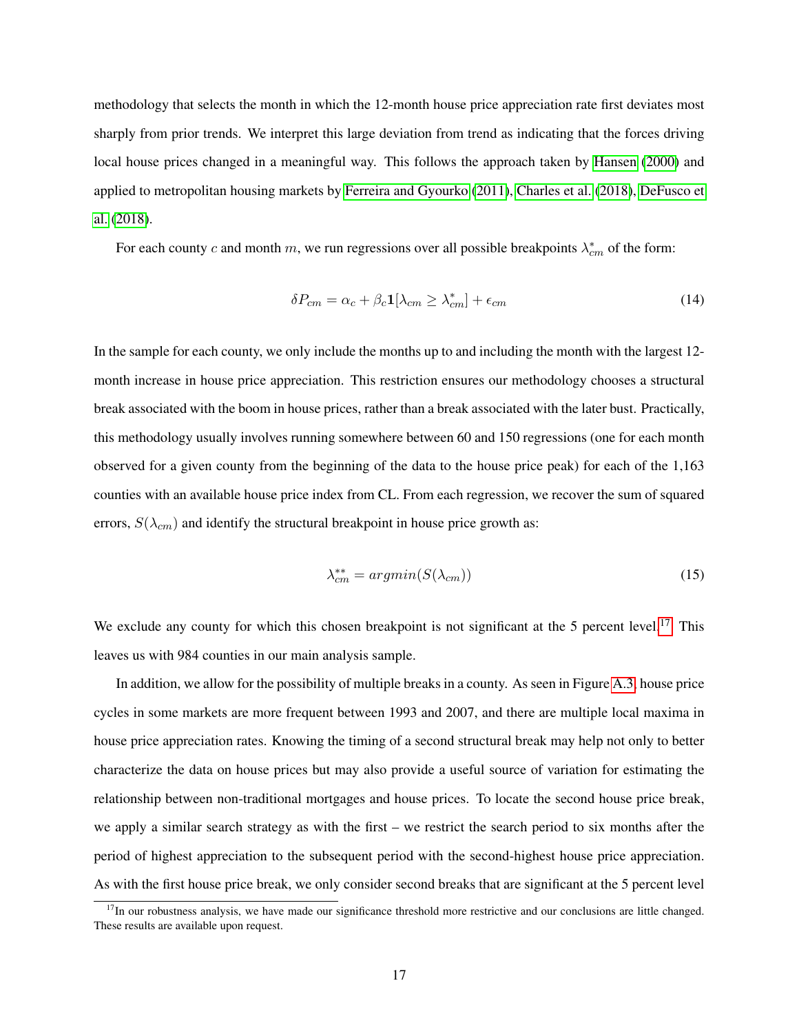methodology that selects the month in which the 12-month house price appreciation rate first deviates most sharply from prior trends. We interpret this large deviation from trend as indicating that the forces driving local house prices changed in a meaningful way. This follows the approach taken by Hansen (2000) and applied to metropolitan housing markets by Ferreira and Gyourko (2011), Charles et al. (2018), DeFusco et al. (2018).

For each county $c$ and month $m$, we run regressions over all possible breakpoints $\lambda^*_{cm}$ of the form:

$$\delta P_{cm} = \alpha_c + \beta_c \mathbf{1}[\lambda_{cm} \geq \lambda^*_{cm}] + \epsilon_{cm} \tag{14}$$

In the sample for each county, we only include the months up to and including the month with the largest 12-month increase in house price appreciation. This restriction ensures our methodology chooses a structural break associated with the boom in house prices, rather than a break associated with the later bust. Practically, this methodology usually involves running somewhere between 60 and 150 regressions (one for each month observed for a given county from the beginning of the data to the house price peak) for each of the 1,163 counties with an available house price index from CL. From each regression, we recover the sum of squared errors, $S(\lambda_{cm})$ and identify the structural breakpoint in house price growth as:

$$\lambda^{**}_{cm} = argmin(S(\lambda_{cm})) \tag{15}$$

We exclude any county for which this chosen breakpoint is not significant at the 5 percent level.[17] This leaves us with 984 counties in our main analysis sample.

In addition, we allow for the possibility of multiple breaks in a county. As seen in Figure A.3, house price cycles in some markets are more frequent between 1993 and 2007, and there are multiple local maxima in house price appreciation rates. Knowing the timing of a second structural break may help not only to better characterize the data on house prices but may also provide a useful source of variation for estimating the relationship between non-traditional mortgages and house prices. To locate the second house price break, we apply a similar search strategy as with the first – we restrict the search period to six months after the period of highest appreciation to the subsequent period with the second-highest house price appreciation. As with the first house price break, we only consider second breaks that are significant at the 5 percent level

[17] In our robustness analysis, we have made our significance threshold more restrictive and our conclusions are little changed. These results are available upon request.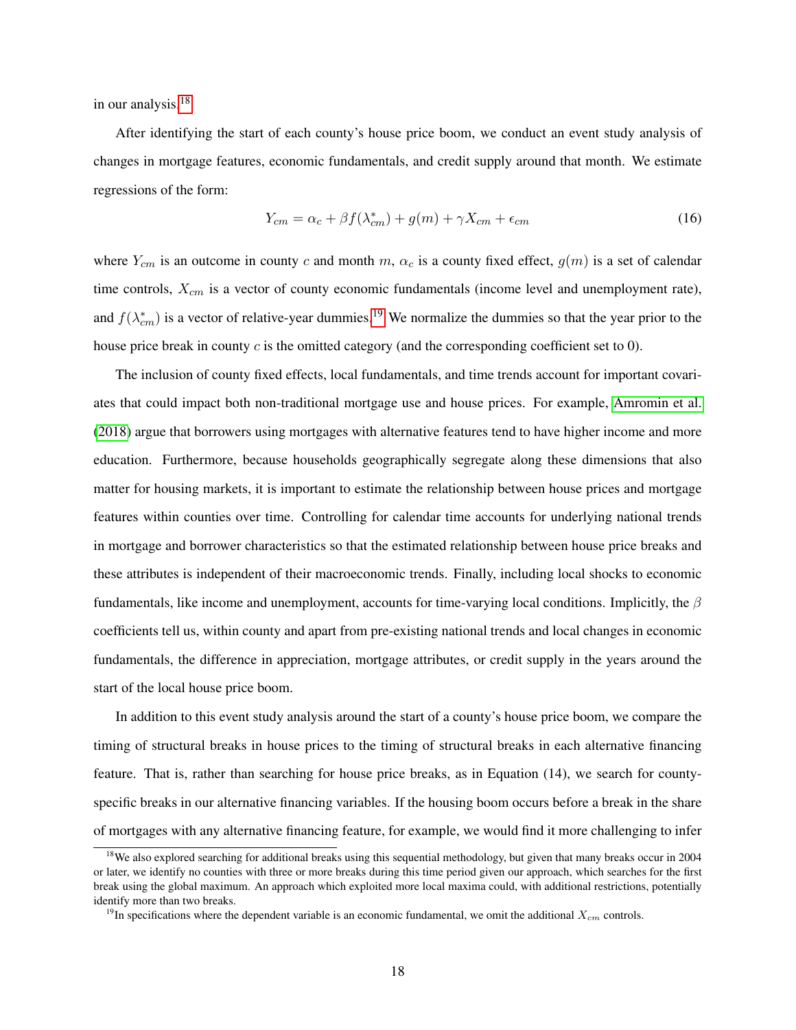in our analysis.[18]

After identifying the start of each county's house price boom, we conduct an event study analysis of changes in mortgage features, economic fundamentals, and credit supply around that month. We estimate regressions of the form:

$$Y_{cm} = \alpha_c + \beta f(\lambda^*_{cm}) + g(m) + \gamma X_{cm} + \epsilon_{cm} \tag{16}$$

where $Y_{cm}$ is an outcome in county $c$ and month $m$, $\alpha_c$ is a county fixed effect, $g(m)$ is a set of calendar time controls, $X_{cm}$ is a vector of county economic fundamentals (income level and unemployment rate), and $f(\lambda^*_{cm})$ is a vector of relative-year dummies.[19] We normalize the dummies so that the year prior to the house price break in county $c$ is the omitted category (and the corresponding coefficient set to 0).

The inclusion of county fixed effects, local fundamentals, and time trends account for important covariates that could impact both non-traditional mortgage use and house prices. For example, Amromin et al. (2018) argue that borrowers using mortgages with alternative features tend to have higher income and more education. Furthermore, because households geographically segregate along these dimensions that also matter for housing markets, it is important to estimate the relationship between house prices and mortgage features within counties over time. Controlling for calendar time accounts for underlying national trends in mortgage and borrower characteristics so that the estimated relationship between house price breaks and these attributes is independent of their macroeconomic trends. Finally, including local shocks to economic fundamentals, like income and unemployment, accounts for time-varying local conditions. Implicitly, the $\beta$ coefficients tell us, within county and apart from pre-existing national trends and local changes in economic fundamentals, the difference in appreciation, mortgage attributes, or credit supply in the years around the start of the local house price boom.

In addition to this event study analysis around the start of a county's house price boom, we compare the timing of structural breaks in house prices to the timing of structural breaks in each alternative financing feature. That is, rather than searching for house price breaks, as in Equation (14), we search for county-specific breaks in our alternative financing variables. If the housing boom occurs before a break in the share of mortgages with any alternative financing feature, for example, we would find it more challenging to infer

[18] We also explored searching for additional breaks using this sequential methodology, but given that many breaks occur in 2004 or later, we identify no counties with three or more breaks during this time period given our approach, which searches for the first break using the global maximum. An approach which exploited more local maxima could, with additional restrictions, potentially identify more than two breaks.

[19] In specifications where the dependent variable is an economic fundamental, we omit the additional $X_{cm}$ controls.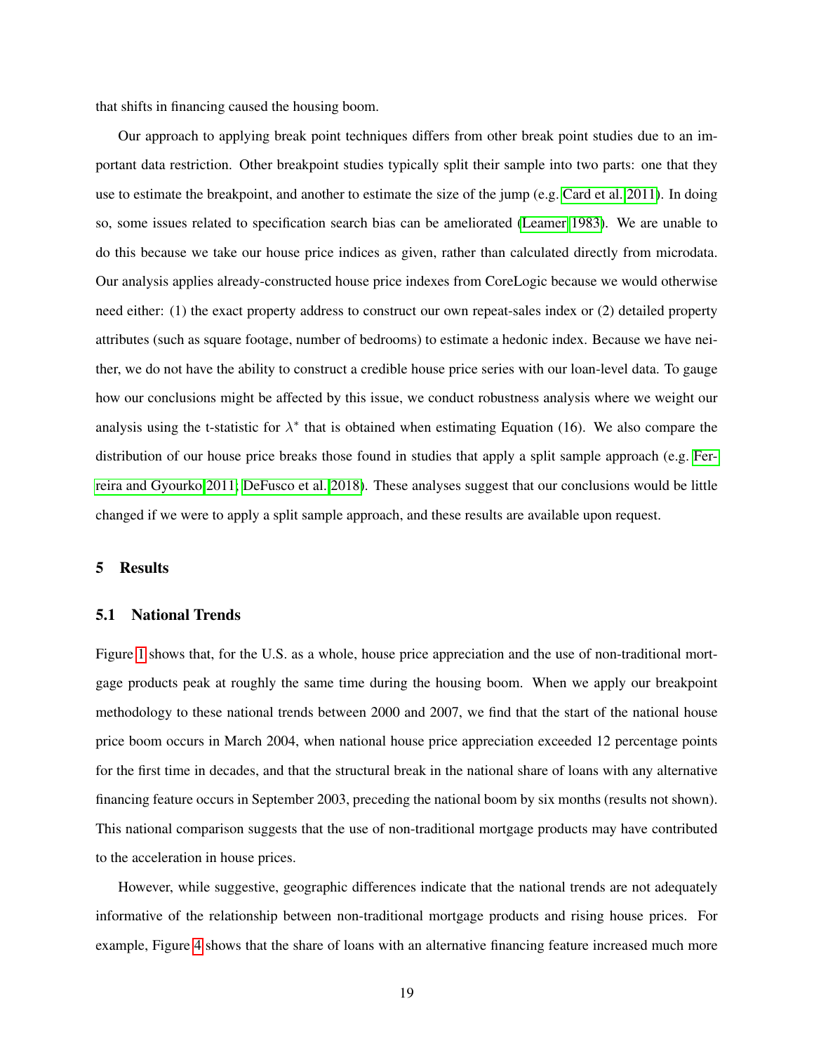that shifts in financing caused the housing boom.

Our approach to applying break point techniques differs from other break point studies due to an important data restriction. Other breakpoint studies typically split their sample into two parts: one that they use to estimate the breakpoint, and another to estimate the size of the jump (e.g. Card et al. 2011). In doing so, some issues related to specification search bias can be ameliorated (Leamer 1983). We are unable to do this because we take our house price indices as given, rather than calculated directly from microdata. Our analysis applies already-constructed house price indexes from CoreLogic because we would otherwise need either: (1) the exact property address to construct our own repeat-sales index or (2) detailed property attributes (such as square footage, number of bedrooms) to estimate a hedonic index. Because we have neither, we do not have the ability to construct a credible house price series with our loan-level data. To gauge how our conclusions might be affected by this issue, we conduct robustness analysis where we weight our analysis using the t-statistic for $\lambda^*$ that is obtained when estimating Equation (16). We also compare the distribution of our house price breaks those found in studies that apply a split sample approach (e.g. Ferreira and Gyourko 2011; DeFusco et al. 2018). These analyses suggest that our conclusions would be little changed if we were to apply a split sample approach, and these results are available upon request.

## 5 Results

### 5.1 National Trends

Figure 1 shows that, for the U.S. as a whole, house price appreciation and the use of non-traditional mortgage products peak at roughly the same time during the housing boom. When we apply our breakpoint methodology to these national trends between 2000 and 2007, we find that the start of the national house price boom occurs in March 2004, when national house price appreciation exceeded 12 percentage points for the first time in decades, and that the structural break in the national share of loans with any alternative financing feature occurs in September 2003, preceding the national boom by six months (results not shown). This national comparison suggests that the use of non-traditional mortgage products may have contributed to the acceleration in house prices.

However, while suggestive, geographic differences indicate that the national trends are not adequately informative of the relationship between non-traditional mortgage products and rising house prices. For example, Figure 4 shows that the share of loans with an alternative financing feature increased much more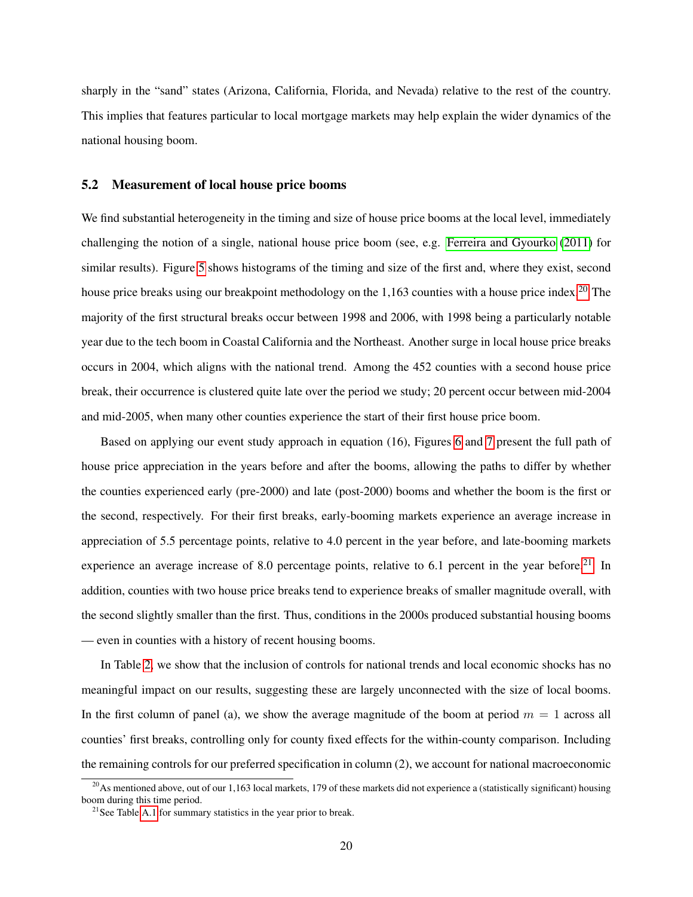sharply in the "sand" states (Arizona, California, Florida, and Nevada) relative to the rest of the country. This implies that features particular to local mortgage markets may help explain the wider dynamics of the national housing boom.

## 5.2 Measurement of local house price booms

We find substantial heterogeneity in the timing and size of house price booms at the local level, immediately challenging the notion of a single, national house price boom (see, e.g. Ferreira and Gyourko (2011) for similar results). Figure 5 shows histograms of the timing and size of the first and, where they exist, second house price breaks using our breakpoint methodology on the 1,163 counties with a house price index.[20] The majority of the first structural breaks occur between 1998 and 2006, with 1998 being a particularly notable year due to the tech boom in Coastal California and the Northeast. Another surge in local house price breaks occurs in 2004, which aligns with the national trend. Among the 452 counties with a second house price break, their occurrence is clustered quite late over the period we study; 20 percent occur between mid-2004 and mid-2005, when many other counties experience the start of their first house price boom.

Based on applying our event study approach in equation (16), Figures 6 and 7 present the full path of house price appreciation in the years before and after the booms, allowing the paths to differ by whether the counties experienced early (pre-2000) and late (post-2000) booms and whether the boom is the first or the second, respectively. For their first breaks, early-booming markets experience an average increase in appreciation of 5.5 percentage points, relative to 4.0 percent in the year before, and late-booming markets experience an average increase of 8.0 percentage points, relative to 6.1 percent in the year before.[21] In addition, counties with two house price breaks tend to experience breaks of smaller magnitude overall, with the second slightly smaller than the first. Thus, conditions in the 2000s produced substantial housing booms — even in counties with a history of recent housing booms.

In Table 2, we show that the inclusion of controls for national trends and local economic shocks has no meaningful impact on our results, suggesting these are largely unconnected with the size of local booms. In the first column of panel (a), we show the average magnitude of the boom at period $m = 1$ across all counties' first breaks, controlling only for county fixed effects for the within-county comparison. Including the remaining controls for our preferred specification in column (2), we account for national macroeconomic

[20] As mentioned above, out of our 1,163 local markets, 179 of these markets did not experience a (statistically significant) housing boom during this time period.

[21] See Table A.1 for summary statistics in the year prior to break.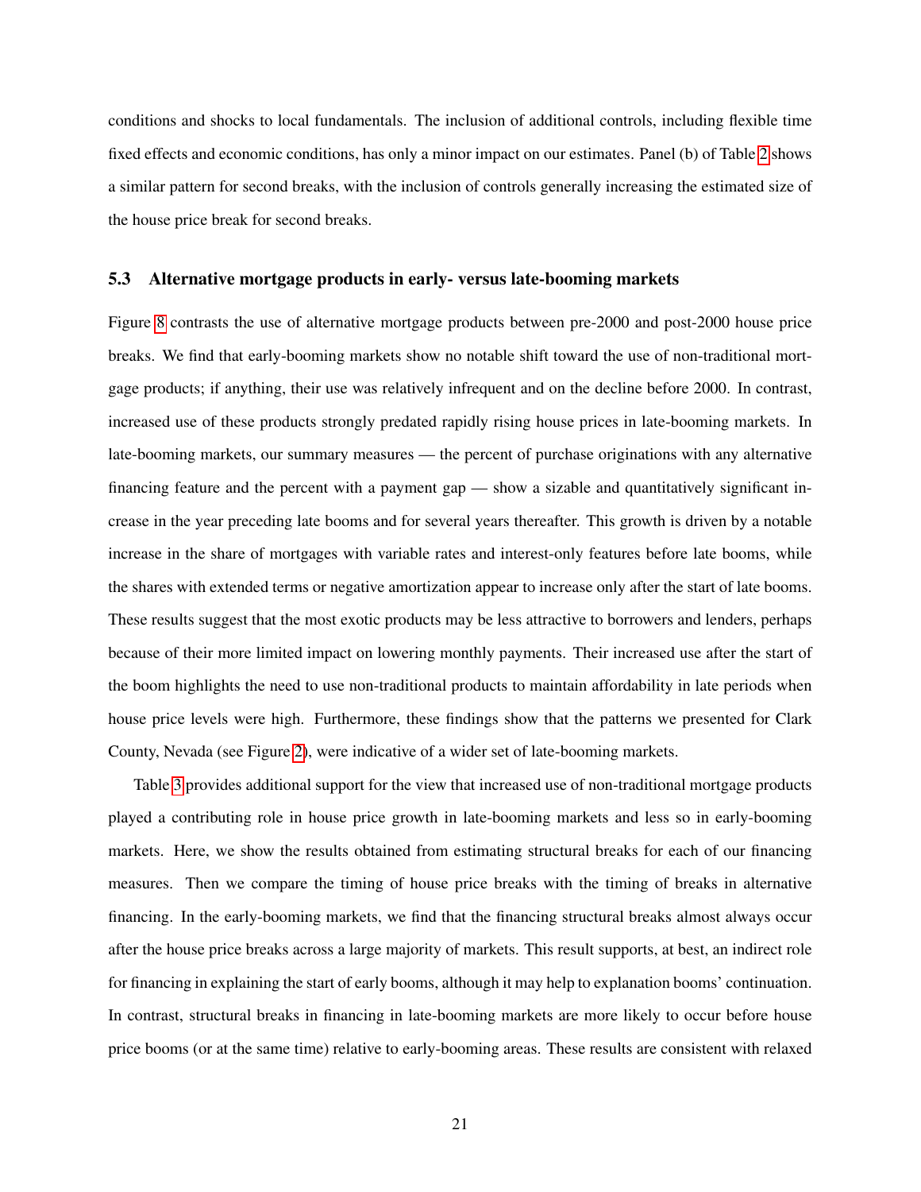conditions and shocks to local fundamentals. The inclusion of additional controls, including flexible time fixed effects and economic conditions, has only a minor impact on our estimates. Panel (b) of Table 2 shows a similar pattern for second breaks, with the inclusion of controls generally increasing the estimated size of the house price break for second breaks.

### 5.3 Alternative mortgage products in early- versus late-booming markets

Figure 8 contrasts the use of alternative mortgage products between pre-2000 and post-2000 house price breaks. We find that early-booming markets show no notable shift toward the use of non-traditional mortgage products; if anything, their use was relatively infrequent and on the decline before 2000. In contrast, increased use of these products strongly predated rapidly rising house prices in late-booming markets. In late-booming markets, our summary measures — the percent of purchase originations with any alternative financing feature and the percent with a payment gap — show a sizable and quantitatively significant increase in the year preceding late booms and for several years thereafter. This growth is driven by a notable increase in the share of mortgages with variable rates and interest-only features before late booms, while the shares with extended terms or negative amortization appear to increase only after the start of late booms. These results suggest that the most exotic products may be less attractive to borrowers and lenders, perhaps because of their more limited impact on lowering monthly payments. Their increased use after the start of the boom highlights the need to use non-traditional products to maintain affordability in late periods when house price levels were high. Furthermore, these findings show that the patterns we presented for Clark County, Nevada (see Figure 2), were indicative of a wider set of late-booming markets.

Table 3 provides additional support for the view that increased use of non-traditional mortgage products played a contributing role in house price growth in late-booming markets and less so in early-booming markets. Here, we show the results obtained from estimating structural breaks for each of our financing measures. Then we compare the timing of house price breaks with the timing of breaks in alternative financing. In the early-booming markets, we find that the financing structural breaks almost always occur after the house price breaks across a large majority of markets. This result supports, at best, an indirect role for financing in explaining the start of early booms, although it may help to explanation booms' continuation. In contrast, structural breaks in financing in late-booming markets are more likely to occur before house price booms (or at the same time) relative to early-booming areas. These results are consistent with relaxed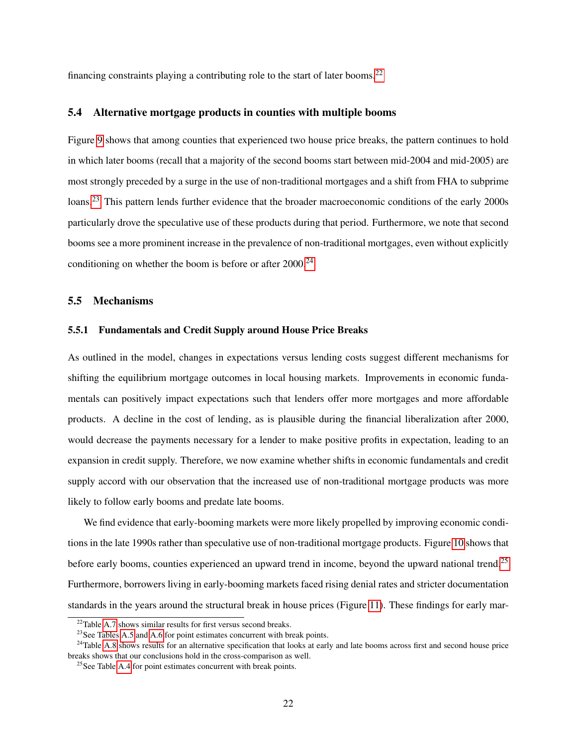financing constraints playing a contributing role to the start of later booms.[22]

### 5.4 Alternative mortgage products in counties with multiple booms

Figure 9 shows that among counties that experienced two house price breaks, the pattern continues to hold in which later booms (recall that a majority of the second booms start between mid-2004 and mid-2005) are most strongly preceded by a surge in the use of non-traditional mortgages and a shift from FHA to subprime loans.[23] This pattern lends further evidence that the broader macroeconomic conditions of the early 2000s particularly drove the speculative use of these products during that period. Furthermore, we note that second booms see a more prominent increase in the prevalence of non-traditional mortgages, even without explicitly conditioning on whether the boom is before or after 2000.[24]

### 5.5 Mechanisms

#### 5.5.1 Fundamentals and Credit Supply around House Price Breaks

As outlined in the model, changes in expectations versus lending costs suggest different mechanisms for shifting the equilibrium mortgage outcomes in local housing markets. Improvements in economic fundamentals can positively impact expectations such that lenders offer more mortgages and more affordable products. A decline in the cost of lending, as is plausible during the financial liberalization after 2000, would decrease the payments necessary for a lender to make positive profits in expectation, leading to an expansion in credit supply. Therefore, we now examine whether shifts in economic fundamentals and credit supply accord with our observation that the increased use of non-traditional mortgage products was more likely to follow early booms and predate late booms.

We find evidence that early-booming markets were more likely propelled by improving economic conditions in the late 1990s rather than speculative use of non-traditional mortgage products. Figure 10 shows that before early booms, counties experienced an upward trend in income, beyond the upward national trend.[25] Furthermore, borrowers living in early-booming markets faced rising denial rates and stricter documentation standards in the years around the structural break in house prices (Figure 11). These findings for early mar-

[22] Table A.7 shows similar results for first versus second breaks.

[23] See Tables A.5 and A.6 for point estimates concurrent with break points.

[24] Table A.8 shows results for an alternative specification that looks at early and late booms across first and second house price breaks shows that our conclusions hold in the cross-comparison as well.

[25] See Table A.4 for point estimates concurrent with break points.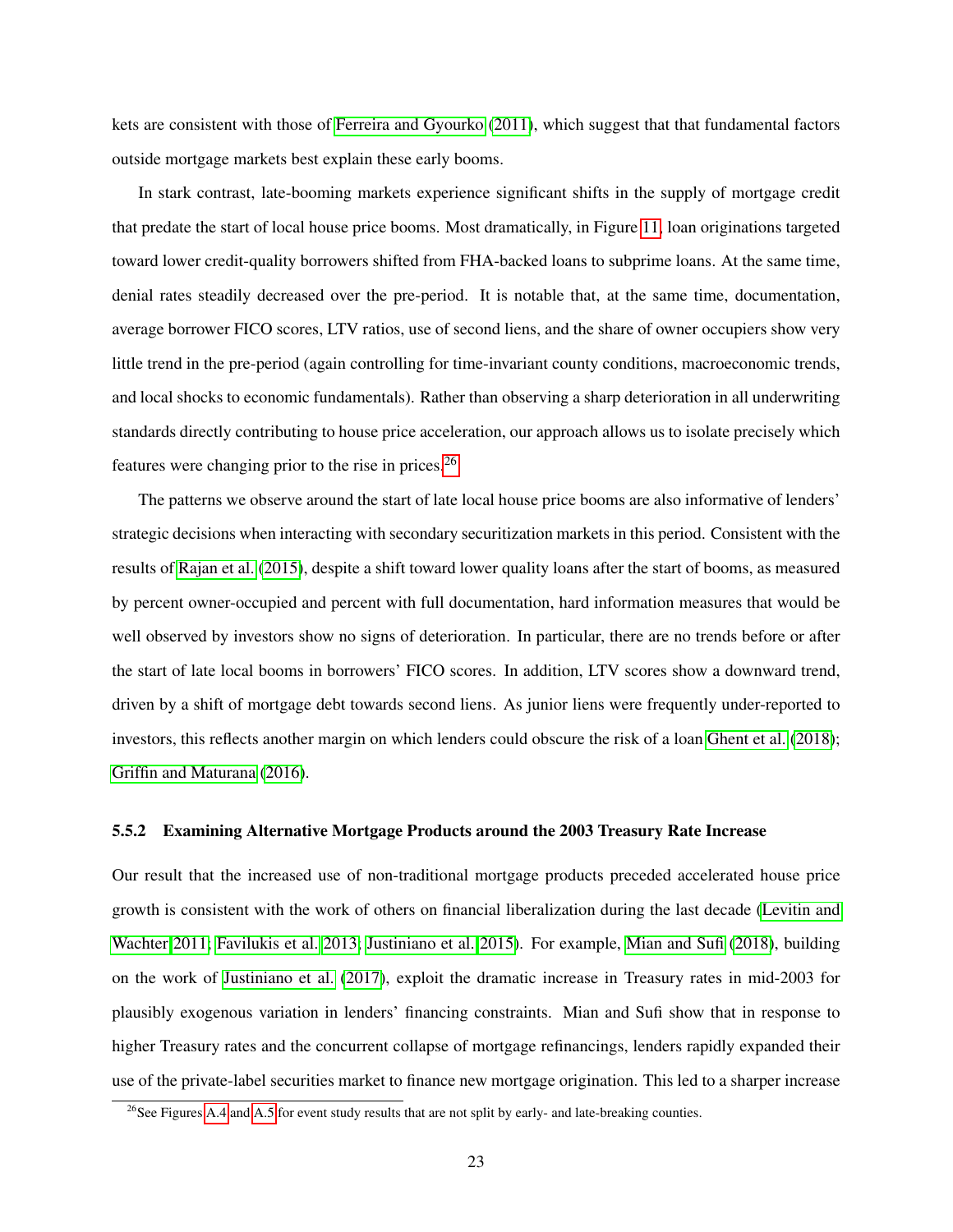kets are consistent with those of Ferreira and Gyourko (2011), which suggest that that fundamental factors outside mortgage markets best explain these early booms.

In stark contrast, late-booming markets experience significant shifts in the supply of mortgage credit that predate the start of local house price booms. Most dramatically, in Figure 11, loan originations targeted toward lower credit-quality borrowers shifted from FHA-backed loans to subprime loans. At the same time, denial rates steadily decreased over the pre-period. It is notable that, at the same time, documentation, average borrower FICO scores, LTV ratios, use of second liens, and the share of owner occupiers show very little trend in the pre-period (again controlling for time-invariant county conditions, macroeconomic trends, and local shocks to economic fundamentals). Rather than observing a sharp deterioration in all underwriting standards directly contributing to house price acceleration, our approach allows us to isolate precisely which features were changing prior to the rise in prices.[26]

The patterns we observe around the start of late local house price booms are also informative of lenders' strategic decisions when interacting with secondary securitization markets in this period. Consistent with the results of Rajan et al. (2015), despite a shift toward lower quality loans after the start of booms, as measured by percent owner-occupied and percent with full documentation, hard information measures that would be well observed by investors show no signs of deterioration. In particular, there are no trends before or after the start of late local booms in borrowers' FICO scores. In addition, LTV scores show a downward trend, driven by a shift of mortgage debt towards second liens. As junior liens were frequently under-reported to investors, this reflects another margin on which lenders could obscure the risk of a loan Ghent et al. (2018); Griffin and Maturana (2016).

#### 5.5.2 Examining Alternative Mortgage Products around the 2003 Treasury Rate Increase

Our result that the increased use of non-traditional mortgage products preceded accelerated house price growth is consistent with the work of others on financial liberalization during the last decade (Levitin and Wachter 2011; Favilukis et al. 2013; Justiniano et al. 2015). For example, Mian and Sufi (2018), building on the work of Justiniano et al. (2017), exploit the dramatic increase in Treasury rates in mid-2003 for plausibly exogenous variation in lenders' financing constraints. Mian and Sufi show that in response to higher Treasury rates and the concurrent collapse of mortgage refinancings, lenders rapidly expanded their use of the private-label securities market to finance new mortgage origination. This led to a sharper increase

[26] See Figures A.4 and A.5 for event study results that are not split by early- and late-breaking counties.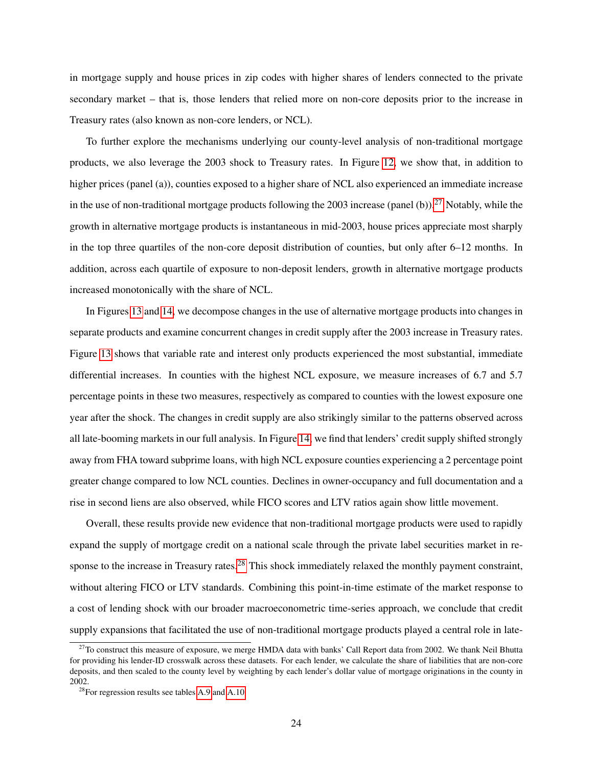in mortgage supply and house prices in zip codes with higher shares of lenders connected to the private secondary market – that is, those lenders that relied more on non-core deposits prior to the increase in Treasury rates (also known as non-core lenders, or NCL).

To further explore the mechanisms underlying our county-level analysis of non-traditional mortgage products, we also leverage the 2003 shock to Treasury rates. In Figure 12, we show that, in addition to higher prices (panel (a)), counties exposed to a higher share of NCL also experienced an immediate increase in the use of non-traditional mortgage products following the 2003 increase (panel (b)).[27] Notably, while the growth in alternative mortgage products is instantaneous in mid-2003, house prices appreciate most sharply in the top three quartiles of the non-core deposit distribution of counties, but only after 6–12 months. In addition, across each quartile of exposure to non-deposit lenders, growth in alternative mortgage products increased monotonically with the share of NCL.

In Figures 13 and 14, we decompose changes in the use of alternative mortgage products into changes in separate products and examine concurrent changes in credit supply after the 2003 increase in Treasury rates. Figure 13 shows that variable rate and interest only products experienced the most substantial, immediate differential increases. In counties with the highest NCL exposure, we measure increases of 6.7 and 5.7 percentage points in these two measures, respectively as compared to counties with the lowest exposure one year after the shock. The changes in credit supply are also strikingly similar to the patterns observed across all late-booming markets in our full analysis. In Figure 14, we find that lenders' credit supply shifted strongly away from FHA toward subprime loans, with high NCL exposure counties experiencing a 2 percentage point greater change compared to low NCL counties. Declines in owner-occupancy and full documentation and a rise in second liens are also observed, while FICO scores and LTV ratios again show little movement.

Overall, these results provide new evidence that non-traditional mortgage products were used to rapidly expand the supply of mortgage credit on a national scale through the private label securities market in response to the increase in Treasury rates.[28] This shock immediately relaxed the monthly payment constraint, without altering FICO or LTV standards. Combining this point-in-time estimate of the market response to a cost of lending shock with our broader macroeconometric time-series approach, we conclude that credit supply expansions that facilitated the use of non-traditional mortgage products played a central role in late-

[27] To construct this measure of exposure, we merge HMDA data with banks' Call Report data from 2002. We thank Neil Bhutta for providing his lender-ID crosswalk across these datasets. For each lender, we calculate the share of liabilities that are non-core deposits, and then scaled to the county level by weighting by each lender's dollar value of mortgage originations in the county in 2002.

[28] For regression results see tables A.9 and A.10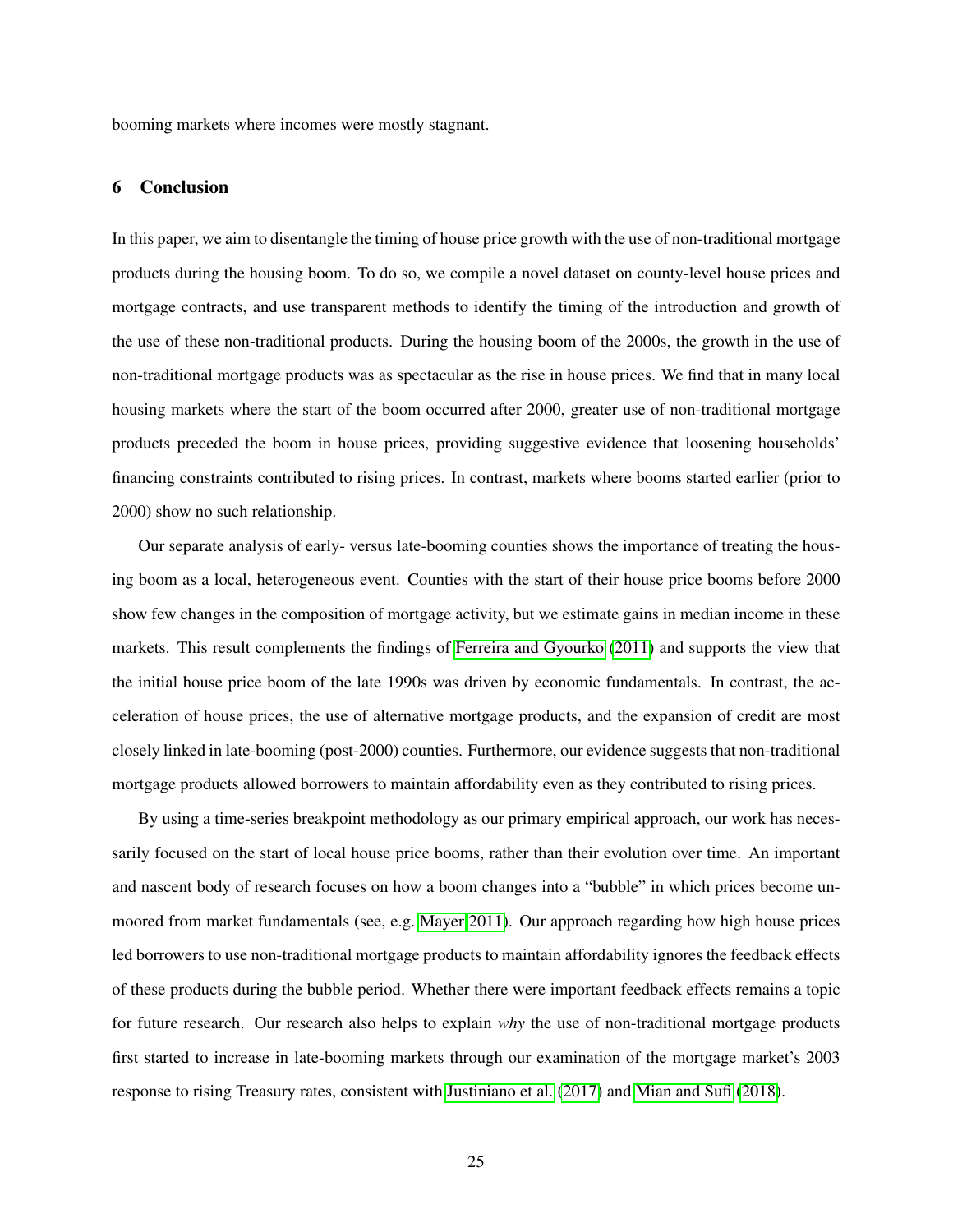booming markets where incomes were mostly stagnant.

## 6 Conclusion

In this paper, we aim to disentangle the timing of house price growth with the use of non-traditional mortgage products during the housing boom. To do so, we compile a novel dataset on county-level house prices and mortgage contracts, and use transparent methods to identify the timing of the introduction and growth of the use of these non-traditional products. During the housing boom of the 2000s, the growth in the use of non-traditional mortgage products was as spectacular as the rise in house prices. We find that in many local housing markets where the start of the boom occurred after 2000, greater use of non-traditional mortgage products preceded the boom in house prices, providing suggestive evidence that loosening households' financing constraints contributed to rising prices. In contrast, markets where booms started earlier (prior to 2000) show no such relationship.

Our separate analysis of early- versus late-booming counties shows the importance of treating the housing boom as a local, heterogeneous event. Counties with the start of their house price booms before 2000 show few changes in the composition of mortgage activity, but we estimate gains in median income in these markets. This result complements the findings of Ferreira and Gyourko (2011) and supports the view that the initial house price boom of the late 1990s was driven by economic fundamentals. In contrast, the acceleration of house prices, the use of alternative mortgage products, and the expansion of credit are most closely linked in late-booming (post-2000) counties. Furthermore, our evidence suggests that non-traditional mortgage products allowed borrowers to maintain affordability even as they contributed to rising prices.

By using a time-series breakpoint methodology as our primary empirical approach, our work has necessarily focused on the start of local house price booms, rather than their evolution over time. An important and nascent body of research focuses on how a boom changes into a "bubble" in which prices become unmoored from market fundamentals (see, e.g. Mayer 2011). Our approach regarding how high house prices led borrowers to use non-traditional mortgage products to maintain affordability ignores the feedback effects of these products during the bubble period. Whether there were important feedback effects remains a topic for future research. Our research also helps to explain *why* the use of non-traditional mortgage products first started to increase in late-booming markets through our examination of the mortgage market's 2003 response to rising Treasury rates, consistent with Justiniano et al. (2017) and Mian and Sufi (2018).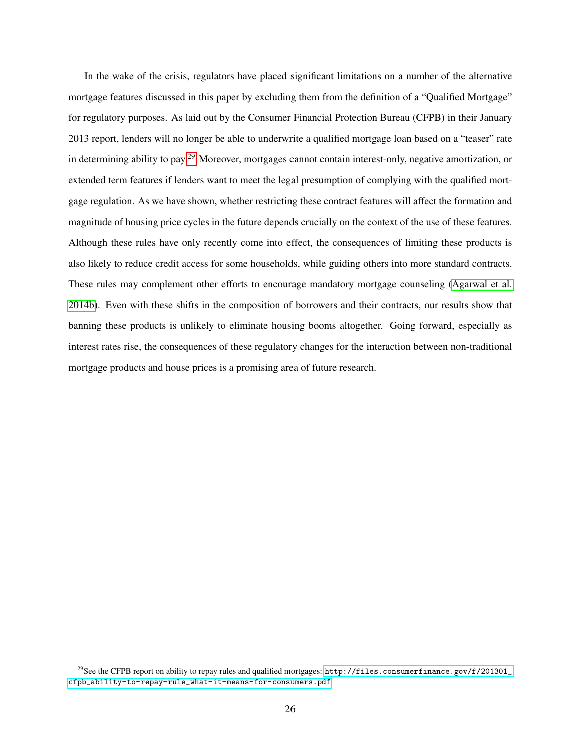In the wake of the crisis, regulators have placed significant limitations on a number of the alternative mortgage features discussed in this paper by excluding them from the definition of a "Qualified Mortgage" for regulatory purposes. As laid out by the Consumer Financial Protection Bureau (CFPB) in their January 2013 report, lenders will no longer be able to underwrite a qualified mortgage loan based on a "teaser" rate in determining ability to pay.[29] Moreover, mortgages cannot contain interest-only, negative amortization, or extended term features if lenders want to meet the legal presumption of complying with the qualified mortgage regulation. As we have shown, whether restricting these contract features will affect the formation and magnitude of housing price cycles in the future depends crucially on the context of the use of these features. Although these rules have only recently come into effect, the consequences of limiting these products is also likely to reduce credit access for some households, while guiding others into more standard contracts. These rules may complement other efforts to encourage mandatory mortgage counseling (Agarwal et al. 2014b). Even with these shifts in the composition of borrowers and their contracts, our results show that banning these products is unlikely to eliminate housing booms altogether. Going forward, especially as interest rates rise, the consequences of these regulatory changes for the interaction between non-traditional mortgage products and house prices is a promising area of future research.

[29] See the CFPB report on ability to repay rules and qualified mortgages: http://files.consumerfinance.gov/f/201301_cfpb_ability-to-repay-rule_what-it-means-for-consumers.pdf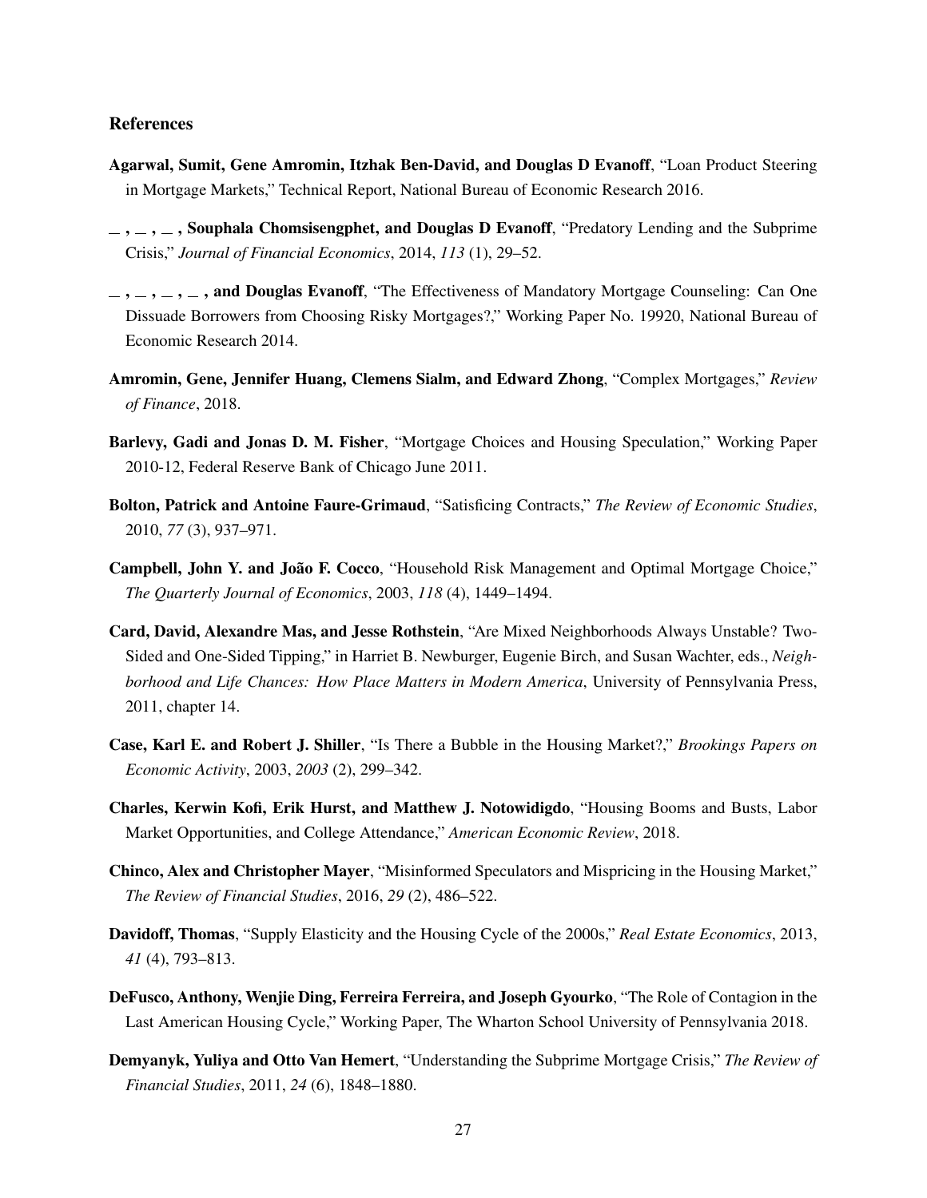## References

**Agarwal, Sumit, Gene Amromin, Itzhak Ben-David, and Douglas D Evanoff**, "Loan Product Steering in Mortgage Markets," Technical Report, National Bureau of Economic Research 2016.

**\_ , \_ , \_ , Souphala Chomsisengphet, and Douglas D Evanoff**, "Predatory Lending and the Subprime Crisis," *Journal of Financial Economics*, 2014, *113* (1), 29–52.

**\_ , \_ , \_ , \_ , and Douglas Evanoff**, "The Effectiveness of Mandatory Mortgage Counseling: Can One Dissuade Borrowers from Choosing Risky Mortgages?," Working Paper No. 19920, National Bureau of Economic Research 2014.

**Amromin, Gene, Jennifer Huang, Clemens Sialm, and Edward Zhong**, "Complex Mortgages," *Review of Finance*, 2018.

**Barlevy, Gadi and Jonas D. M. Fisher**, "Mortgage Choices and Housing Speculation," Working Paper 2010-12, Federal Reserve Bank of Chicago June 2011.

**Bolton, Patrick and Antoine Faure-Grimaud**, "Satisficing Contracts," *The Review of Economic Studies*, 2010, *77* (3), 937–971.

**Campbell, John Y. and João F. Cocco**, "Household Risk Management and Optimal Mortgage Choice," *The Quarterly Journal of Economics*, 2003, *118* (4), 1449–1494.

**Card, David, Alexandre Mas, and Jesse Rothstein**, "Are Mixed Neighborhoods Always Unstable? Two-Sided and One-Sided Tipping," in Harriet B. Newburger, Eugenie Birch, and Susan Wachter, eds., *Neighborhood and Life Chances: How Place Matters in Modern America*, University of Pennsylvania Press, 2011, chapter 14.

**Case, Karl E. and Robert J. Shiller**, "Is There a Bubble in the Housing Market?," *Brookings Papers on Economic Activity*, 2003, *2003* (2), 299–342.

**Charles, Kerwin Kofi, Erik Hurst, and Matthew J. Notowidigdo**, "Housing Booms and Busts, Labor Market Opportunities, and College Attendance," *American Economic Review*, 2018.

**Chinco, Alex and Christopher Mayer**, "Misinformed Speculators and Mispricing in the Housing Market," *The Review of Financial Studies*, 2016, *29* (2), 486–522.

**Davidoff, Thomas**, "Supply Elasticity and the Housing Cycle of the 2000s," *Real Estate Economics*, 2013, *41* (4), 793–813.

**DeFusco, Anthony, Wenjie Ding, Ferreira Ferreira, and Joseph Gyourko**, "The Role of Contagion in the Last American Housing Cycle," Working Paper, The Wharton School University of Pennsylvania 2018.

**Demyanyk, Yuliya and Otto Van Hemert**, "Understanding the Subprime Mortgage Crisis," *The Review of Financial Studies*, 2011, *24* (6), 1848–1880.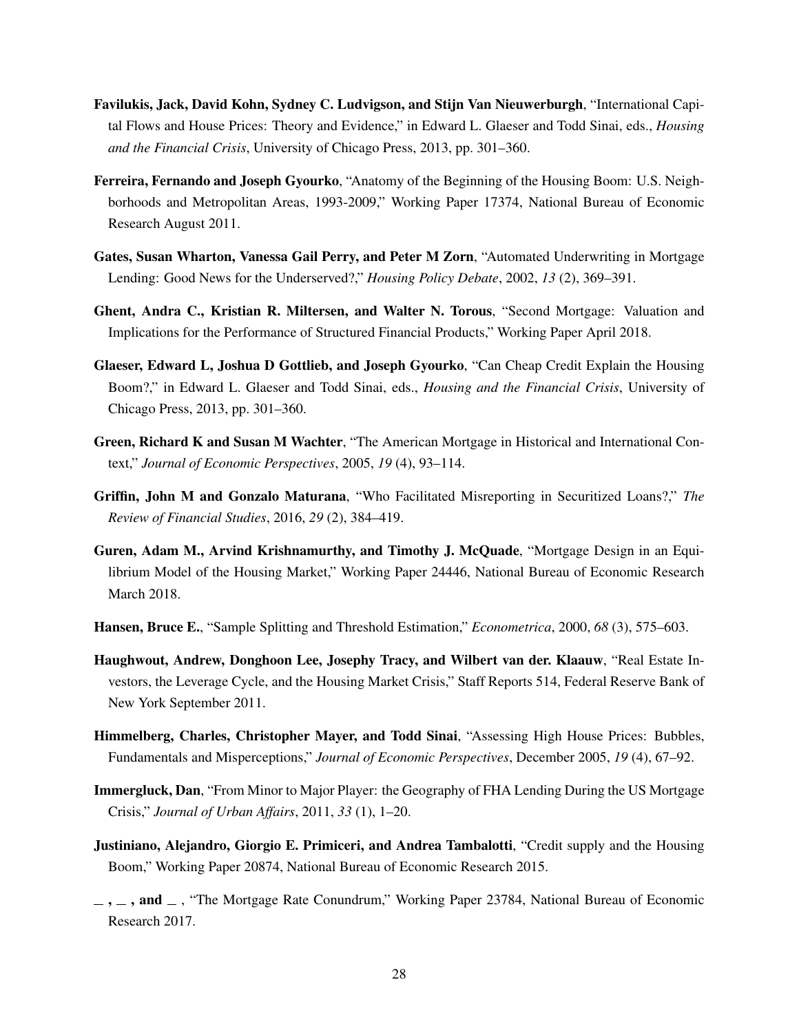**Favilukis, Jack, David Kohn, Sydney C. Ludvigson, and Stijn Van Nieuwerburgh**, "International Capital Flows and House Prices: Theory and Evidence," in Edward L. Glaeser and Todd Sinai, eds., *Housing and the Financial Crisis*, University of Chicago Press, 2013, pp. 301–360.

**Ferreira, Fernando and Joseph Gyourko**, "Anatomy of the Beginning of the Housing Boom: U.S. Neighborhoods and Metropolitan Areas, 1993-2009," Working Paper 17374, National Bureau of Economic Research August 2011.

**Gates, Susan Wharton, Vanessa Gail Perry, and Peter M Zorn**, "Automated Underwriting in Mortgage Lending: Good News for the Underserved?," *Housing Policy Debate*, 2002, *13* (2), 369–391.

**Ghent, Andra C., Kristian R. Miltersen, and Walter N. Torous**, "Second Mortgage: Valuation and Implications for the Performance of Structured Financial Products," Working Paper April 2018.

**Glaeser, Edward L, Joshua D Gottlieb, and Joseph Gyourko**, "Can Cheap Credit Explain the Housing Boom?," in Edward L. Glaeser and Todd Sinai, eds., *Housing and the Financial Crisis*, University of Chicago Press, 2013, pp. 301–360.

**Green, Richard K and Susan M Wachter**, "The American Mortgage in Historical and International Context," *Journal of Economic Perspectives*, 2005, *19* (4), 93–114.

**Griffin, John M and Gonzalo Maturana**, "Who Facilitated Misreporting in Securitized Loans?," *The Review of Financial Studies*, 2016, *29* (2), 384–419.

**Guren, Adam M., Arvind Krishnamurthy, and Timothy J. McQuade**, "Mortgage Design in an Equilibrium Model of the Housing Market," Working Paper 24446, National Bureau of Economic Research March 2018.

**Hansen, Bruce E.**, "Sample Splitting and Threshold Estimation," *Econometrica*, 2000, *68* (3), 575–603.

**Haughwout, Andrew, Donghoon Lee, Josephy Tracy, and Wilbert van der. Klaauw**, "Real Estate Investors, the Leverage Cycle, and the Housing Market Crisis," Staff Reports 514, Federal Reserve Bank of New York September 2011.

**Himmelberg, Charles, Christopher Mayer, and Todd Sinai**, "Assessing High House Prices: Bubbles, Fundamentals and Misperceptions," *Journal of Economic Perspectives*, December 2005, *19* (4), 67–92.

**Immergluck, Dan**, "From Minor to Major Player: the Geography of FHA Lending During the US Mortgage Crisis," *Journal of Urban Affairs*, 2011, *33* (1), 1–20.

**Justiniano, Alejandro, Giorgio E. Primiceri, and Andrea Tambalotti**, "Credit supply and the Housing Boom," Working Paper 20874, National Bureau of Economic Research 2015.

**_ , _ , and _** , "The Mortgage Rate Conundrum," Working Paper 23784, National Bureau of Economic Research 2017.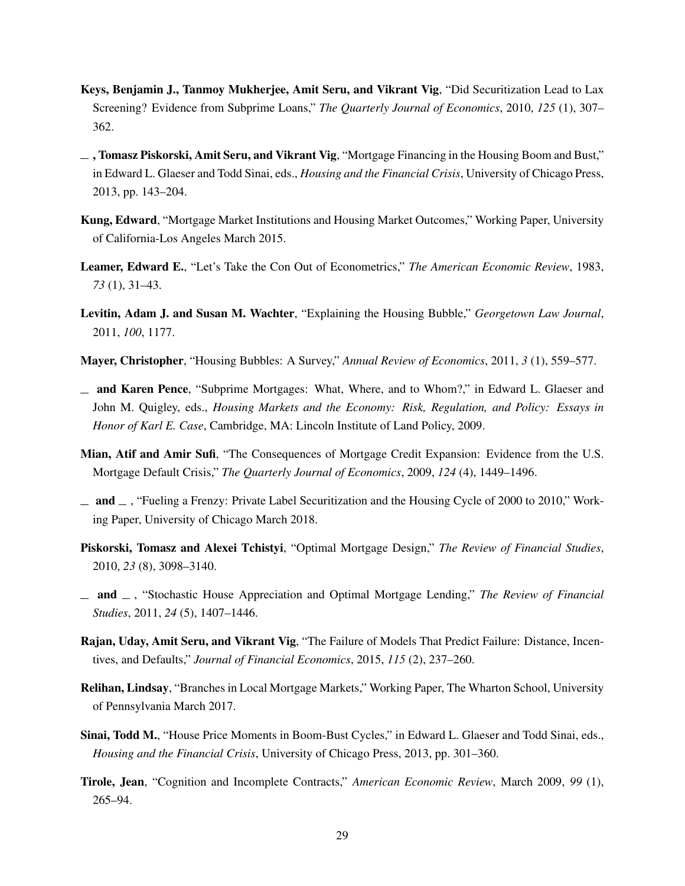**Keys, Benjamin J., Tanmoy Mukherjee, Amit Seru, and Vikrant Vig**, "Did Securitization Lead to Lax Screening? Evidence from Subprime Loans," *The Quarterly Journal of Economics*, 2010, *125* (1), 307–362.

**_ , Tomasz Piskorski, Amit Seru, and Vikrant Vig**, "Mortgage Financing in the Housing Boom and Bust," in Edward L. Glaeser and Todd Sinai, eds., *Housing and the Financial Crisis*, University of Chicago Press, 2013, pp. 143–204.

**Kung, Edward**, "Mortgage Market Institutions and Housing Market Outcomes," Working Paper, University of California-Los Angeles March 2015.

**Leamer, Edward E.**, "Let's Take the Con Out of Econometrics," *The American Economic Review*, 1983, *73* (1), 31–43.

**Levitin, Adam J. and Susan M. Wachter**, "Explaining the Housing Bubble," *Georgetown Law Journal*, 2011, *100*, 1177.

**Mayer, Christopher**, "Housing Bubbles: A Survey," *Annual Review of Economics*, 2011, *3* (1), 559–577.

**_ and Karen Pence**, "Subprime Mortgages: What, Where, and to Whom?," in Edward L. Glaeser and John M. Quigley, eds., *Housing Markets and the Economy: Risk, Regulation, and Policy: Essays in Honor of Karl E. Case*, Cambridge, MA: Lincoln Institute of Land Policy, 2009.

**Mian, Atif and Amir Sufi**, "The Consequences of Mortgage Credit Expansion: Evidence from the U.S. Mortgage Default Crisis," *The Quarterly Journal of Economics*, 2009, *124* (4), 1449–1496.

**_ and _** , "Fueling a Frenzy: Private Label Securitization and the Housing Cycle of 2000 to 2010," Working Paper, University of Chicago March 2018.

**Piskorski, Tomasz and Alexei Tchistyi**, "Optimal Mortgage Design," *The Review of Financial Studies*, 2010, *23* (8), 3098–3140.

**_ and _** , "Stochastic House Appreciation and Optimal Mortgage Lending," *The Review of Financial Studies*, 2011, *24* (5), 1407–1446.

**Rajan, Uday, Amit Seru, and Vikrant Vig**, "The Failure of Models That Predict Failure: Distance, Incentives, and Defaults," *Journal of Financial Economics*, 2015, *115* (2), 237–260.

**Relihan, Lindsay**, "Branches in Local Mortgage Markets," Working Paper, The Wharton School, University of Pennsylvania March 2017.

**Sinai, Todd M.**, "House Price Moments in Boom-Bust Cycles," in Edward L. Glaeser and Todd Sinai, eds., *Housing and the Financial Crisis*, University of Chicago Press, 2013, pp. 301–360.

**Tirole, Jean**, "Cognition and Incomplete Contracts," *American Economic Review*, March 2009, *99* (1), 265–94.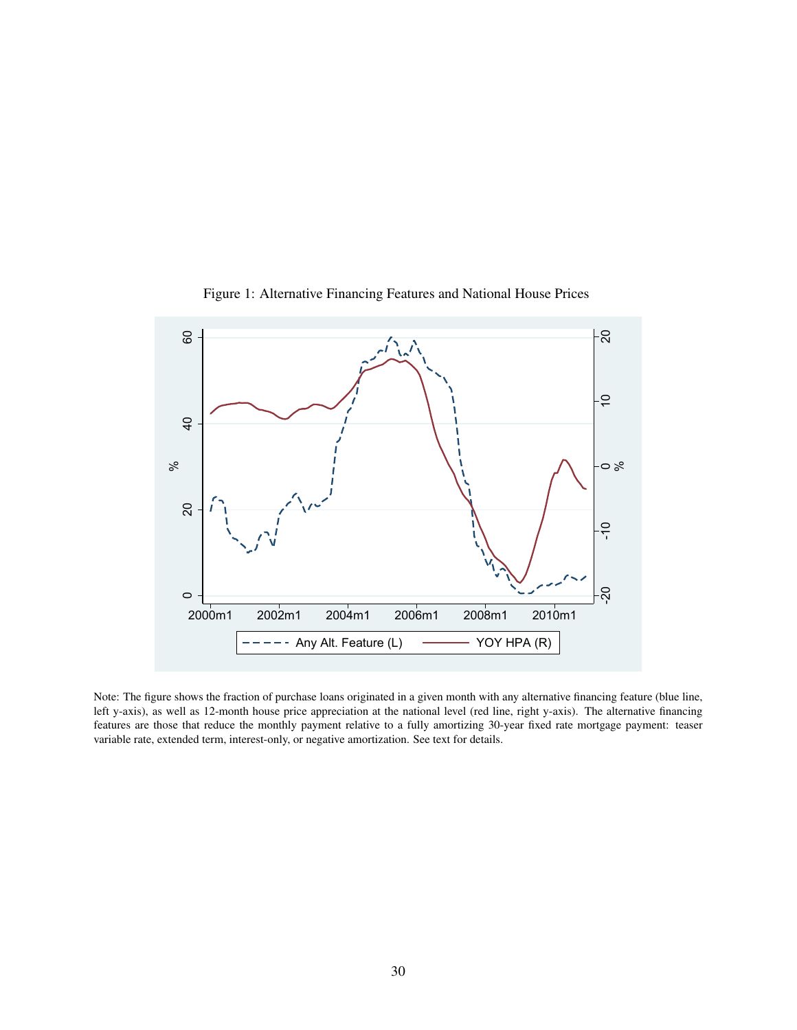Figure 1: Alternative Financing Features and National House Prices

60
40
20
0
%

20
10
0
-10
-20
%

2000m1
2002m1
2004m1
2006m1
2008m1
2010m1

Any Alt. Feature (L)
YOY HPA (R)

Note: The figure shows the fraction of purchase loans originated in a given month with any alternative financing feature (blue line, left y-axis), as well as 12-month house price appreciation at the national level (red line, right y-axis). The alternative financing features are those that reduce the monthly payment relative to a fully amortizing 30-year fixed rate mortgage payment: teaser variable rate, extended term, interest-only, or negative amortization. See text for details.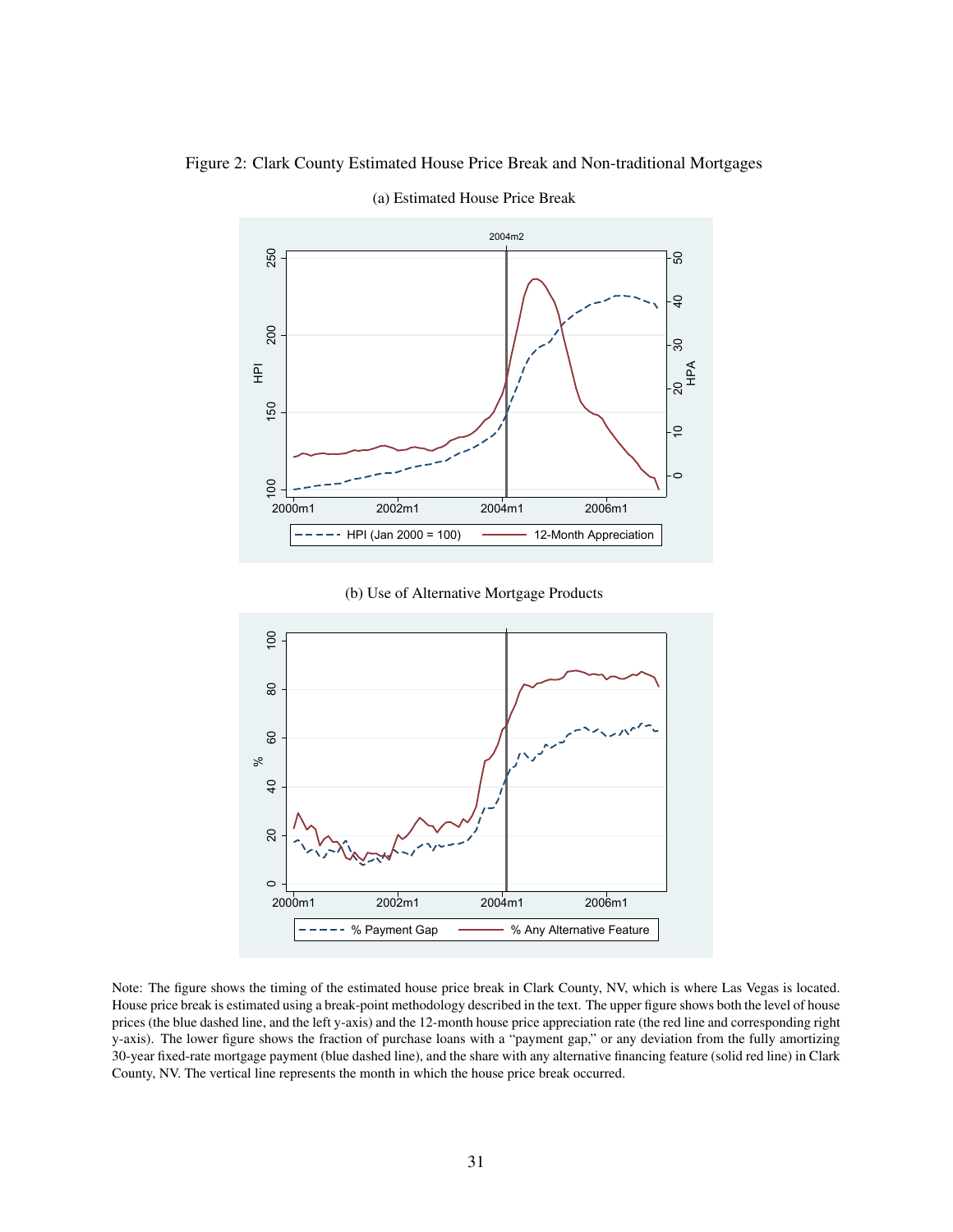Figure 2: Clark County Estimated House Price Break and Non-traditional Mortgages

(a) Estimated House Price Break

2004m2

HPI

HPA

250
200
150
100

50
40
30
20
10
0

2000m1 2002m1 2004m1 2006m1

HPI (Jan 2000 = 100)
12-Month Appreciation

(b) Use of Alternative Mortgage Products

%

100
80
60
40
20
0

2000m1 2002m1 2004m1 2006m1

% Payment Gap
% Any Alternative Feature

Note: The figure shows the timing of the estimated house price break in Clark County, NV, which is where Las Vegas is located. House price break is estimated using a break-point methodology described in the text. The upper figure shows both the level of house prices (the blue dashed line, and the left y-axis) and the 12-month house price appreciation rate (the red line and corresponding right y-axis). The lower figure shows the fraction of purchase loans with a "payment gap," or any deviation from the fully amortizing 30-year fixed-rate mortgage payment (blue dashed line), and the share with any alternative financing feature (solid red line) in Clark County, NV. The vertical line represents the month in which the house price break occurred.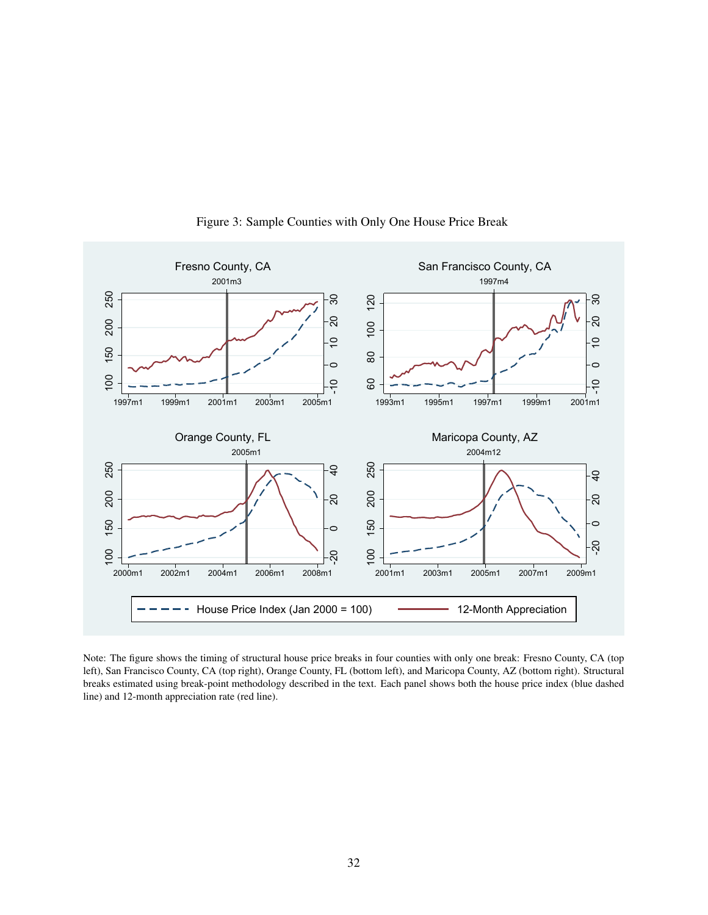Figure 3: Sample Counties with Only One House Price Break

Fresno County, CA
2001m3
250
200
150
100
30
20
10
0
-10
1997m1
1999m1
2001m1
2003m1
2005m1

San Francisco County, CA
1997m4
120
100
80
60
30
20
10
0
-10
1993m1
1995m1
1997m1
1999m1
2001m1

Orange County, FL
2005m1
250
200
150
100
40
20
0
-20
2000m1
2002m1
2004m1
2006m1
2008m1

Maricopa County, AZ
2004m12
250
200
150
100
40
20
0
-20
2001m1
2003m1
2005m1
2007m1
2009m1

House Price Index (Jan 2000 = 100)
12-Month Appreciation

Note: The figure shows the timing of structural house price breaks in four counties with only one break: Fresno County, CA (top left), San Francisco County, CA (top right), Orange County, FL (bottom left), and Maricopa County, AZ (bottom right). Structural breaks estimated using break-point methodology described in the text. Each panel shows both the house price index (blue dashed line) and 12-month appreciation rate (red line).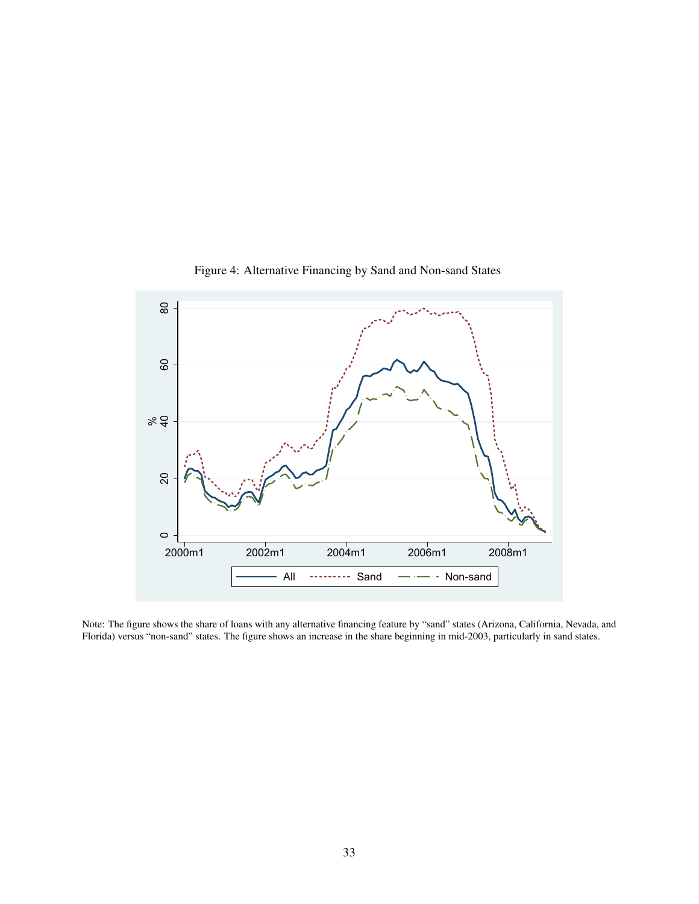Figure 4: Alternative Financing by Sand and Non-sand States

%

0
20
40
60
80

2000m1
2002m1
2004m1
2006m1
2008m1

All
Sand
Non-sand

Note: The figure shows the share of loans with any alternative financing feature by "sand" states (Arizona, California, Nevada, and Florida) versus "non-sand" states. The figure shows an increase in the share beginning in mid-2003, particularly in sand states.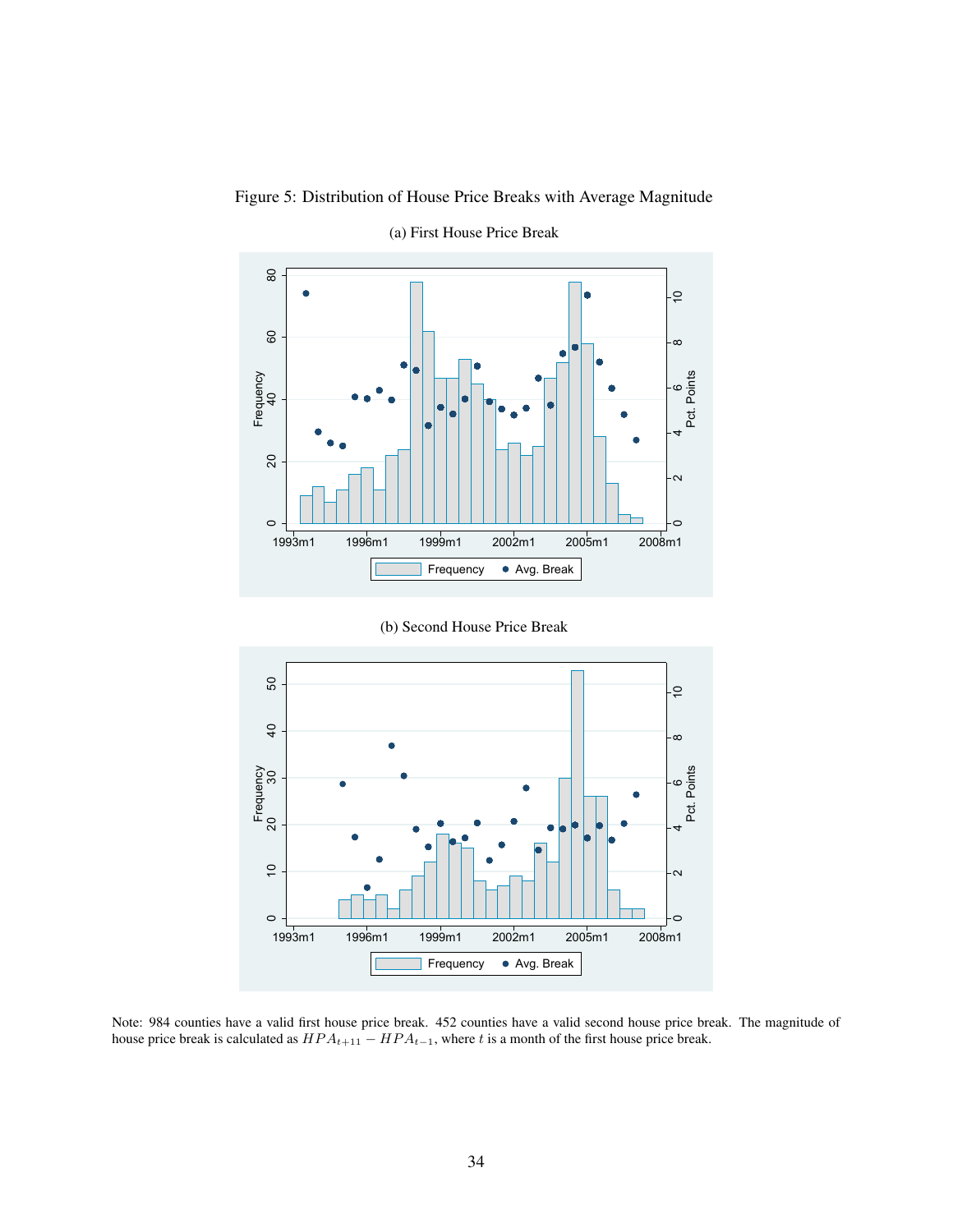Figure 5: Distribution of House Price Breaks with Average Magnitude

(a) First House Price Break

Frequency

Pct. Points

0
20
40
60
80

0
2
4
6
8
10

1993m1
1996m1
1999m1
2002m1
2005m1
2008m1

Frequency
Avg. Break

(b) Second House Price Break

Frequency

Pct. Points

0
10
20
30
40
50

0
2
4
6
8
10

1993m1
1996m1
1999m1
2002m1
2005m1
2008m1

Frequency
Avg. Break

Note: 984 counties have a valid first house price break. 452 counties have a valid second house price break. The magnitude of house price break is calculated as $HPA_{t+11} - HPA_{t-1}$, where $t$ is a month of the first house price break.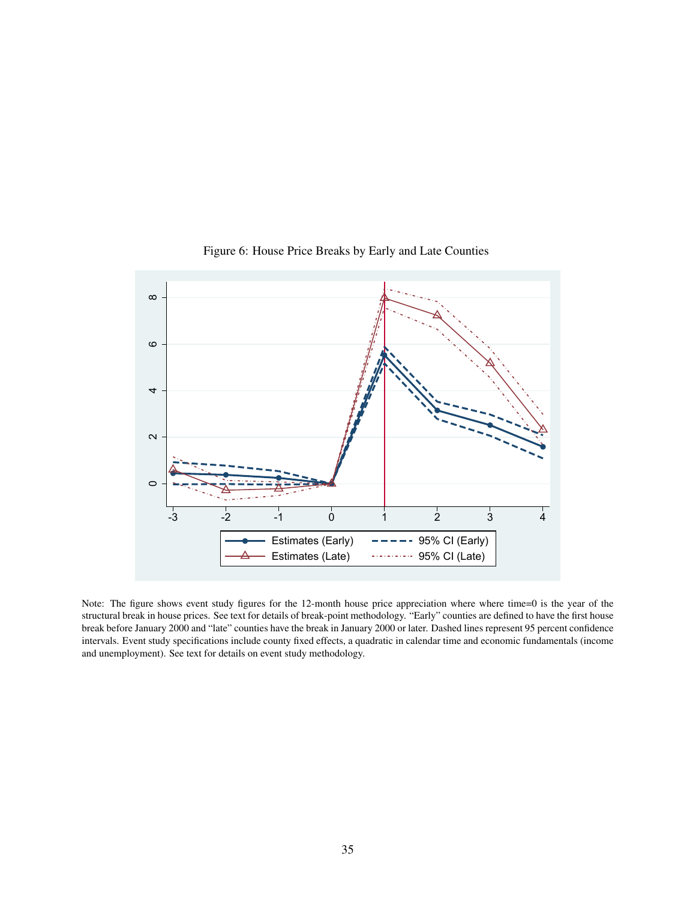Figure 6: House Price Breaks by Early and Late Counties

8
6
4
2
0

-3 -2 -1 0 1 2 3 4

Estimates (Early)
95% CI (Early)
Estimates (Late)
95% CI (Late)

Note: The figure shows event study figures for the 12-month house price appreciation where where time=0 is the year of the structural break in house prices. See text for details of break-point methodology. "Early" counties are defined to have the first house break before January 2000 and "late" counties have the break in January 2000 or later. Dashed lines represent 95 percent confidence intervals. Event study specifications include county fixed effects, a quadratic in calendar time and economic fundamentals (income and unemployment). See text for details on event study methodology.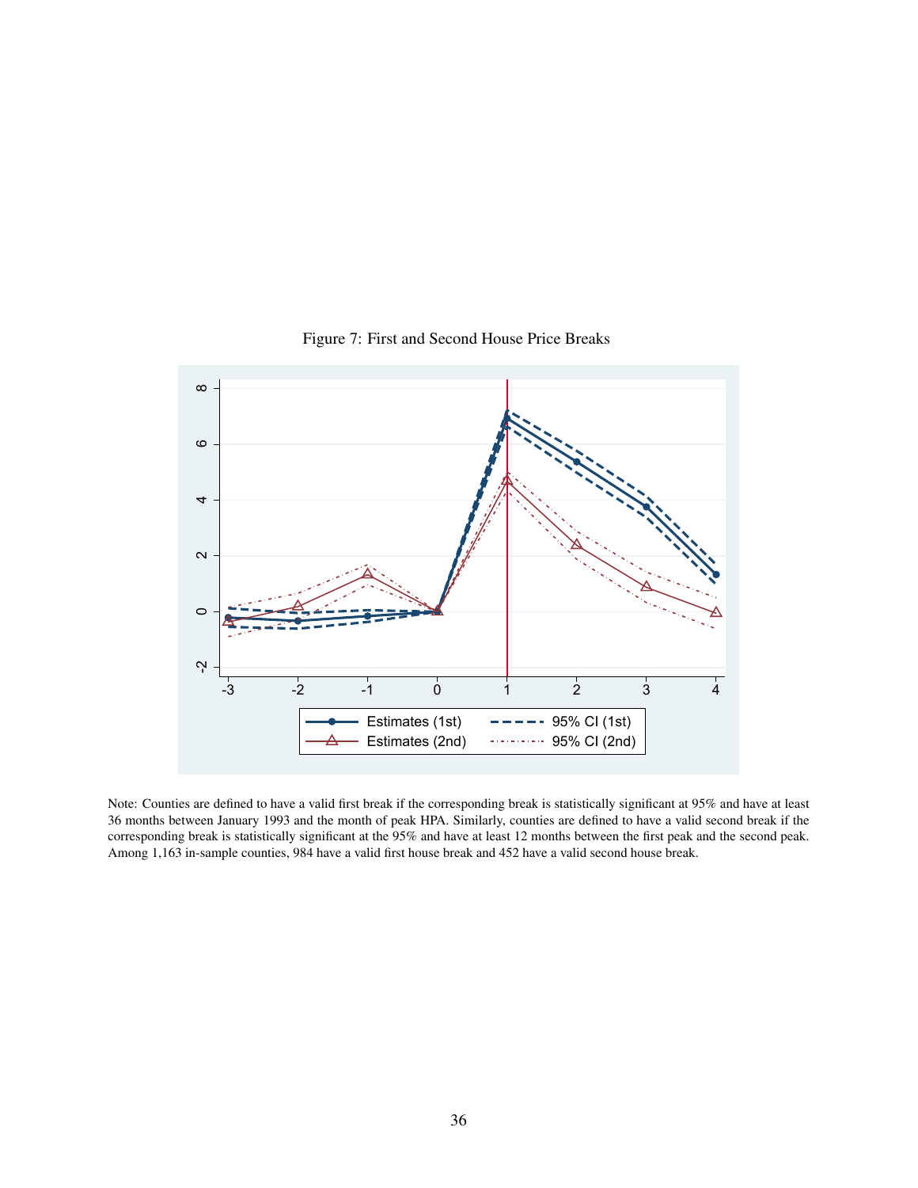Figure 7: First and Second House Price Breaks

Note: Counties are defined to have a valid first break if the corresponding break is statistically significant at 95% and have at least 36 months between January 1993 and the month of peak HPA. Similarly, counties are defined to have a valid second break if the corresponding break is statistically significant at the 95% and have at least 12 months between the first peak and the second peak. Among 1,163 in-sample counties, 984 have a valid first house break and 452 have a valid second house break.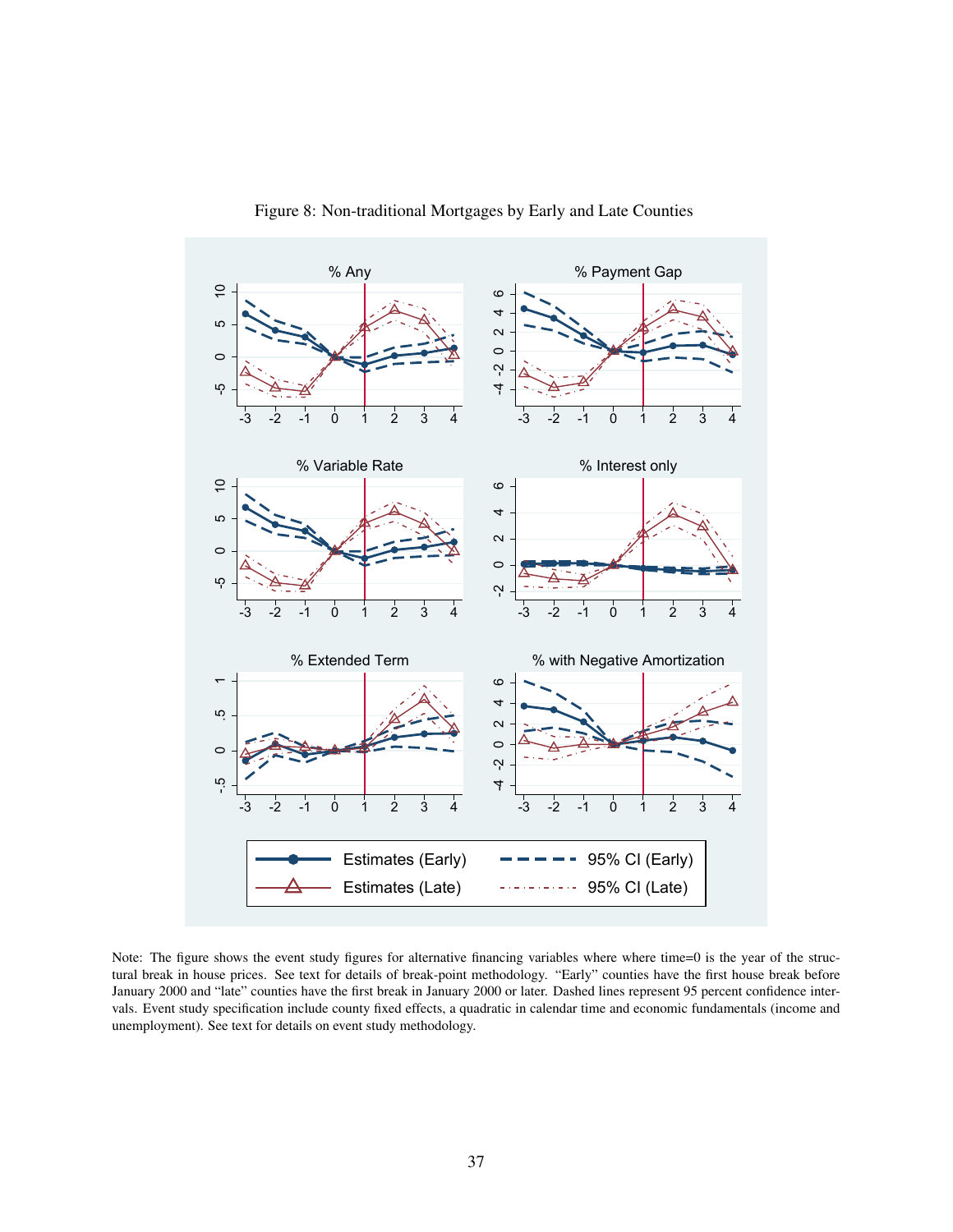Figure 8: Non-traditional Mortgages by Early and Late Counties

% Any

10
5
0
-5

-3 -2 -1 0 1 2 3 4

% Payment Gap

6
4
2
0
-2
-4

-3 -2 -1 0 1 2 3 4

% Variable Rate

10
5
0
-5

-3 -2 -1 0 1 2 3 4

% Interest only

6
4
2
0
-2

-3 -2 -1 0 1 2 3 4

% Extended Term

1
.5
0
-.5

-3 -2 -1 0 1 2 3 4

% with Negative Amortization

6
4
2
0
-2
-4

-3 -2 -1 0 1 2 3 4

Estimates (Early)
95% CI (Early)
Estimates (Late)
95% CI (Late)

Note: The figure shows the event study figures for alternative financing variables where where time=0 is the year of the structural break in house prices. See text for details of break-point methodology. "Early" counties have the first house break before January 2000 and "late" counties have the first break in January 2000 or later. Dashed lines represent 95 percent confidence intervals. Event study specification include county fixed effects, a quadratic in calendar time and economic fundamentals (income and unemployment). See text for details on event study methodology.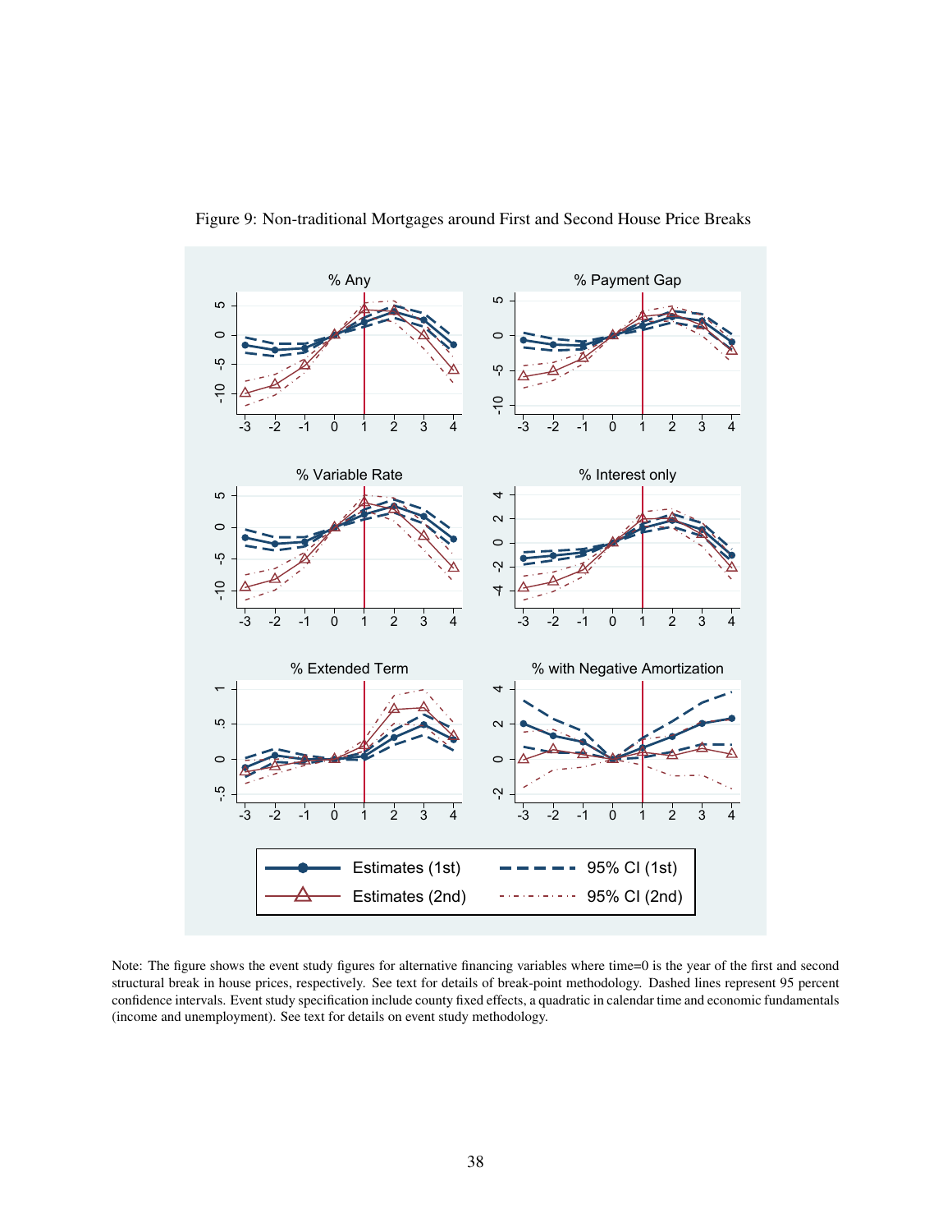Figure 9: Non-traditional Mortgages around First and Second House Price Breaks

% Any

% Payment Gap

% Variable Rate

% Interest only

% Extended Term

% with Negative Amortization

Estimates (1st)

95% CI (1st)

Estimates (2nd)

95% CI (2nd)

Note: The figure shows the event study figures for alternative financing variables where time=0 is the year of the first and second structural break in house prices, respectively. See text for details of break-point methodology. Dashed lines represent 95 percent confidence intervals. Event study specification include county fixed effects, a quadratic in calendar time and economic fundamentals (income and unemployment). See text for details on event study methodology.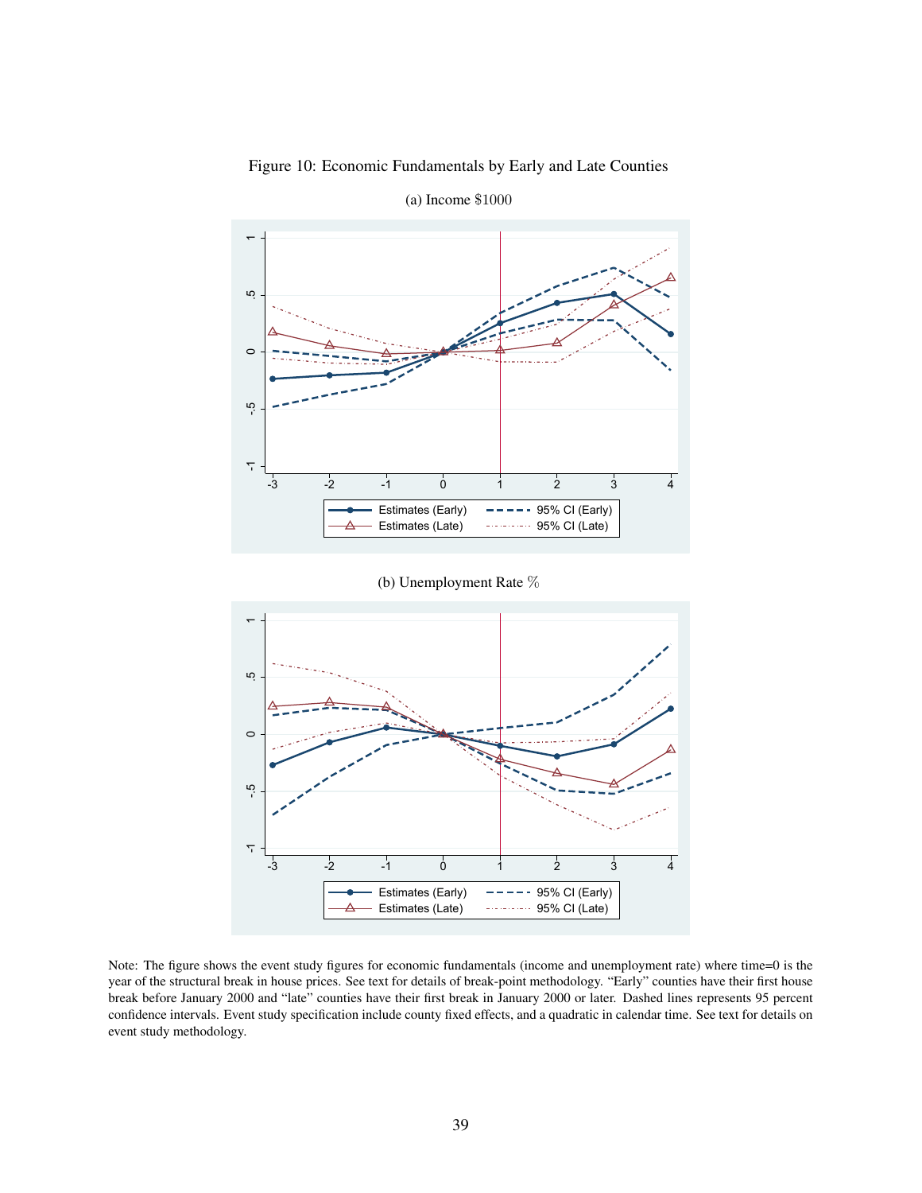Figure 10: Economic Fundamentals by Early and Late Counties

(a) Income $1000

1
.5
0
-.5
-1

-3 -2 -1 0 1 2 3 4

Estimates (Early)
95% CI (Early)
Estimates (Late)
95% CI (Late)

(b) Unemployment Rate %

1
.5
0
-.5
-1

-3 -2 -1 0 1 2 3 4

Estimates (Early)
95% CI (Early)
Estimates (Late)
95% CI (Late)

Note: The figure shows the event study figures for economic fundamentals (income and unemployment rate) where time=0 is the year of the structural break in house prices. See text for details of break-point methodology. "Early" counties have their first house break before January 2000 and "late" counties have their first break in January 2000 or later. Dashed lines represents 95 percent confidence intervals. Event study specification include county fixed effects, and a quadratic in calendar time. See text for details on event study methodology.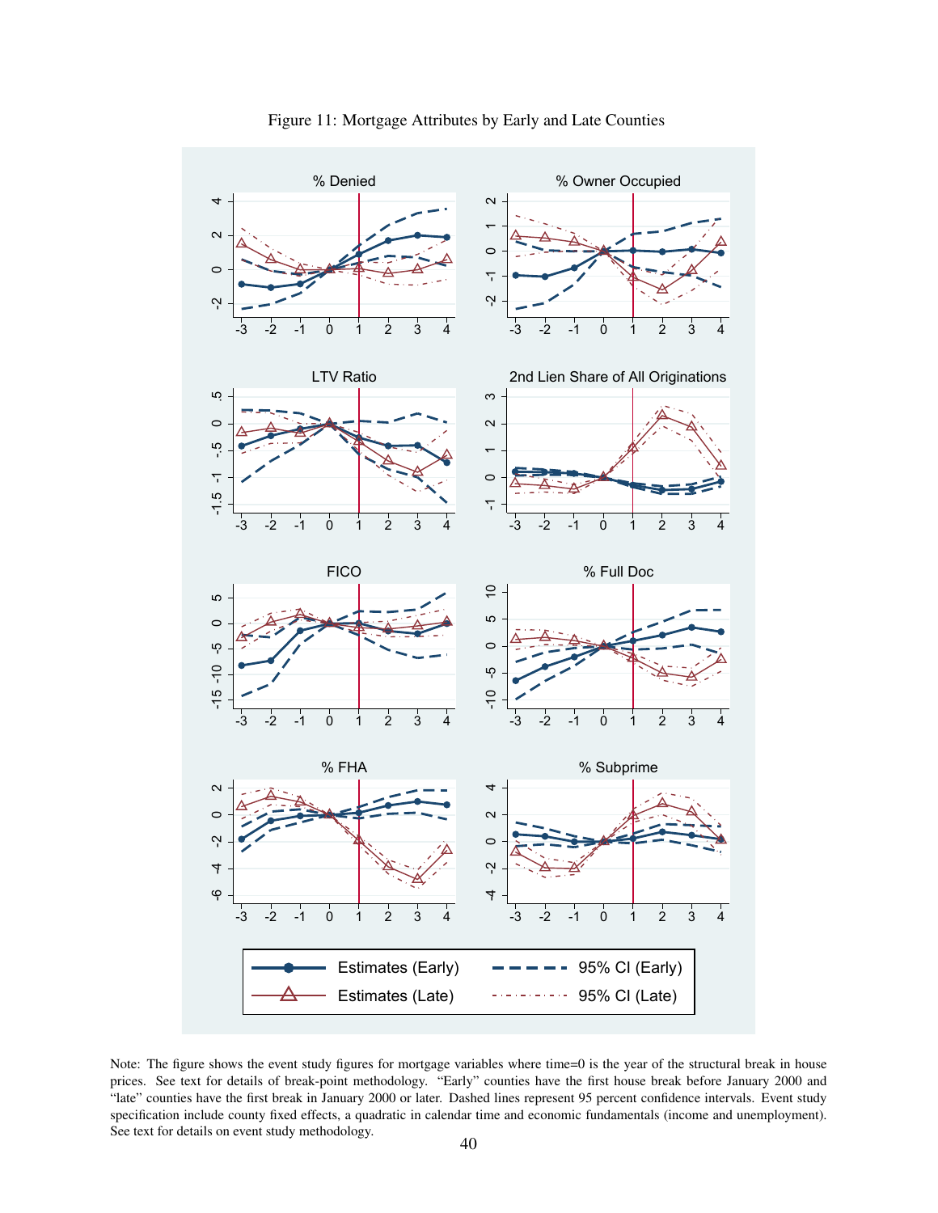Figure 11: Mortgage Attributes by Early and Late Counties

% Denied

4
2
0
-2

-3 -2 -1 0 1 2 3 4

% Owner Occupied

2
1
0
-1
-2

-3 -2 -1 0 1 2 3 4

LTV Ratio

.5
0
-.5
-1
-1.5

-3 -2 -1 0 1 2 3 4

2nd Lien Share of All Originations

3
2
1
0
-1

-3 -2 -1 0 1 2 3 4

FICO

5
0
-5
-10
-15

-3 -2 -1 0 1 2 3 4

% Full Doc

10
5
0
-5
-10

-3 -2 -1 0 1 2 3 4

% FHA

2
0
-2
-4
-6

-3 -2 -1 0 1 2 3 4

% Subprime

4
2
0
-2
-4

-3 -2 -1 0 1 2 3 4

Estimates (Early)
95% CI (Early)
Estimates (Late)
95% CI (Late)

Note: The figure shows the event study figures for mortgage variables where time=0 is the year of the structural break in house prices. See text for details of break-point methodology. "Early" counties have the first house break before January 2000 and "late" counties have the first break in January 2000 or later. Dashed lines represent 95 percent confidence intervals. Event study specification include county fixed effects, a quadratic in calendar time and economic fundamentals (income and unemployment). See text for details on event study methodology.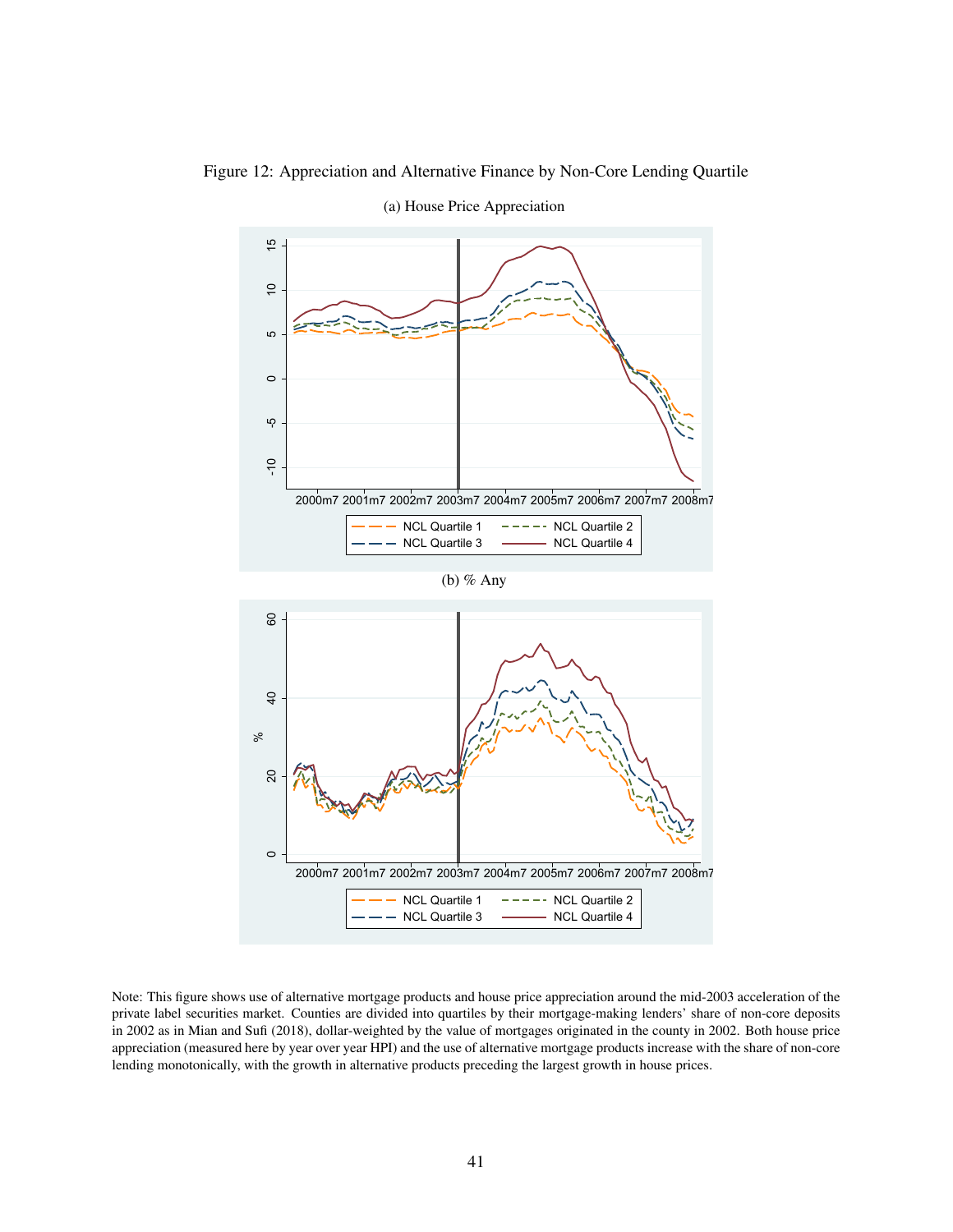Figure 12: Appreciation and Alternative Finance by Non-Core Lending Quartile

(a) House Price Appreciation

15
10
5
0
-5
-10

2000m7 2001m7 2002m7 2003m7 2004m7 2005m7 2006m7 2007m7 2008m7

NCL Quartile 1
NCL Quartile 2
NCL Quartile 3
NCL Quartile 4

(b) % Any

60
40
20
0

%

2000m7 2001m7 2002m7 2003m7 2004m7 2005m7 2006m7 2007m7 2008m7

NCL Quartile 1
NCL Quartile 2
NCL Quartile 3
NCL Quartile 4

Note: This figure shows use of alternative mortgage products and house price appreciation around the mid-2003 acceleration of the private label securities market. Counties are divided into quartiles by their mortgage-making lenders' share of non-core deposits in 2002 as in Mian and Sufi (2018), dollar-weighted by the value of mortgages originated in the county in 2002. Both house price appreciation (measured here by year over year HPI) and the use of alternative mortgage products increase with the share of non-core lending monotonically, with the growth in alternative products preceding the largest growth in house prices.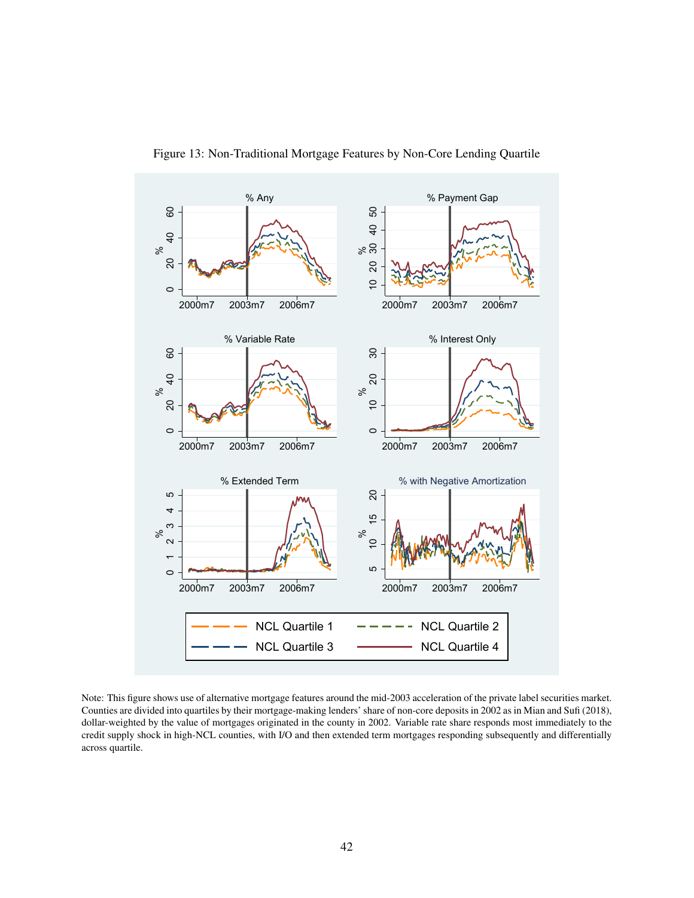Figure 13: Non-Traditional Mortgage Features by Non-Core Lending Quartile

% Any

%

0
20
40
60

2000m7
2003m7
2006m7

% Payment Gap

%

10
20
30
40
50

2000m7
2003m7
2006m7

% Variable Rate

%

0
20
40
60

2000m7
2003m7
2006m7

% Interest Only

%

0
10
20
30

2000m7
2003m7
2006m7

% Extended Term

%

0
1
2
3
4
5

2000m7
2003m7
2006m7

% with Negative Amortization

%

5
10
15
20

2000m7
2003m7
2006m7

NCL Quartile 1
NCL Quartile 2
NCL Quartile 3
NCL Quartile 4

Note: This figure shows use of alternative mortgage features around the mid-2003 acceleration of the private label securities market. Counties are divided into quartiles by their mortgage-making lenders' share of non-core deposits in 2002 as in Mian and Sufi (2018), dollar-weighted by the value of mortgages originated in the county in 2002. Variable rate share responds most immediately to the credit supply shock in high-NCL counties, with I/O and then extended term mortgages responding subsequently and differentially across quartile.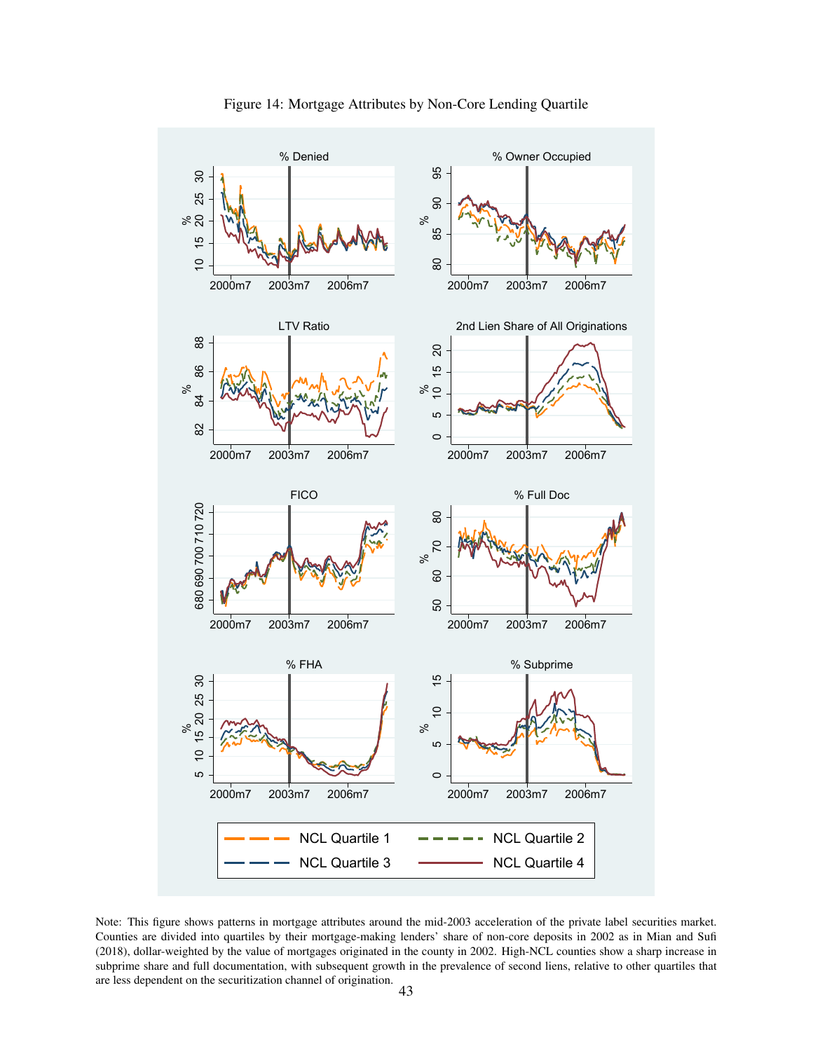Figure 14: Mortgage Attributes by Non-Core Lending Quartile

% Denied

%
10 15 20 25 30
2000m7 2003m7 2006m7

% Owner Occupied

%
80 85 90 95
2000m7 2003m7 2006m7

LTV Ratio

%
82 84 86 88
2000m7 2003m7 2006m7

2nd Lien Share of All Originations

%
0 5 10 15 20
2000m7 2003m7 2006m7

FICO

680 690 700 710 720
2000m7 2003m7 2006m7

% Full Doc

%
50 60 70 80
2000m7 2003m7 2006m7

% FHA

%
5 10 15 20 25 30
2000m7 2003m7 2006m7

% Subprime

%
0 5 10 15
2000m7 2003m7 2006m7

NCL Quartile 1
NCL Quartile 2
NCL Quartile 3
NCL Quartile 4

Note: This figure shows patterns in mortgage attributes around the mid-2003 acceleration of the private label securities market. Counties are divided into quartiles by their mortgage-making lenders' share of non-core deposits in 2002 as in Mian and Sufi (2018), dollar-weighted by the value of mortgages originated in the county in 2002. High-NCL counties show a sharp increase in subprime share and full documentation, with subsequent growth in the prevalence of second liens, relative to other quartiles that are less dependent on the securitization channel of origination.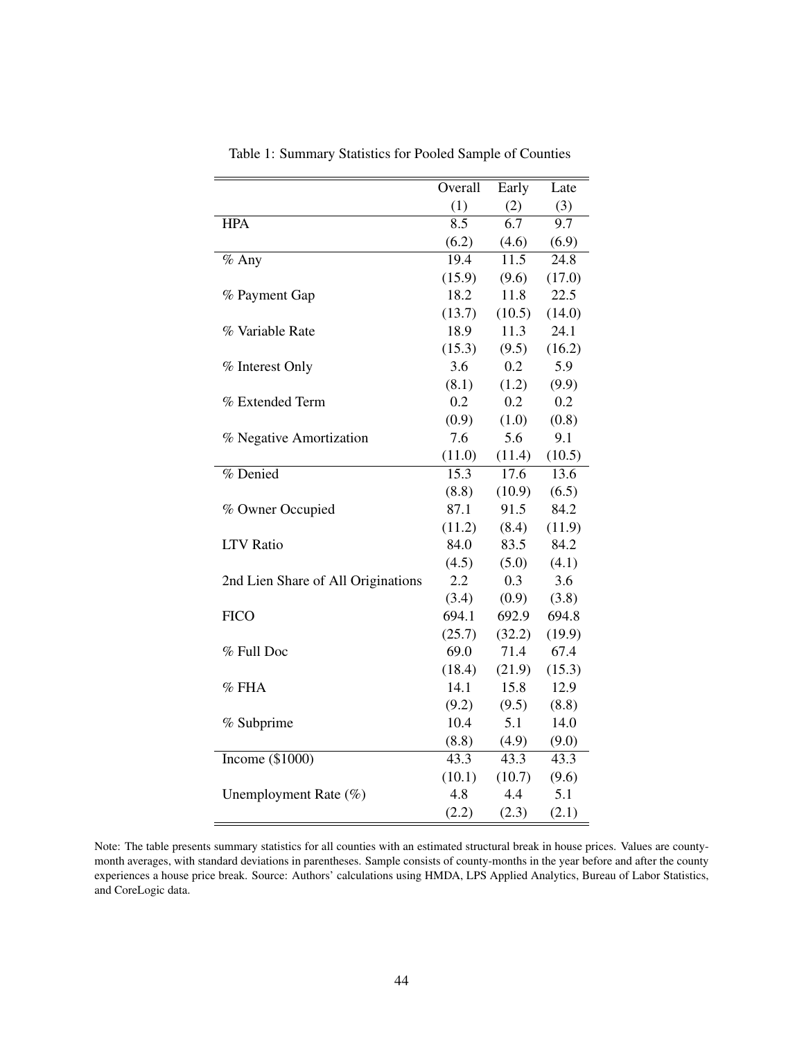Table 1: Summary Statistics for Pooled Sample of Counties

| | Overall | Early | Late |
|---|---|---|---|
| | (1) | (2) | (3) |
| HPA | 8.5 | 6.7 | 9.7 |
| | (6.2) | (4.6) | (6.9) |
| % Any | 19.4 | 11.5 | 24.8 |
| | (15.9) | (9.6) | (17.0) |
| % Payment Gap | 18.2 | 11.8 | 22.5 |
| | (13.7) | (10.5) | (14.0) |
| % Variable Rate | 18.9 | 11.3 | 24.1 |
| | (15.3) | (9.5) | (16.2) |
| % Interest Only | 3.6 | 0.2 | 5.9 |
| | (8.1) | (1.2) | (9.9) |
| % Extended Term | 0.2 | 0.2 | 0.2 |
| | (0.9) | (1.0) | (0.8) |
| % Negative Amortization | 7.6 | 5.6 | 9.1 |
| | (11.0) | (11.4) | (10.5) |
| % Denied | 15.3 | 17.6 | 13.6 |
| | (8.8) | (10.9) | (6.5) |
| % Owner Occupied | 87.1 | 91.5 | 84.2 |
| | (11.2) | (8.4) | (11.9) |
| LTV Ratio | 84.0 | 83.5 | 84.2 |
| | (4.5) | (5.0) | (4.1) |
| 2nd Lien Share of All Originations | 2.2 | 0.3 | 3.6 |
| | (3.4) | (0.9) | (3.8) |
| FICO | 694.1 | 692.9 | 694.8 |
| | (25.7) | (32.2) | (19.9) |
| % Full Doc | 69.0 | 71.4 | 67.4 |
| | (18.4) | (21.9) | (15.3) |
| % FHA | 14.1 | 15.8 | 12.9 |
| | (9.2) | (9.5) | (8.8) |
| % Subprime | 10.4 | 5.1 | 14.0 |
| | (8.8) | (4.9) | (9.0) |
| Income ($1000) | 43.3 | 43.3 | 43.3 |
| | (10.1) | (10.7) | (9.6) |
| Unemployment Rate (%) | 4.8 | 4.4 | 5.1 |
| | (2.2) | (2.3) | (2.1) |

Note: The table presents summary statistics for all counties with an estimated structural break in house prices. Values are county-month averages, with standard deviations in parentheses. Sample consists of county-months in the year before and after the county experiences a house price break. Source: Authors' calculations using HMDA, LPS Applied Analytics, Bureau of Labor Statistics, and CoreLogic data.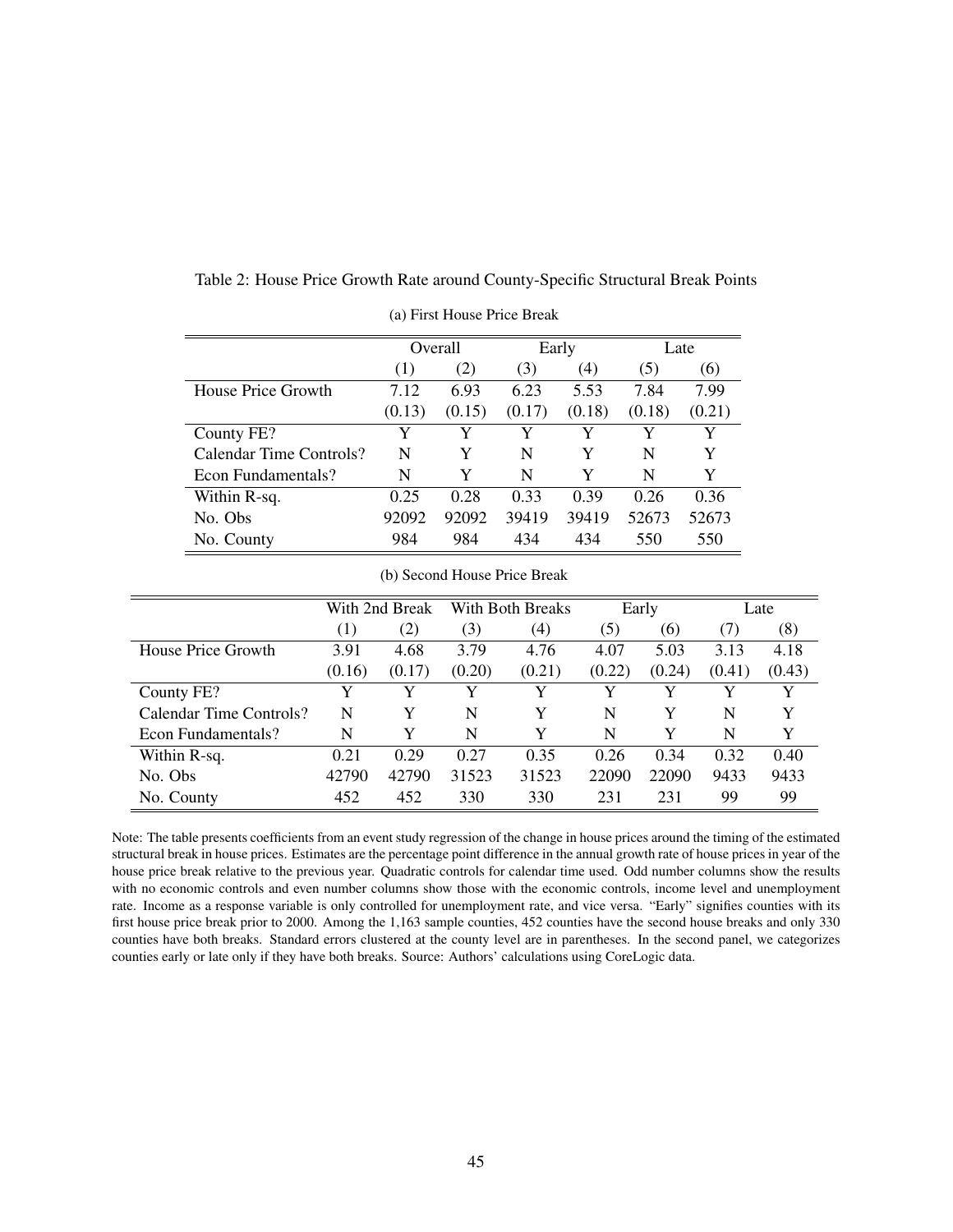Table 2: House Price Growth Rate around County-Specific Structural Break Points

(a) First House Price Break

| | Overall | | Early | | Late | |
|---|---|---|---|---|---|---|
| | (1) | (2) | (3) | (4) | (5) | (6) |
| House Price Growth | 7.12 | 6.93 | 6.23 | 5.53 | 7.84 | 7.99 |
| | (0.13) | (0.15) | (0.17) | (0.18) | (0.18) | (0.21) |
| County FE? | Y | Y | Y | Y | Y | Y |
| Calendar Time Controls? | N | Y | N | Y | N | Y |
| Econ Fundamentals? | N | Y | N | Y | N | Y |
| Within R-sq. | 0.25 | 0.28 | 0.33 | 0.39 | 0.26 | 0.36 |
| No. Obs | 92092 | 92092 | 39419 | 39419 | 52673 | 52673 |
| No. County | 984 | 984 | 434 | 434 | 550 | 550 |

(b) Second House Price Break

| | With 2nd Break | | With Both Breaks | | Early | | Late | |
|---|---|---|---|---|---|---|---|---|
| | (1) | (2) | (3) | (4) | (5) | (6) | (7) | (8) |
| House Price Growth | 3.91 | 4.68 | 3.79 | 4.76 | 4.07 | 5.03 | 3.13 | 4.18 |
| | (0.16) | (0.17) | (0.20) | (0.21) | (0.22) | (0.24) | (0.41) | (0.43) |
| County FE? | Y | Y | Y | Y | Y | Y | Y | Y |
| Calendar Time Controls? | N | Y | N | Y | N | Y | N | Y |
| Econ Fundamentals? | N | Y | N | Y | N | Y | N | Y |
| Within R-sq. | 0.21 | 0.29 | 0.27 | 0.35 | 0.26 | 0.34 | 0.32 | 0.40 |
| No. Obs | 42790 | 42790 | 31523 | 31523 | 22090 | 22090 | 9433 | 9433 |
| No. County | 452 | 452 | 330 | 330 | 231 | 231 | 99 | 99 |

Note: The table presents coefficients from an event study regression of the change in house prices around the timing of the estimated structural break in house prices. Estimates are the percentage point difference in the annual growth rate of house prices in year of the house price break relative to the previous year. Quadratic controls for calendar time used. Odd number columns show the results with no economic controls and even number columns show those with the economic controls, income level and unemployment rate. Income as a response variable is only controlled for unemployment rate, and vice versa. "Early" signifies counties with its first house price break prior to 2000. Among the 1,163 sample counties, 452 counties have the second house breaks and only 330 counties have both breaks. Standard errors clustered at the county level are in parentheses. In the second panel, we categorizes counties early or late only if they have both breaks. Source: Authors' calculations using CoreLogic data.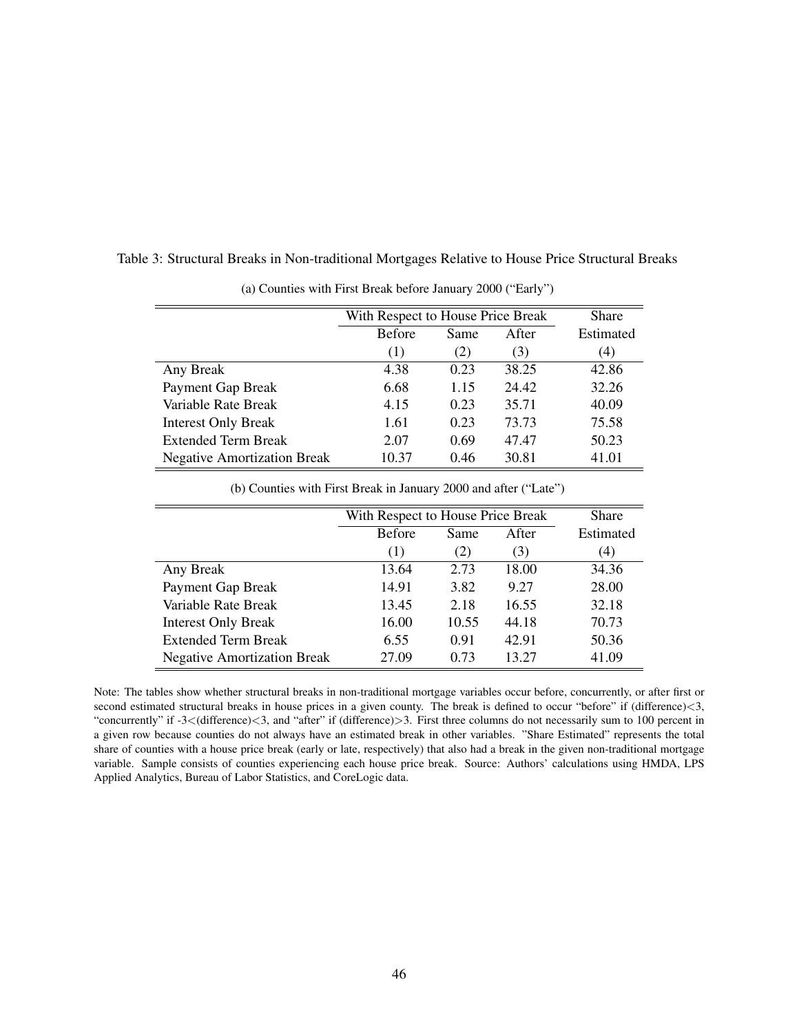Table 3: Structural Breaks in Non-traditional Mortgages Relative to House Price Structural Breaks

(a) Counties with First Break before January 2000 ("Early")

| | With Respect to House Price Break | | | Share |
|---|---|---|---|---|
| | Before | Same | After | Estimated |
| | (1) | (2) | (3) | (4) |
| Any Break | 4.38 | 0.23 | 38.25 | 42.86 |
| Payment Gap Break | 6.68 | 1.15 | 24.42 | 32.26 |
| Variable Rate Break | 4.15 | 0.23 | 35.71 | 40.09 |
| Interest Only Break | 1.61 | 0.23 | 73.73 | 75.58 |
| Extended Term Break | 2.07 | 0.69 | 47.47 | 50.23 |
| Negative Amortization Break | 10.37 | 0.46 | 30.81 | 41.01 |

(b) Counties with First Break in January 2000 and after ("Late")

| | With Respect to House Price Break | | | Share |
|---|---|---|---|---|
| | Before | Same | After | Estimated |
| | (1) | (2) | (3) | (4) |
| Any Break | 13.64 | 2.73 | 18.00 | 34.36 |
| Payment Gap Break | 14.91 | 3.82 | 9.27 | 28.00 |
| Variable Rate Break | 13.45 | 2.18 | 16.55 | 32.18 |
| Interest Only Break | 16.00 | 10.55 | 44.18 | 70.73 |
| Extended Term Break | 6.55 | 0.91 | 42.91 | 50.36 |
| Negative Amortization Break | 27.09 | 0.73 | 13.27 | 41.09 |

Note: The tables show whether structural breaks in non-traditional mortgage variables occur before, concurrently, or after first or second estimated structural breaks in house prices in a given county. The break is defined to occur "before" if (difference)<3, "concurrently" if -3<(difference)<3, and "after" if (difference)>3. First three columns do not necessarily sum to 100 percent in a given row because counties do not always have an estimated break in other variables. "Share Estimated" represents the total share of counties with a house price break (early or late, respectively) that also had a break in the given non-traditional mortgage variable. Sample consists of counties experiencing each house price break. Source: Authors' calculations using HMDA, LPS Applied Analytics, Bureau of Labor Statistics, and CoreLogic data.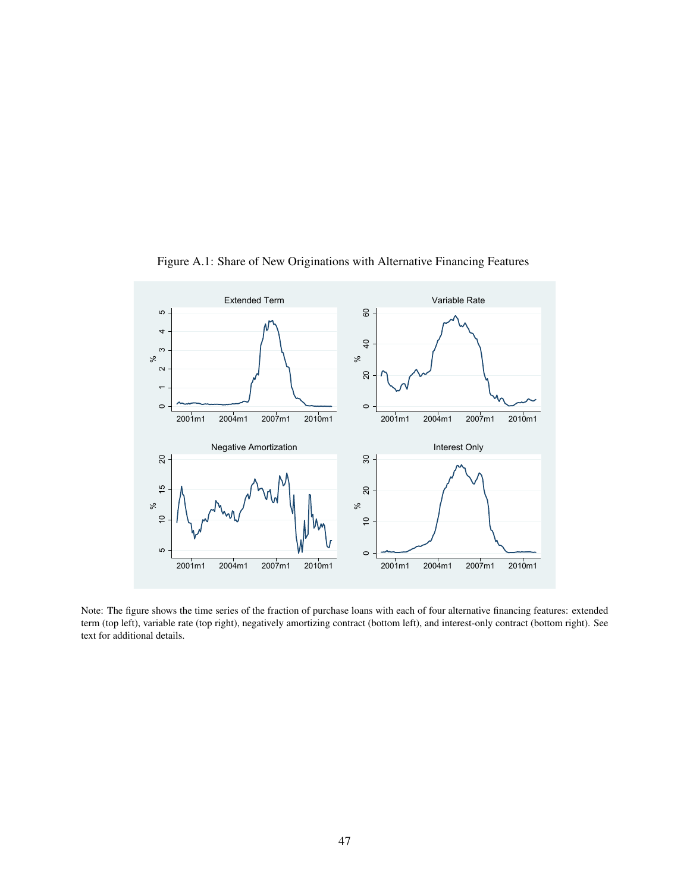Figure A.1: Share of New Originations with Alternative Financing Features

Extended Term

%

0
1
2
3
4
5

2001m1
2004m1
2007m1
2010m1

Variable Rate

%

0
20
40
60

2001m1
2004m1
2007m1
2010m1

Negative Amortization

%

5
10
15
20

2001m1
2004m1
2007m1
2010m1

Interest Only

%

0
10
20
30

2001m1
2004m1
2007m1
2010m1

Note: The figure shows the time series of the fraction of purchase loans with each of four alternative financing features: extended term (top left), variable rate (top right), negatively amortizing contract (bottom left), and interest-only contract (bottom right). See text for additional details.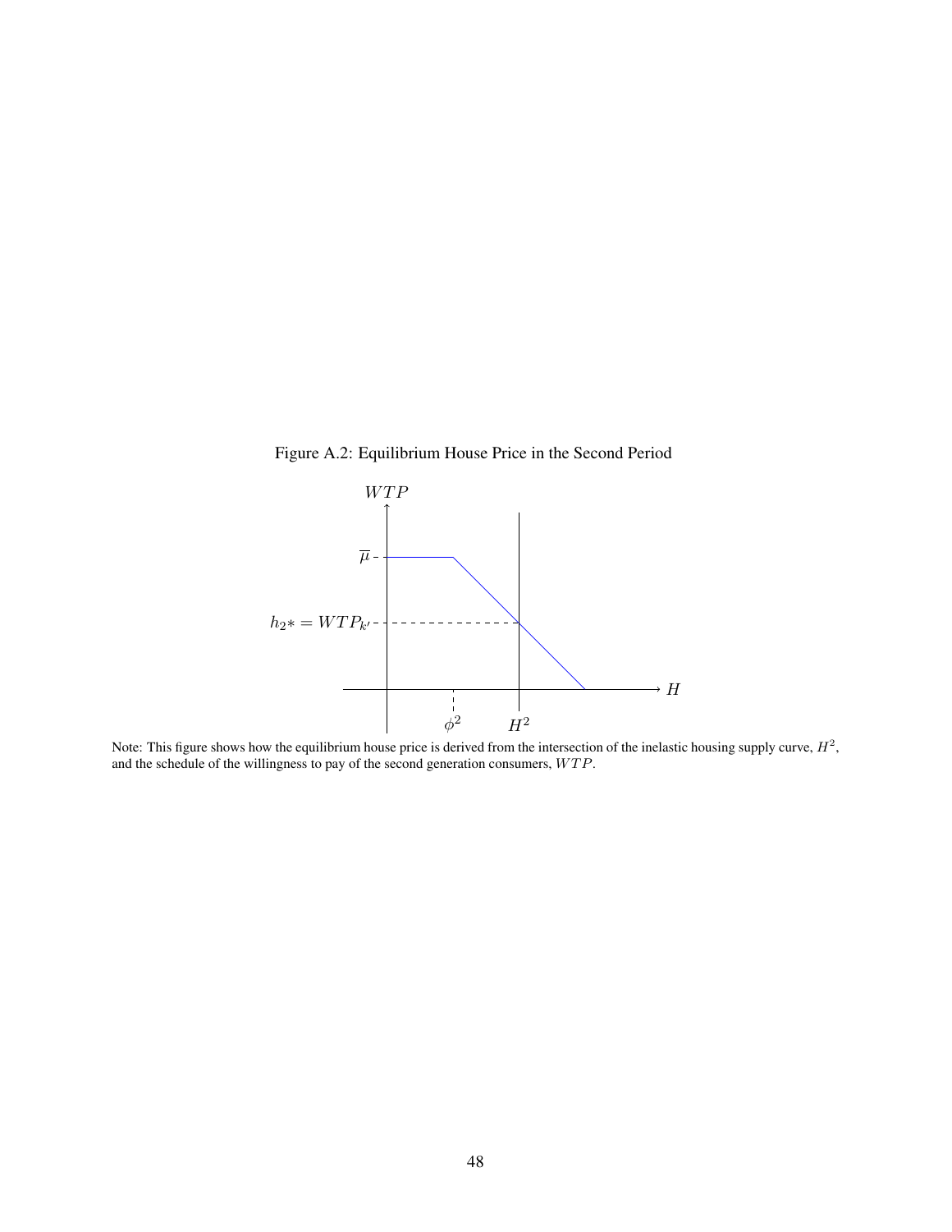Figure A.2: Equilibrium House Price in the Second Period

$WTP$

$\overline{\mu}$

$h_2* = WTP_{k'}$

$H$

$\phi^2$

$H^2$

Note: This figure shows how the equilibrium house price is derived from the intersection of the inelastic housing supply curve, $H^2$, and the schedule of the willingness to pay of the second generation consumers, $WTP$.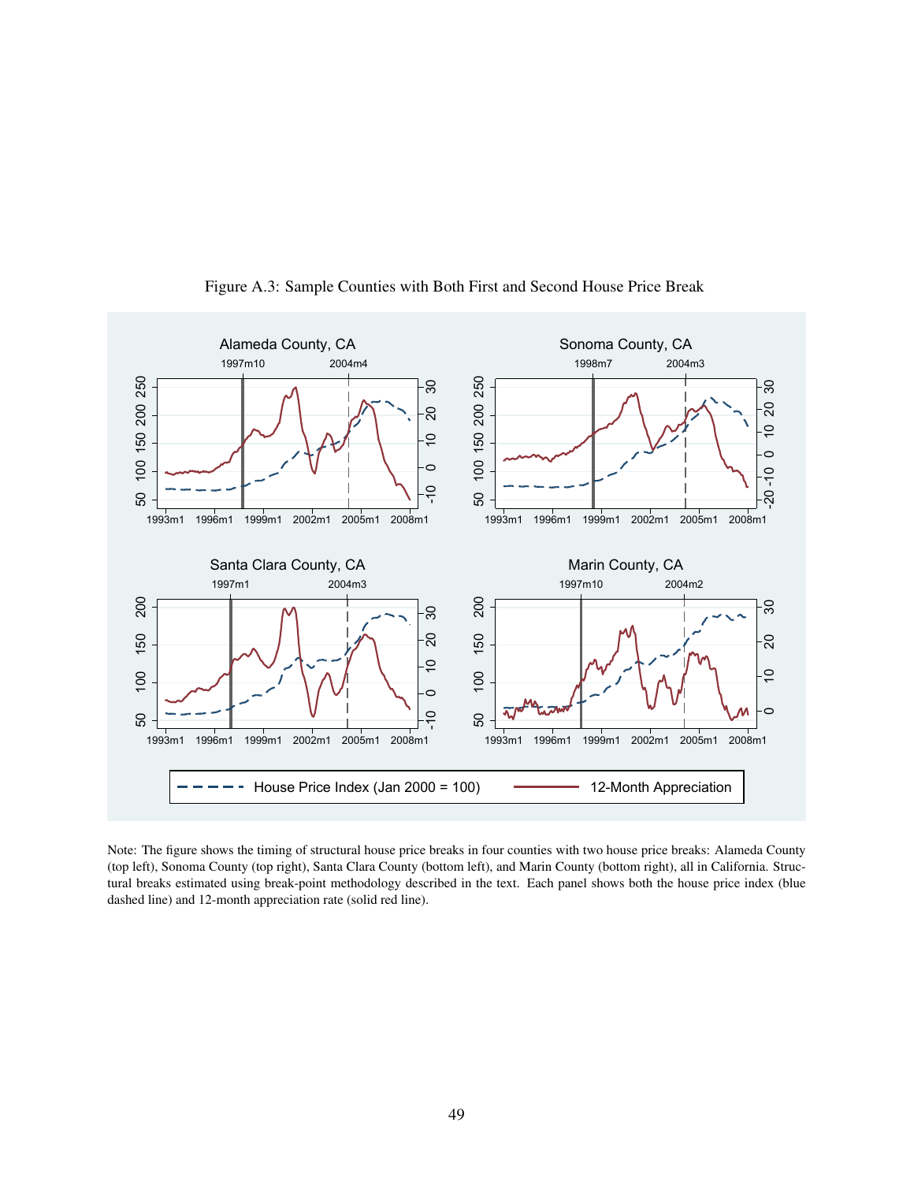Figure A.3: Sample Counties with Both First and Second House Price Break

Alameda County, CA

1997m10

2004m4

50 100 150 200 250

-10 0 10 20 30

1993m1 1996m1 1999m1 2002m1 2005m1 2008m1

Sonoma County, CA

1998m7

2004m3

50 100 150 200 250

-20 -10 0 10 20 30

1993m1 1996m1 1999m1 2002m1 2005m1 2008m1

Santa Clara County, CA

1997m1

2004m3

50 100 150 200

-10 0 10 20 30

1993m1 1996m1 1999m1 2002m1 2005m1 2008m1

Marin County, CA

1997m10

2004m2

50 100 150 200

0 10 20 30

1993m1 1996m1 1999m1 2002m1 2005m1 2008m1

House Price Index (Jan 2000 = 100)

12-Month Appreciation

Note: The figure shows the timing of structural house price breaks in four counties with two house price breaks: Alameda County (top left), Sonoma County (top right), Santa Clara County (bottom left), and Marin County (bottom right), all in California. Structural breaks estimated using break-point methodology described in the text. Each panel shows both the house price index (blue dashed line) and 12-month appreciation rate (solid red line).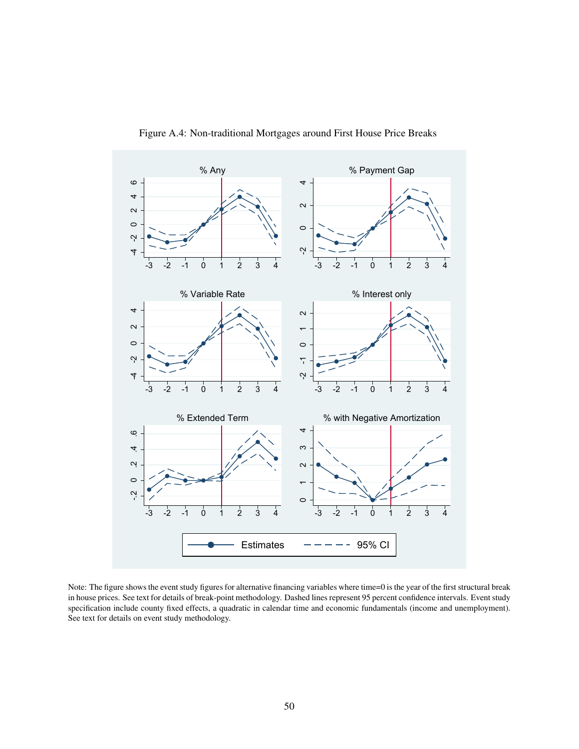Figure A.4: Non-traditional Mortgages around First House Price Breaks

Note: The figure shows the event study figures for alternative financing variables where time=0 is the year of the first structural break in house prices. See text for details of break-point methodology. Dashed lines represent 95 percent confidence intervals. Event study specification include county fixed effects, a quadratic in calendar time and economic fundamentals (income and unemployment). See text for details on event study methodology.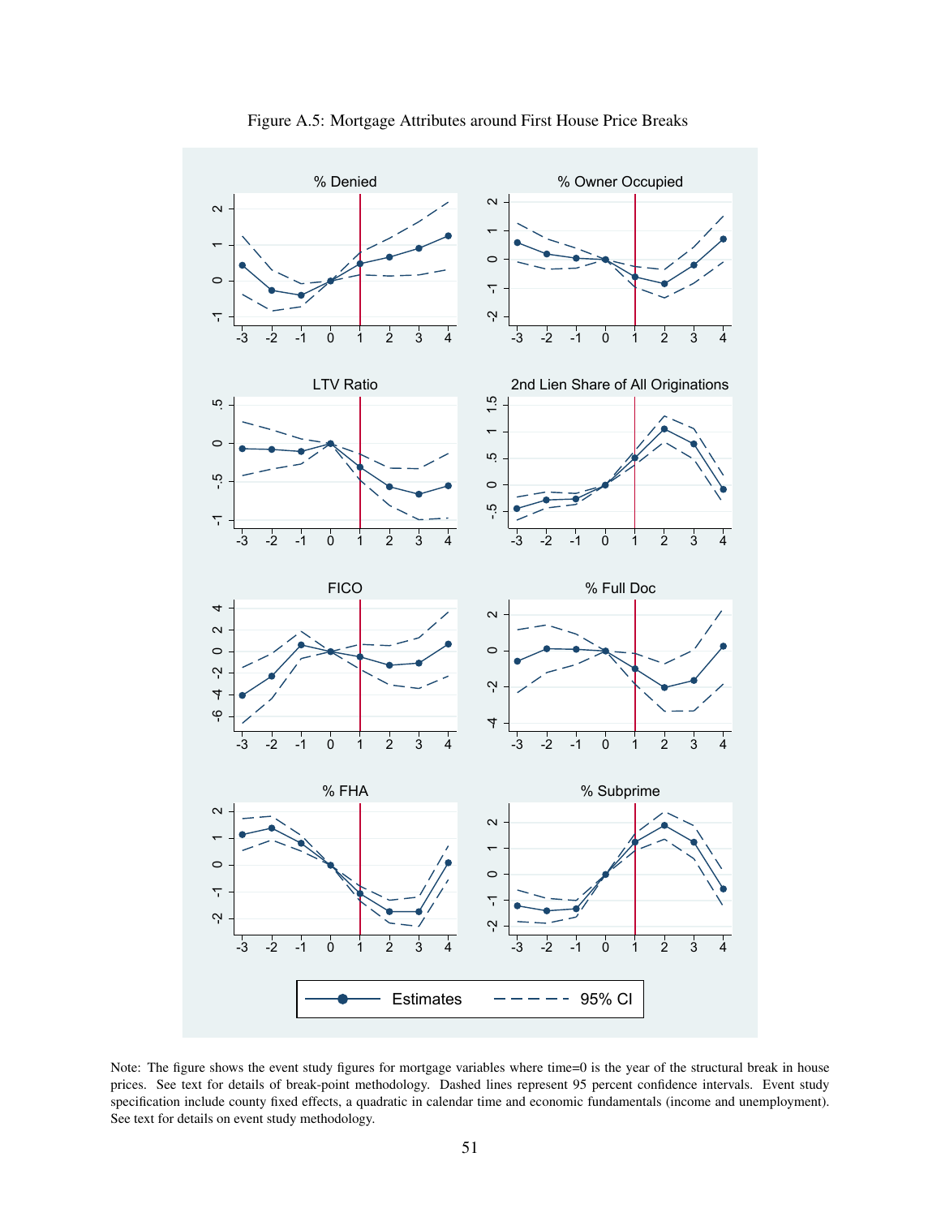Figure A.5: Mortgage Attributes around First House Price Breaks

% Denied

% Owner Occupied

LTV Ratio

2nd Lien Share of All Originations

FICO

% Full Doc

% FHA

% Subprime

Estimates

95% CI

Note: The figure shows the event study figures for mortgage variables where time=0 is the year of the structural break in house prices. See text for details of break-point methodology. Dashed lines represent 95 percent confidence intervals. Event study specification include county fixed effects, a quadratic in calendar time and economic fundamentals (income and unemployment). See text for details on event study methodology.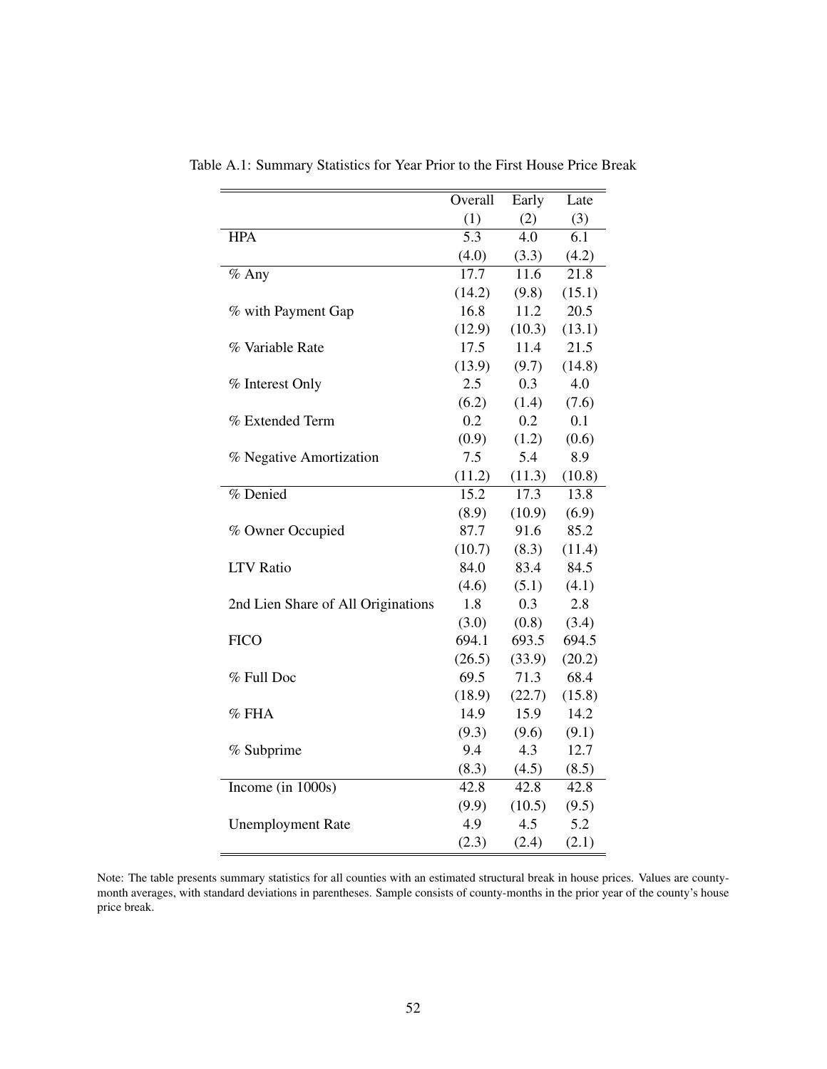Table A.1: Summary Statistics for Year Prior to the First House Price Break

| | Overall | Early | Late |
|---|---|---|---|
| | (1) | (2) | (3) |
| HPA | 5.3 | 4.0 | 6.1 |
| | (4.0) | (3.3) | (4.2) |
| % Any | 17.7 | 11.6 | 21.8 |
| | (14.2) | (9.8) | (15.1) |
| % with Payment Gap | 16.8 | 11.2 | 20.5 |
| | (12.9) | (10.3) | (13.1) |
| % Variable Rate | 17.5 | 11.4 | 21.5 |
| | (13.9) | (9.7) | (14.8) |
| % Interest Only | 2.5 | 0.3 | 4.0 |
| | (6.2) | (1.4) | (7.6) |
| % Extended Term | 0.2 | 0.2 | 0.1 |
| | (0.9) | (1.2) | (0.6) |
| % Negative Amortization | 7.5 | 5.4 | 8.9 |
| | (11.2) | (11.3) | (10.8) |
| % Denied | 15.2 | 17.3 | 13.8 |
| | (8.9) | (10.9) | (6.9) |
| % Owner Occupied | 87.7 | 91.6 | 85.2 |
| | (10.7) | (8.3) | (11.4) |
| LTV Ratio | 84.0 | 83.4 | 84.5 |
| | (4.6) | (5.1) | (4.1) |
| 2nd Lien Share of All Originations | 1.8 | 0.3 | 2.8 |
| | (3.0) | (0.8) | (3.4) |
| FICO | 694.1 | 693.5 | 694.5 |
| | (26.5) | (33.9) | (20.2) |
| % Full Doc | 69.5 | 71.3 | 68.4 |
| | (18.9) | (22.7) | (15.8) |
| % FHA | 14.9 | 15.9 | 14.2 |
| | (9.3) | (9.6) | (9.1) |
| % Subprime | 9.4 | 4.3 | 12.7 |
| | (8.3) | (4.5) | (8.5) |
| Income (in 1000s) | 42.8 | 42.8 | 42.8 |
| | (9.9) | (10.5) | (9.5) |
| Unemployment Rate | 4.9 | 4.5 | 5.2 |
| | (2.3) | (2.4) | (2.1) |

Note: The table presents summary statistics for all counties with an estimated structural break in house prices. Values are county-month averages, with standard deviations in parentheses. Sample consists of county-months in the prior year of the county's house price break.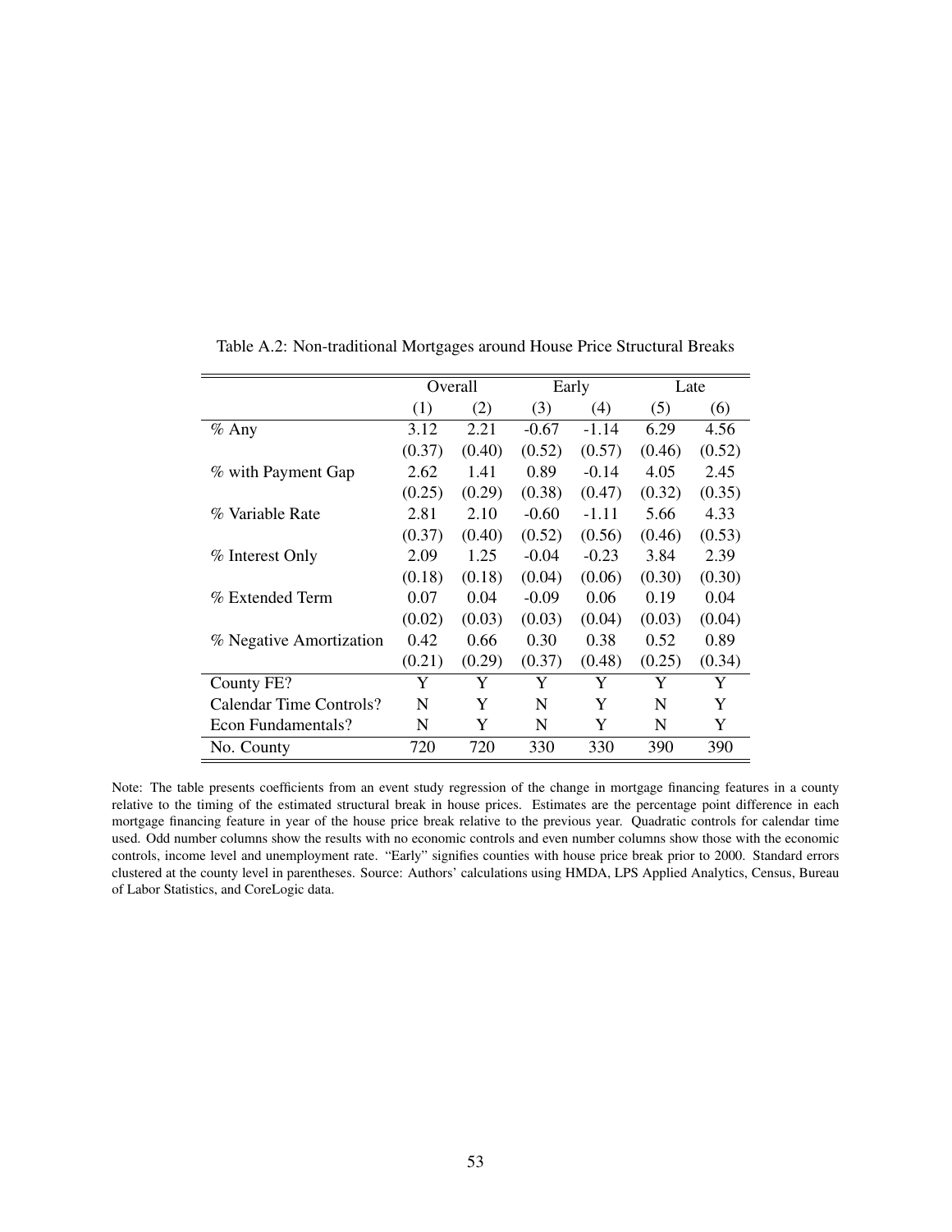Table A.2: Non-traditional Mortgages around House Price Structural Breaks

| | Overall | | Early | | Late | |
|---|---|---|---|---|---|---|
| | (1) | (2) | (3) | (4) | (5) | (6) |
| % Any | 3.12 | 2.21 | -0.67 | -1.14 | 6.29 | 4.56 |
| | (0.37) | (0.40) | (0.52) | (0.57) | (0.46) | (0.52) |
| % with Payment Gap | 2.62 | 1.41 | 0.89 | -0.14 | 4.05 | 2.45 |
| | (0.25) | (0.29) | (0.38) | (0.47) | (0.32) | (0.35) |
| % Variable Rate | 2.81 | 2.10 | -0.60 | -1.11 | 5.66 | 4.33 |
| | (0.37) | (0.40) | (0.52) | (0.56) | (0.46) | (0.53) |
| % Interest Only | 2.09 | 1.25 | -0.04 | -0.23 | 3.84 | 2.39 |
| | (0.18) | (0.18) | (0.04) | (0.06) | (0.30) | (0.30) |
| % Extended Term | 0.07 | 0.04 | -0.09 | 0.06 | 0.19 | 0.04 |
| | (0.02) | (0.03) | (0.03) | (0.04) | (0.03) | (0.04) |
| % Negative Amortization | 0.42 | 0.66 | 0.30 | 0.38 | 0.52 | 0.89 |
| | (0.21) | (0.29) | (0.37) | (0.48) | (0.25) | (0.34) |
| County FE? | Y | Y | Y | Y | Y | Y |
| Calendar Time Controls? | N | Y | N | Y | N | Y |
| Econ Fundamentals? | N | Y | N | Y | N | Y |
| No. County | 720 | 720 | 330 | 330 | 390 | 390 |

Note: The table presents coefficients from an event study regression of the change in mortgage financing features in a county relative to the timing of the estimated structural break in house prices. Estimates are the percentage point difference in each mortgage financing feature in year of the house price break relative to the previous year. Quadratic controls for calendar time used. Odd number columns show the results with no economic controls and even number columns show those with the economic controls, income level and unemployment rate. "Early" signifies counties with house price break prior to 2000. Standard errors clustered at the county level in parentheses. Source: Authors' calculations using HMDA, LPS Applied Analytics, Census, Bureau of Labor Statistics, and CoreLogic data.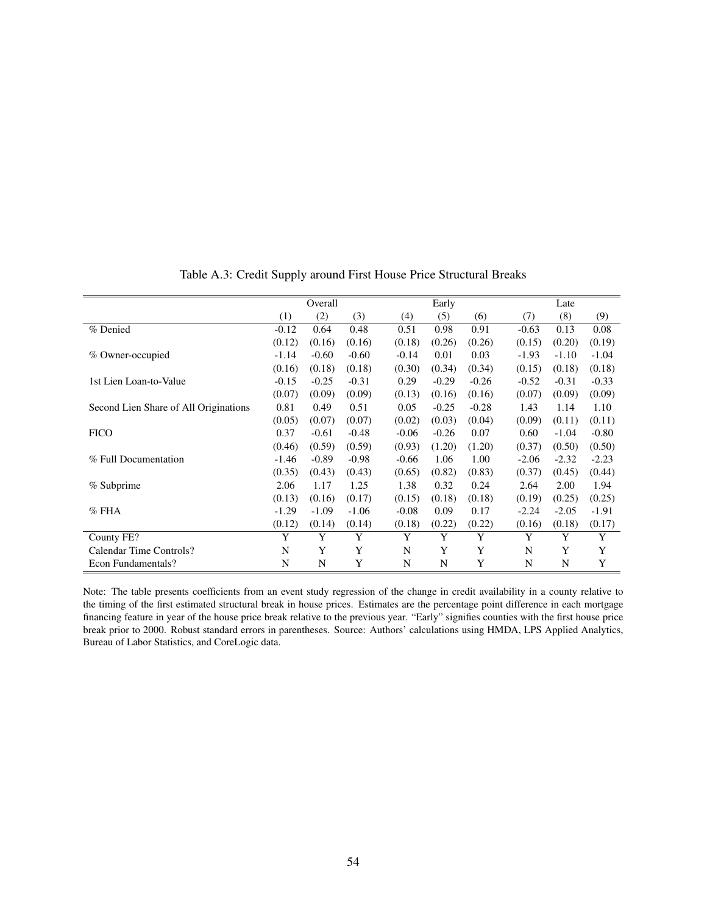Table A.3: Credit Supply around First House Price Structural Breaks

| | Overall | | | Early | | | Late | | |
|---|---|---|---|---|---|---|---|---|---|
| | (1) | (2) | (3) | (4) | (5) | (6) | (7) | (8) | (9) |
| % Denied | -0.12 | 0.64 | 0.48 | 0.51 | 0.98 | 0.91 | -0.63 | 0.13 | 0.08 |
| | (0.12) | (0.16) | (0.16) | (0.18) | (0.26) | (0.26) | (0.15) | (0.20) | (0.19) |
| % Owner-occupied | -1.14 | -0.60 | -0.60 | -0.14 | 0.01 | 0.03 | -1.93 | -1.10 | -1.04 |
| | (0.16) | (0.18) | (0.18) | (0.30) | (0.34) | (0.34) | (0.15) | (0.18) | (0.18) |
| 1st Lien Loan-to-Value | -0.15 | -0.25 | -0.31 | 0.29 | -0.29 | -0.26 | -0.52 | -0.31 | -0.33 |
| | (0.07) | (0.09) | (0.09) | (0.13) | (0.16) | (0.16) | (0.07) | (0.09) | (0.09) |
| Second Lien Share of All Originations | 0.81 | 0.49 | 0.51 | 0.05 | -0.25 | -0.28 | 1.43 | 1.14 | 1.10 |
| | (0.05) | (0.07) | (0.07) | (0.02) | (0.03) | (0.04) | (0.09) | (0.11) | (0.11) |
| FICO | 0.37 | -0.61 | -0.48 | -0.06 | -0.26 | 0.07 | 0.60 | -1.04 | -0.80 |
| | (0.46) | (0.59) | (0.59) | (0.93) | (1.20) | (1.20) | (0.37) | (0.50) | (0.50) |
| % Full Documentation | -1.46 | -0.89 | -0.98 | -0.66 | 1.06 | 1.00 | -2.06 | -2.32 | -2.23 |
| | (0.35) | (0.43) | (0.43) | (0.65) | (0.82) | (0.83) | (0.37) | (0.45) | (0.44) |
| % Subprime | 2.06 | 1.17 | 1.25 | 1.38 | 0.32 | 0.24 | 2.64 | 2.00 | 1.94 |
| | (0.13) | (0.16) | (0.17) | (0.15) | (0.18) | (0.18) | (0.19) | (0.25) | (0.25) |
| % FHA | -1.29 | -1.09 | -1.06 | -0.08 | 0.09 | 0.17 | -2.24 | -2.05 | -1.91 |
| | (0.12) | (0.14) | (0.14) | (0.18) | (0.22) | (0.22) | (0.16) | (0.18) | (0.17) |
| County FE? | Y | Y | Y | Y | Y | Y | Y | Y | Y |
| Calendar Time Controls? | N | Y | Y | N | Y | Y | N | Y | Y |
| Econ Fundamentals? | N | N | Y | N | N | Y | N | N | Y |

Note: The table presents coefficients from an event study regression of the change in credit availability in a county relative to the timing of the first estimated structural break in house prices. Estimates are the percentage point difference in each mortgage financing feature in year of the house price break relative to the previous year. "Early" signifies counties with the first house price break prior to 2000. Robust standard errors in parentheses. Source: Authors' calculations using HMDA, LPS Applied Analytics, Bureau of Labor Statistics, and CoreLogic data.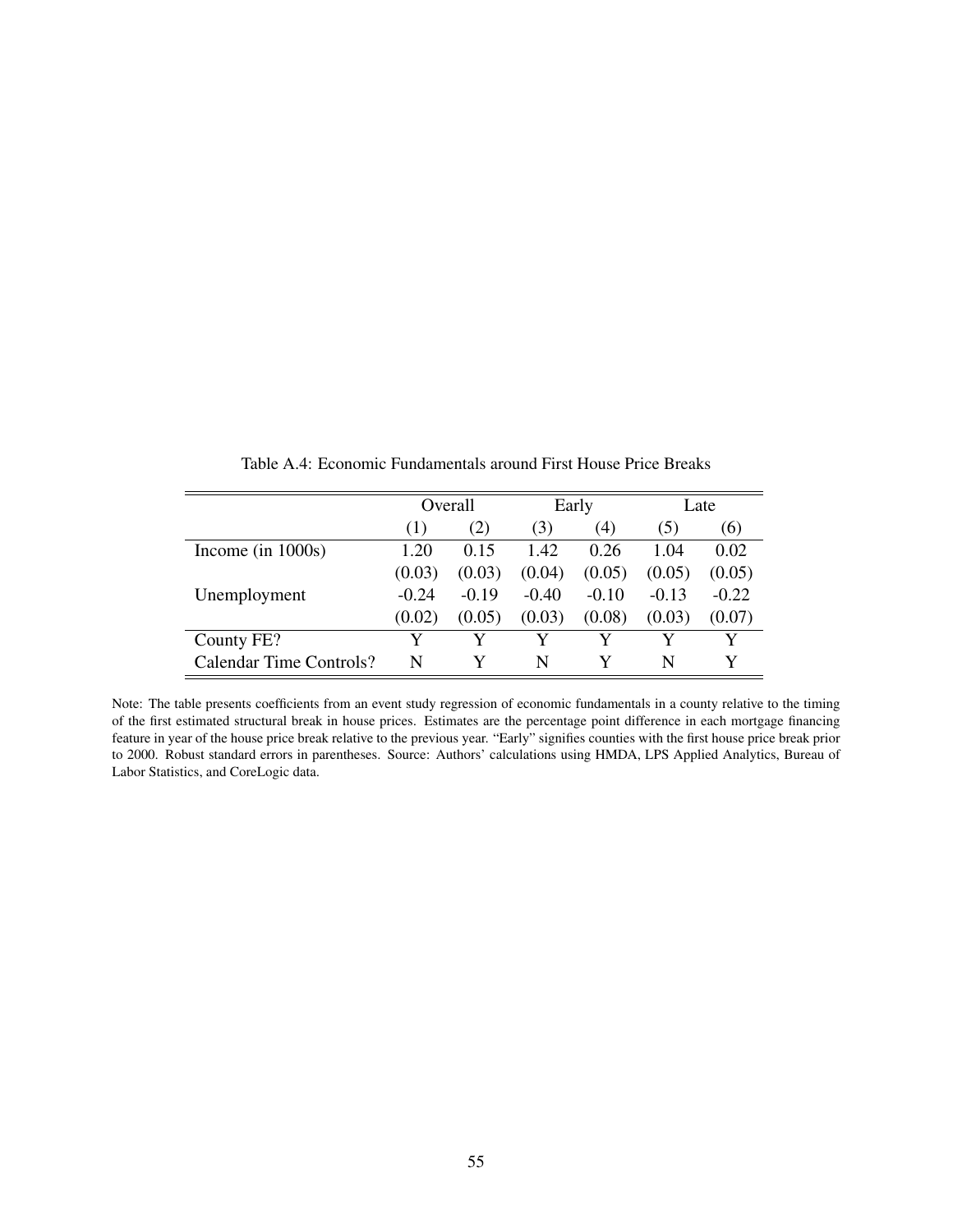Table A.4: Economic Fundamentals around First House Price Breaks

| | Overall | | Early | | Late | |
|---|---|---|---|---|---|---|
| | (1) | (2) | (3) | (4) | (5) | (6) |
| Income (in 1000s) | 1.20 | 0.15 | 1.42 | 0.26 | 1.04 | 0.02 |
| | (0.03) | (0.03) | (0.04) | (0.05) | (0.05) | (0.05) |
| Unemployment | -0.24 | -0.19 | -0.40 | -0.10 | -0.13 | -0.22 |
| | (0.02) | (0.05) | (0.03) | (0.08) | (0.03) | (0.07) |
| County FE? | Y | Y | Y | Y | Y | Y |
| Calendar Time Controls? | N | Y | N | Y | N | Y |

Note: The table presents coefficients from an event study regression of economic fundamentals in a county relative to the timing of the first estimated structural break in house prices. Estimates are the percentage point difference in each mortgage financing feature in year of the house price break relative to the previous year. "Early" signifies counties with the first house price break prior to 2000. Robust standard errors in parentheses. Source: Authors' calculations using HMDA, LPS Applied Analytics, Bureau of Labor Statistics, and CoreLogic data.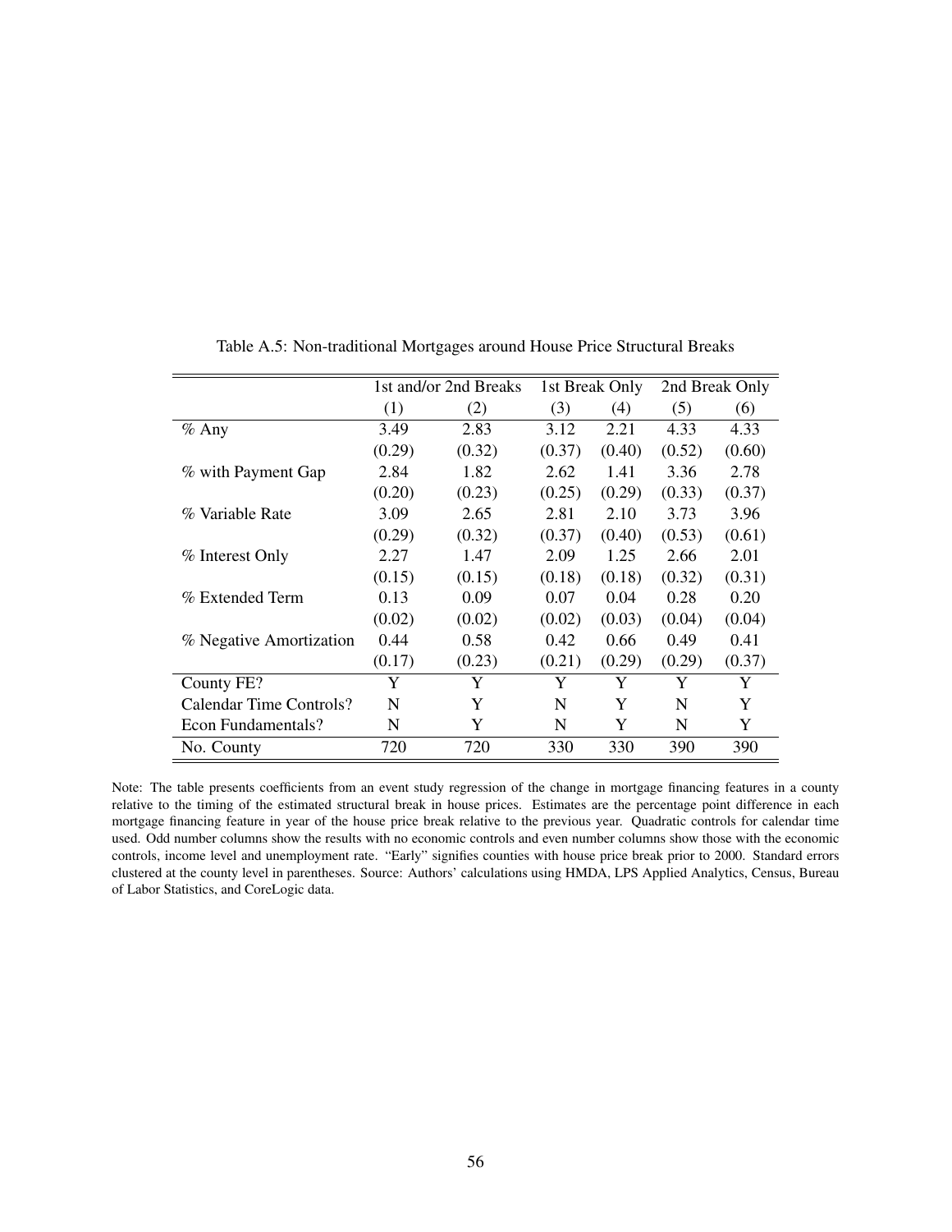Table A.5: Non-traditional Mortgages around House Price Structural Breaks

| | 1st and/or 2nd Breaks | | 1st Break Only | | 2nd Break Only | |
|---|---|---|---|---|---|---|
| | (1) | (2) | (3) | (4) | (5) | (6) |
| % Any | 3.49 | 2.83 | 3.12 | 2.21 | 4.33 | 4.33 |
| | (0.29) | (0.32) | (0.37) | (0.40) | (0.52) | (0.60) |
| % with Payment Gap | 2.84 | 1.82 | 2.62 | 1.41 | 3.36 | 2.78 |
| | (0.20) | (0.23) | (0.25) | (0.29) | (0.33) | (0.37) |
| % Variable Rate | 3.09 | 2.65 | 2.81 | 2.10 | 3.73 | 3.96 |
| | (0.29) | (0.32) | (0.37) | (0.40) | (0.53) | (0.61) |
| % Interest Only | 2.27 | 1.47 | 2.09 | 1.25 | 2.66 | 2.01 |
| | (0.15) | (0.15) | (0.18) | (0.18) | (0.32) | (0.31) |
| % Extended Term | 0.13 | 0.09 | 0.07 | 0.04 | 0.28 | 0.20 |
| | (0.02) | (0.02) | (0.02) | (0.03) | (0.04) | (0.04) |
| % Negative Amortization | 0.44 | 0.58 | 0.42 | 0.66 | 0.49 | 0.41 |
| | (0.17) | (0.23) | (0.21) | (0.29) | (0.29) | (0.37) |
| County FE? | Y | Y | Y | Y | Y | Y |
| Calendar Time Controls? | N | Y | N | Y | N | Y |
| Econ Fundamentals? | N | Y | N | Y | N | Y |
| No. County | 720 | 720 | 330 | 330 | 390 | 390 |

Note: The table presents coefficients from an event study regression of the change in mortgage financing features in a county relative to the timing of the estimated structural break in house prices. Estimates are the percentage point difference in each mortgage financing feature in year of the house price break relative to the previous year. Quadratic controls for calendar time used. Odd number columns show the results with no economic controls and even number columns show those with the economic controls, income level and unemployment rate. "Early" signifies counties with house price break prior to 2000. Standard errors clustered at the county level in parentheses. Source: Authors' calculations using HMDA, LPS Applied Analytics, Census, Bureau of Labor Statistics, and CoreLogic data.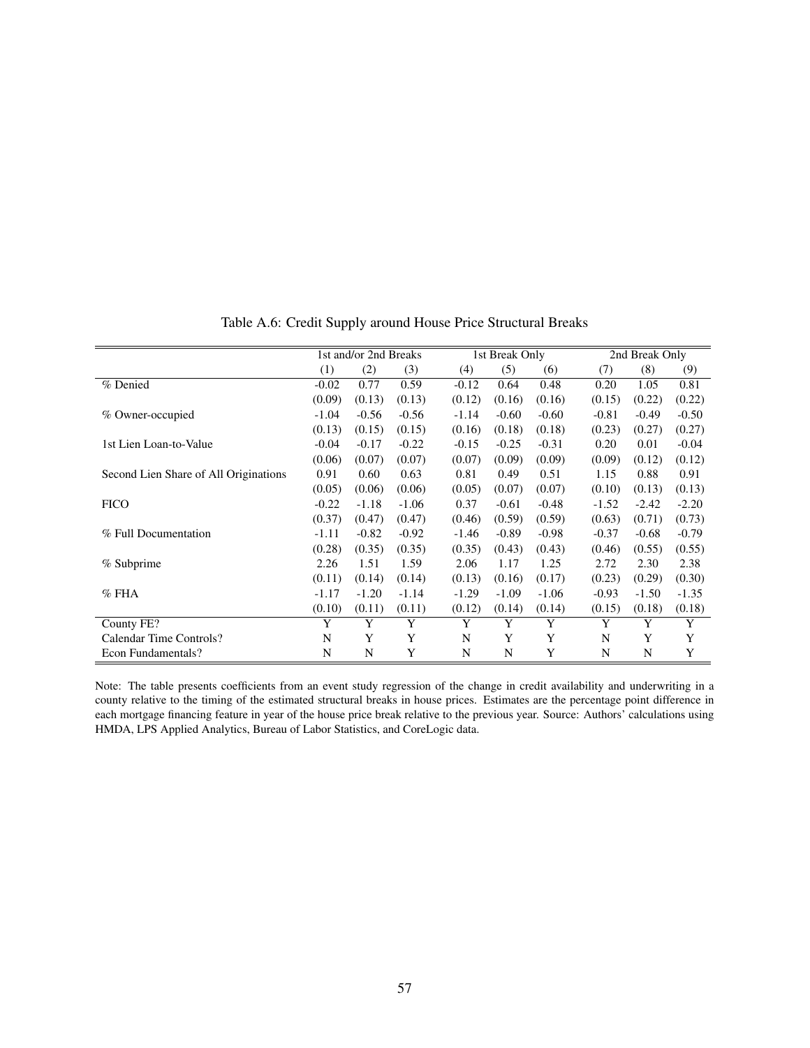Table A.6: Credit Supply around House Price Structural Breaks

| | 1st and/or 2nd Breaks | | | 1st Break Only | | | 2nd Break Only | | |
|---|---|---|---|---|---|---|---|---|---|
| | (1) | (2) | (3) | (4) | (5) | (6) | (7) | (8) | (9) |
| % Denied | -0.02 | 0.77 | 0.59 | -0.12 | 0.64 | 0.48 | 0.20 | 1.05 | 0.81 |
| | (0.09) | (0.13) | (0.13) | (0.12) | (0.16) | (0.16) | (0.15) | (0.22) | (0.22) |
| % Owner-occupied | -1.04 | -0.56 | -0.56 | -1.14 | -0.60 | -0.60 | -0.81 | -0.49 | -0.50 |
| | (0.13) | (0.15) | (0.15) | (0.16) | (0.18) | (0.18) | (0.23) | (0.27) | (0.27) |
| 1st Lien Loan-to-Value | -0.04 | -0.17 | -0.22 | -0.15 | -0.25 | -0.31 | 0.20 | 0.01 | -0.04 |
| | (0.06) | (0.07) | (0.07) | (0.07) | (0.09) | (0.09) | (0.09) | (0.12) | (0.12) |
| Second Lien Share of All Originations | 0.91 | 0.60 | 0.63 | 0.81 | 0.49 | 0.51 | 1.15 | 0.88 | 0.91 |
| | (0.05) | (0.06) | (0.06) | (0.05) | (0.07) | (0.07) | (0.10) | (0.13) | (0.13) |
| FICO | -0.22 | -1.18 | -1.06 | 0.37 | -0.61 | -0.48 | -1.52 | -2.42 | -2.20 |
| | (0.37) | (0.47) | (0.47) | (0.46) | (0.59) | (0.59) | (0.63) | (0.71) | (0.73) |
| % Full Documentation | -1.11 | -0.82 | -0.92 | -1.46 | -0.89 | -0.98 | -0.37 | -0.68 | -0.79 |
| | (0.28) | (0.35) | (0.35) | (0.35) | (0.43) | (0.43) | (0.46) | (0.55) | (0.55) |
| % Subprime | 2.26 | 1.51 | 1.59 | 2.06 | 1.17 | 1.25 | 2.72 | 2.30 | 2.38 |
| | (0.11) | (0.14) | (0.14) | (0.13) | (0.16) | (0.17) | (0.23) | (0.29) | (0.30) |
| % FHA | -1.17 | -1.20 | -1.14 | -1.29 | -1.09 | -1.06 | -0.93 | -1.50 | -1.35 |
| | (0.10) | (0.11) | (0.11) | (0.12) | (0.14) | (0.14) | (0.15) | (0.18) | (0.18) |
| County FE? | Y | Y | Y | Y | Y | Y | Y | Y | Y |
| Calendar Time Controls? | N | Y | Y | N | Y | Y | N | Y | Y |
| Econ Fundamentals? | N | N | Y | N | N | Y | N | N | Y |

Note: The table presents coefficients from an event study regression of the change in credit availability and underwriting in a county relative to the timing of the estimated structural breaks in house prices. Estimates are the percentage point difference in each mortgage financing feature in year of the house price break relative to the previous year. Source: Authors' calculations using HMDA, LPS Applied Analytics, Bureau of Labor Statistics, and CoreLogic data.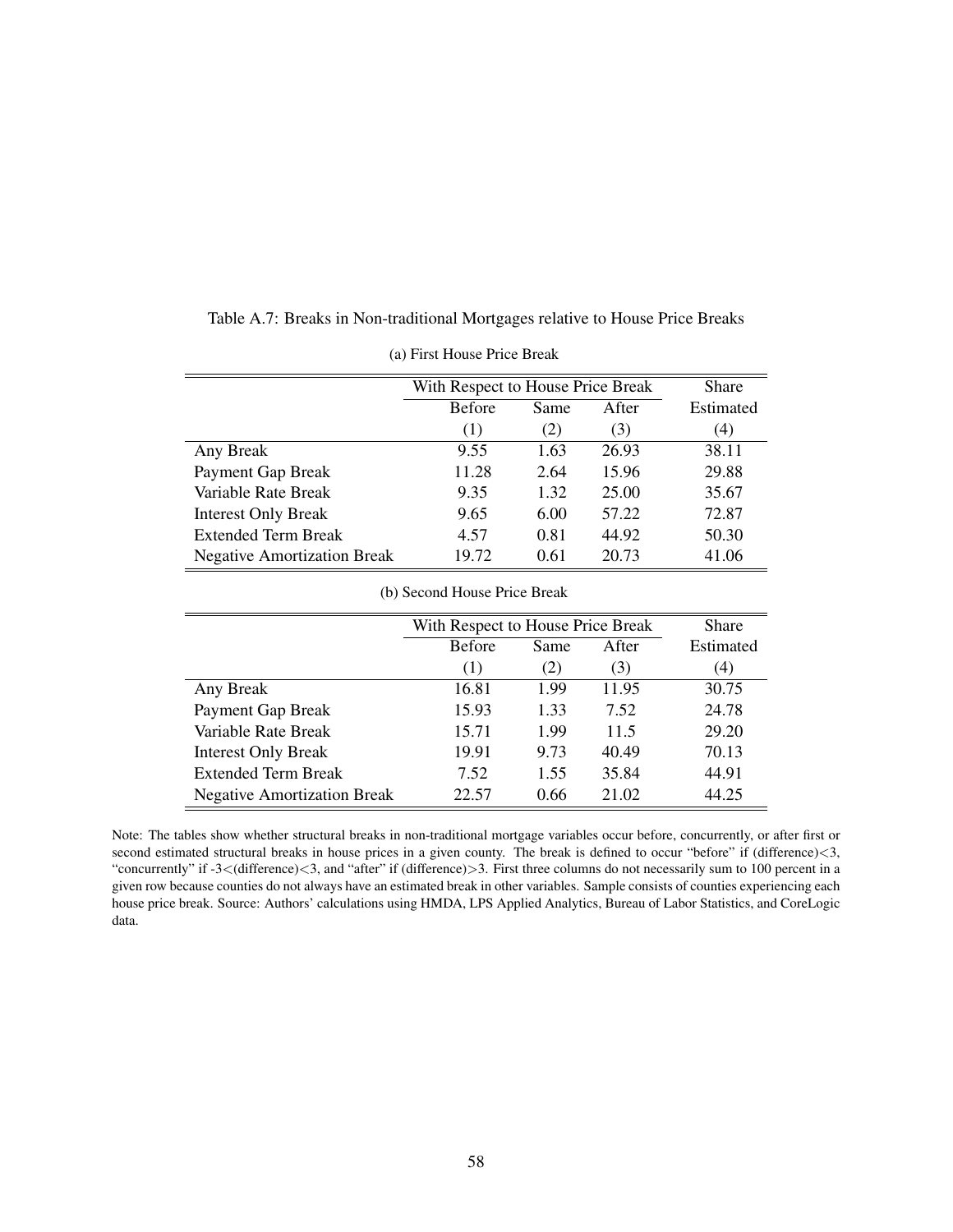Table A.7: Breaks in Non-traditional Mortgages relative to House Price Breaks

(a) First House Price Break

| | With Respect to House Price Break | | | Share |
|---|---|---|---|---|
| | Before | Same | After | Estimated |
| | (1) | (2) | (3) | (4) |
| Any Break | 9.55 | 1.63 | 26.93 | 38.11 |
| Payment Gap Break | 11.28 | 2.64 | 15.96 | 29.88 |
| Variable Rate Break | 9.35 | 1.32 | 25.00 | 35.67 |
| Interest Only Break | 9.65 | 6.00 | 57.22 | 72.87 |
| Extended Term Break | 4.57 | 0.81 | 44.92 | 50.30 |
| Negative Amortization Break | 19.72 | 0.61 | 20.73 | 41.06 |

(b) Second House Price Break

| | With Respect to House Price Break | | | Share |
|---|---|---|---|---|
| | Before | Same | After | Estimated |
| | (1) | (2) | (3) | (4) |
| Any Break | 16.81 | 1.99 | 11.95 | 30.75 |
| Payment Gap Break | 15.93 | 1.33 | 7.52 | 24.78 |
| Variable Rate Break | 15.71 | 1.99 | 11.5 | 29.20 |
| Interest Only Break | 19.91 | 9.73 | 40.49 | 70.13 |
| Extended Term Break | 7.52 | 1.55 | 35.84 | 44.91 |
| Negative Amortization Break | 22.57 | 0.66 | 21.02 | 44.25 |

Note: The tables show whether structural breaks in non-traditional mortgage variables occur before, concurrently, or after first or second estimated structural breaks in house prices in a given county. The break is defined to occur "before" if (difference)<3, "concurrently" if -3<(difference)<3, and "after" if (difference)>3. First three columns do not necessarily sum to 100 percent in a given row because counties do not always have an estimated break in other variables. Sample consists of counties experiencing each house price break. Source: Authors' calculations using HMDA, LPS Applied Analytics, Bureau of Labor Statistics, and CoreLogic data.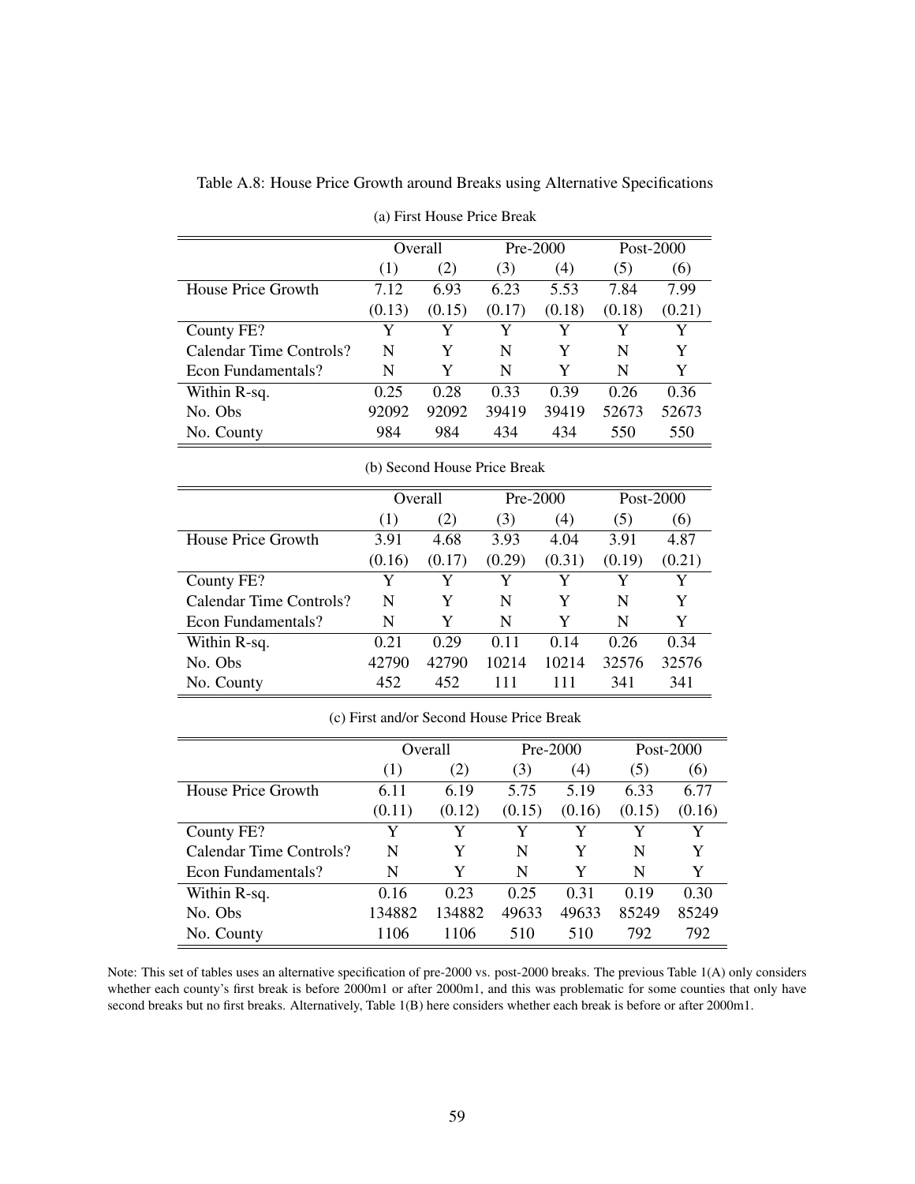Table A.8: House Price Growth around Breaks using Alternative Specifications

(a) First House Price Break

| | Overall | | Pre-2000 | | Post-2000 | |
|---|---|---|---|---|---|---|
| | (1) | (2) | (3) | (4) | (5) | (6) |
| House Price Growth | 7.12 | 6.93 | 6.23 | 5.53 | 7.84 | 7.99 |
| | (0.13) | (0.15) | (0.17) | (0.18) | (0.18) | (0.21) |
| County FE? | Y | Y | Y | Y | Y | Y |
| Calendar Time Controls? | N | Y | N | Y | N | Y |
| Econ Fundamentals? | N | Y | N | Y | N | Y |
| Within R-sq. | 0.25 | 0.28 | 0.33 | 0.39 | 0.26 | 0.36 |
| No. Obs | 92092 | 92092 | 39419 | 39419 | 52673 | 52673 |
| No. County | 984 | 984 | 434 | 434 | 550 | 550 |

(b) Second House Price Break

| | Overall | | Pre-2000 | | Post-2000 | |
|---|---|---|---|---|---|---|
| | (1) | (2) | (3) | (4) | (5) | (6) |
| House Price Growth | 3.91 | 4.68 | 3.93 | 4.04 | 3.91 | 4.87 |
| | (0.16) | (0.17) | (0.29) | (0.31) | (0.19) | (0.21) |
| County FE? | Y | Y | Y | Y | Y | Y |
| Calendar Time Controls? | N | Y | N | Y | N | Y |
| Econ Fundamentals? | N | Y | N | Y | N | Y |
| Within R-sq. | 0.21 | 0.29 | 0.11 | 0.14 | 0.26 | 0.34 |
| No. Obs | 42790 | 42790 | 10214 | 10214 | 32576 | 32576 |
| No. County | 452 | 452 | 111 | 111 | 341 | 341 |

(c) First and/or Second House Price Break

| | Overall | | Pre-2000 | | Post-2000 | |
|---|---|---|---|---|---|---|
| | (1) | (2) | (3) | (4) | (5) | (6) |
| House Price Growth | 6.11 | 6.19 | 5.75 | 5.19 | 6.33 | 6.77 |
| | (0.11) | (0.12) | (0.15) | (0.16) | (0.15) | (0.16) |
| County FE? | Y | Y | Y | Y | Y | Y |
| Calendar Time Controls? | N | Y | N | Y | N | Y |
| Econ Fundamentals? | N | Y | N | Y | N | Y |
| Within R-sq. | 0.16 | 0.23 | 0.25 | 0.31 | 0.19 | 0.30 |
| No. Obs | 134882 | 134882 | 49633 | 49633 | 85249 | 85249 |
| No. County | 1106 | 1106 | 510 | 510 | 792 | 792 |

Note: This set of tables uses an alternative specification of pre-2000 vs. post-2000 breaks. The previous Table 1(A) only considers whether each county's first break is before 2000m1 or after 2000m1, and this was problematic for some counties that only have second breaks but no first breaks. Alternatively, Table 1(B) here considers whether each break is before or after 2000m1.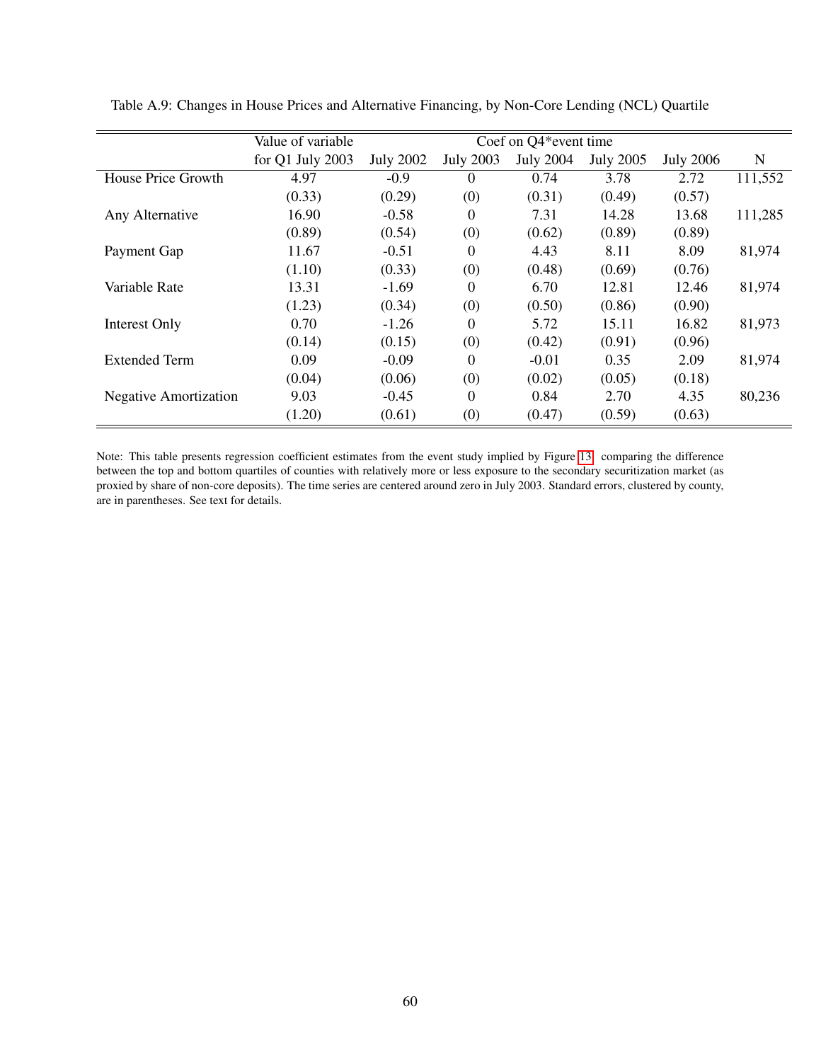Table A.9: Changes in House Prices and Alternative Financing, by Non-Core Lending (NCL) Quartile

| | Value of variable | Coef on Q4*event time | | | | | |
|---|---|---|---|---|---|---|---|
| | for Q1 July 2003 | July 2002 | July 2003 | July 2004 | July 2005 | July 2006 | N |
| House Price Growth | 4.97 | -0.9 | 0 | 0.74 | 3.78 | 2.72 | 111,552 |
| | (0.33) | (0.29) | (0) | (0.31) | (0.49) | (0.57) | |
| Any Alternative | 16.90 | -0.58 | 0 | 7.31 | 14.28 | 13.68 | 111,285 |
| | (0.89) | (0.54) | (0) | (0.62) | (0.89) | (0.89) | |
| Payment Gap | 11.67 | -0.51 | 0 | 4.43 | 8.11 | 8.09 | 81,974 |
| | (1.10) | (0.33) | (0) | (0.48) | (0.69) | (0.76) | |
| Variable Rate | 13.31 | -1.69 | 0 | 6.70 | 12.81 | 12.46 | 81,974 |
| | (1.23) | (0.34) | (0) | (0.50) | (0.86) | (0.90) | |
| Interest Only | 0.70 | -1.26 | 0 | 5.72 | 15.11 | 16.82 | 81,973 |
| | (0.14) | (0.15) | (0) | (0.42) | (0.91) | (0.96) | |
| Extended Term | 0.09 | -0.09 | 0 | -0.01 | 0.35 | 2.09 | 81,974 |
| | (0.04) | (0.06) | (0) | (0.02) | (0.05) | (0.18) | |
| Negative Amortization | 9.03 | -0.45 | 0 | 0.84 | 2.70 | 4.35 | 80,236 |
| | (1.20) | (0.61) | (0) | (0.47) | (0.59) | (0.63) | |

Note: This table presents regression coefficient estimates from the event study implied by Figure 13, comparing the difference between the top and bottom quartiles of counties with relatively more or less exposure to the secondary securitization market (as proxied by share of non-core deposits). The time series are centered around zero in July 2003. Standard errors, clustered by county, are in parentheses. See text for details.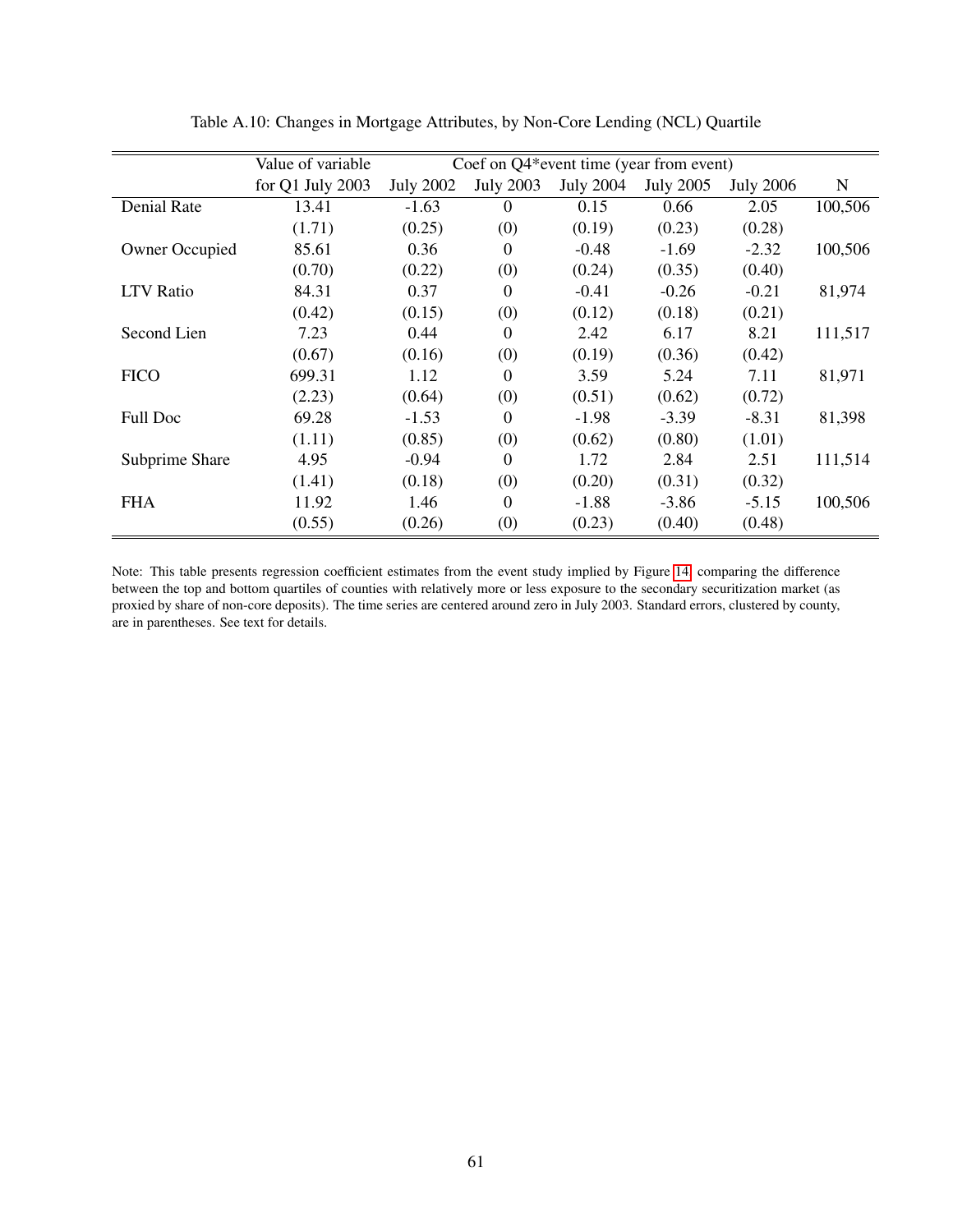Table A.10: Changes in Mortgage Attributes, by Non-Core Lending (NCL) Quartile

| | Value of variable | Coef on Q4*event time (year from event) | | | | | |
|---|---|---|---|---|---|---|---|
| | for Q1 July 2003 | July 2002 | July 2003 | July 2004 | July 2005 | July 2006 | N |
| Denial Rate | 13.41 | -1.63 | 0 | 0.15 | 0.66 | 2.05 | 100,506 |
| | (1.71) | (0.25) | (0) | (0.19) | (0.23) | (0.28) | |
| Owner Occupied | 85.61 | 0.36 | 0 | -0.48 | -1.69 | -2.32 | 100,506 |
| | (0.70) | (0.22) | (0) | (0.24) | (0.35) | (0.40) | |
| LTV Ratio | 84.31 | 0.37 | 0 | -0.41 | -0.26 | -0.21 | 81,974 |
| | (0.42) | (0.15) | (0) | (0.12) | (0.18) | (0.21) | |
| Second Lien | 7.23 | 0.44 | 0 | 2.42 | 6.17 | 8.21 | 111,517 |
| | (0.67) | (0.16) | (0) | (0.19) | (0.36) | (0.42) | |
| FICO | 699.31 | 1.12 | 0 | 3.59 | 5.24 | 7.11 | 81,971 |
| | (2.23) | (0.64) | (0) | (0.51) | (0.62) | (0.72) | |
| Full Doc | 69.28 | -1.53 | 0 | -1.98 | -3.39 | -8.31 | 81,398 |
| | (1.11) | (0.85) | (0) | (0.62) | (0.80) | (1.01) | |
| Subprime Share | 4.95 | -0.94 | 0 | 1.72 | 2.84 | 2.51 | 111,514 |
| | (1.41) | (0.18) | (0) | (0.20) | (0.31) | (0.32) | |
| FHA | 11.92 | 1.46 | 0 | -1.88 | -3.86 | -5.15 | 100,506 |
| | (0.55) | (0.26) | (0) | (0.23) | (0.40) | (0.48) | |

Note: This table presents regression coefficient estimates from the event study implied by Figure 14, comparing the difference between the top and bottom quartiles of counties with relatively more or less exposure to the secondary securitization market (as proxied by share of non-core deposits). The time series are centered around zero in July 2003. Standard errors, clustered by county, are in parentheses. See text for details.